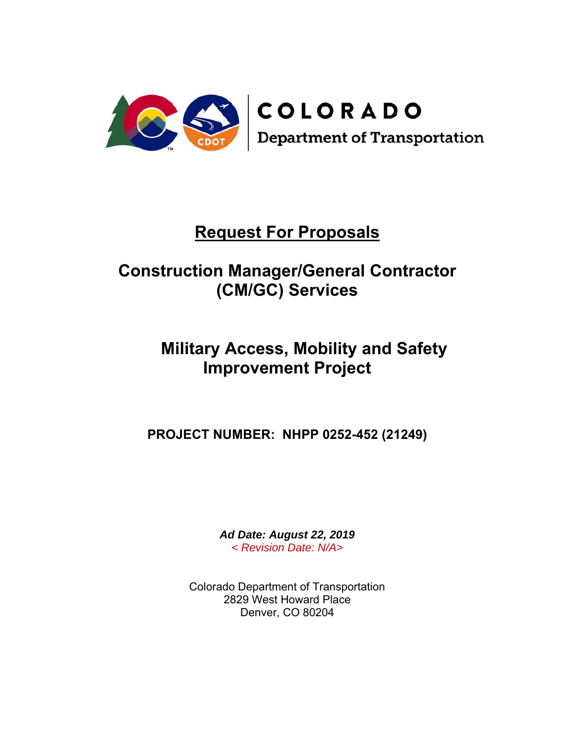COLORADO

Department of Transportation

# Request For Proposals

## Construction Manager/General Contractor (CM/GC) Services

## Military Access, Mobility and Safety Improvement Project

**PROJECT NUMBER: NHPP 0252-452 (21249)**

***Ad Date: August 22, 2019***

*< Revision Date: N/A>*

Colorado Department of Transportation
2829 West Howard Place
Denver, CO 80204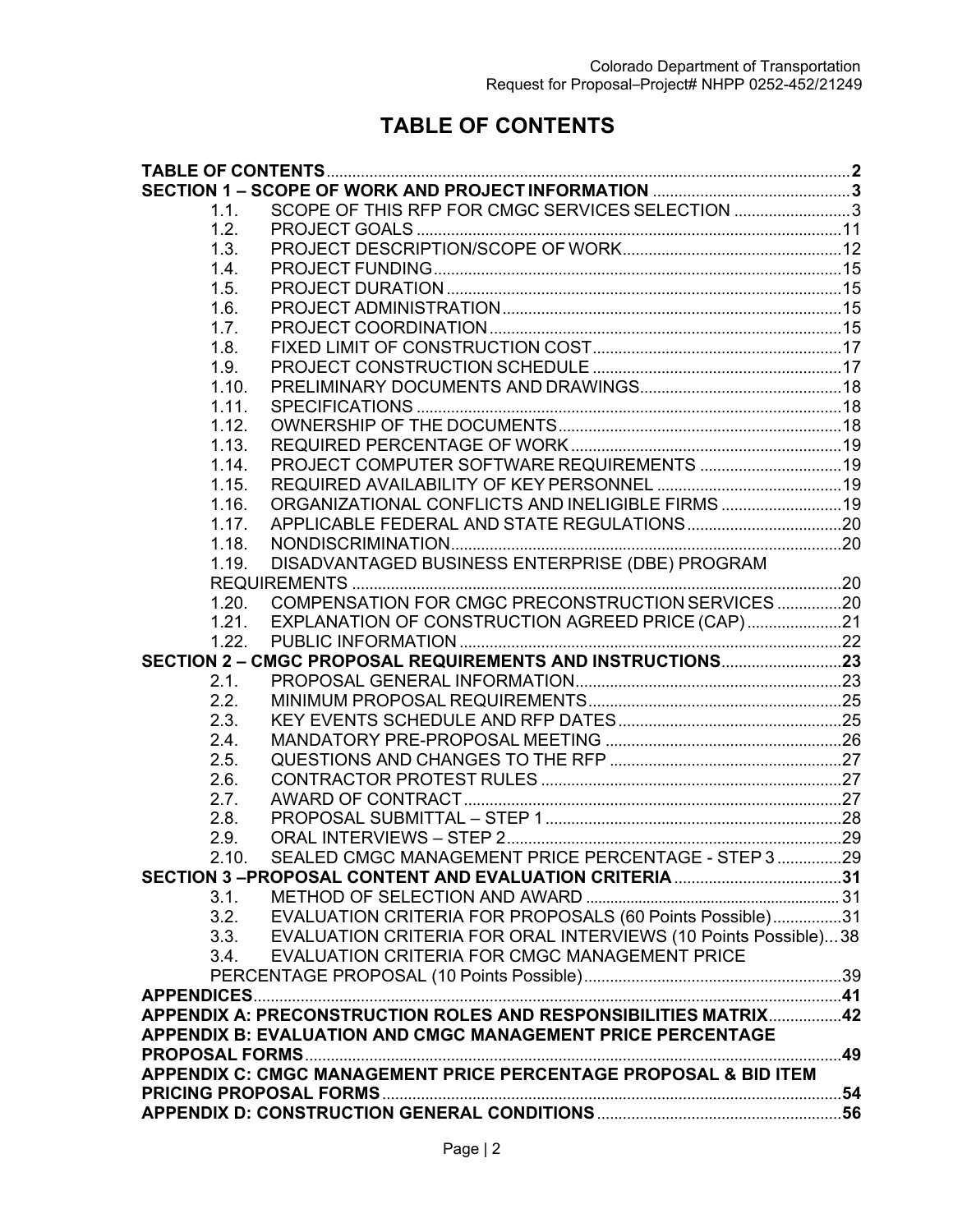# TABLE OF CONTENTS

**TABLE OF CONTENTS** ... **2**

**SECTION 1 – SCOPE OF WORK AND PROJECT INFORMATION** ... **3**

- 1.1. SCOPE OF THIS RFP FOR CMGC SERVICES SELECTION ... 3
- 1.2. PROJECT GOALS ... 11
- 1.3. PROJECT DESCRIPTION/SCOPE OF WORK ... 12
- 1.4. PROJECT FUNDING ... 15
- 1.5. PROJECT DURATION ... 15
- 1.6. PROJECT ADMINISTRATION ... 15
- 1.7. PROJECT COORDINATION ... 15
- 1.8. FIXED LIMIT OF CONSTRUCTION COST ... 17
- 1.9. PROJECT CONSTRUCTION SCHEDULE ... 17
- 1.10. PRELIMINARY DOCUMENTS AND DRAWINGS ... 18
- 1.11. SPECIFICATIONS ... 18
- 1.12. OWNERSHIP OF THE DOCUMENTS ... 18
- 1.13. REQUIRED PERCENTAGE OF WORK ... 19
- 1.14. PROJECT COMPUTER SOFTWARE REQUIREMENTS ... 19
- 1.15. REQUIRED AVAILABILITY OF KEY PERSONNEL ... 19
- 1.16. ORGANIZATIONAL CONFLICTS AND INELIGIBLE FIRMS ... 19
- 1.17. APPLICABLE FEDERAL AND STATE REGULATIONS ... 20
- 1.18. NONDISCRIMINATION ... 20
- 1.19. DISADVANTAGED BUSINESS ENTERPRISE (DBE) PROGRAM REQUIREMENTS ... 20
- 1.20. COMPENSATION FOR CMGC PRECONSTRUCTION SERVICES ... 20
- 1.21. EXPLANATION OF CONSTRUCTION AGREED PRICE (CAP) ... 21
- 1.22. PUBLIC INFORMATION ... 22

**SECTION 2 – CMGC PROPOSAL REQUIREMENTS AND INSTRUCTIONS** ... **23**

- 2.1. PROPOSAL GENERAL INFORMATION ... 23
- 2.2. MINIMUM PROPOSAL REQUIREMENTS ... 25
- 2.3. KEY EVENTS SCHEDULE AND RFP DATES ... 25
- 2.4. MANDATORY PRE-PROPOSAL MEETING ... 26
- 2.5. QUESTIONS AND CHANGES TO THE RFP ... 27
- 2.6. CONTRACTOR PROTEST RULES ... 27
- 2.7. AWARD OF CONTRACT ... 27
- 2.8. PROPOSAL SUBMITTAL – STEP 1 ... 28
- 2.9. ORAL INTERVIEWS – STEP 2 ... 29
- 2.10. SEALED CMGC MANAGEMENT PRICE PERCENTAGE - STEP 3 ... 29

**SECTION 3 –PROPOSAL CONTENT AND EVALUATION CRITERIA** ... **31**

- 3.1. METHOD OF SELECTION AND AWARD ... 31
- 3.2. EVALUATION CRITERIA FOR PROPOSALS (60 Points Possible) ... 31
- 3.3. EVALUATION CRITERIA FOR ORAL INTERVIEWS (10 Points Possible) ... 38
- 3.4. EVALUATION CRITERIA FOR CMGC MANAGEMENT PRICE PERCENTAGE PROPOSAL (10 Points Possible) ... 39

**APPENDICES** ... **41**

**APPENDIX A: PRECONSTRUCTION ROLES AND RESPONSIBILITIES MATRIX** ... **42**

**APPENDIX B: EVALUATION AND CMGC MANAGEMENT PRICE PERCENTAGE PROPOSAL FORMS** ... **49**

**APPENDIX C: CMGC MANAGEMENT PRICE PERCENTAGE PROPOSAL & BID ITEM PRICING PROPOSAL FORMS** ... **54**

**APPENDIX D: CONSTRUCTION GENERAL CONDITIONS** ... **56**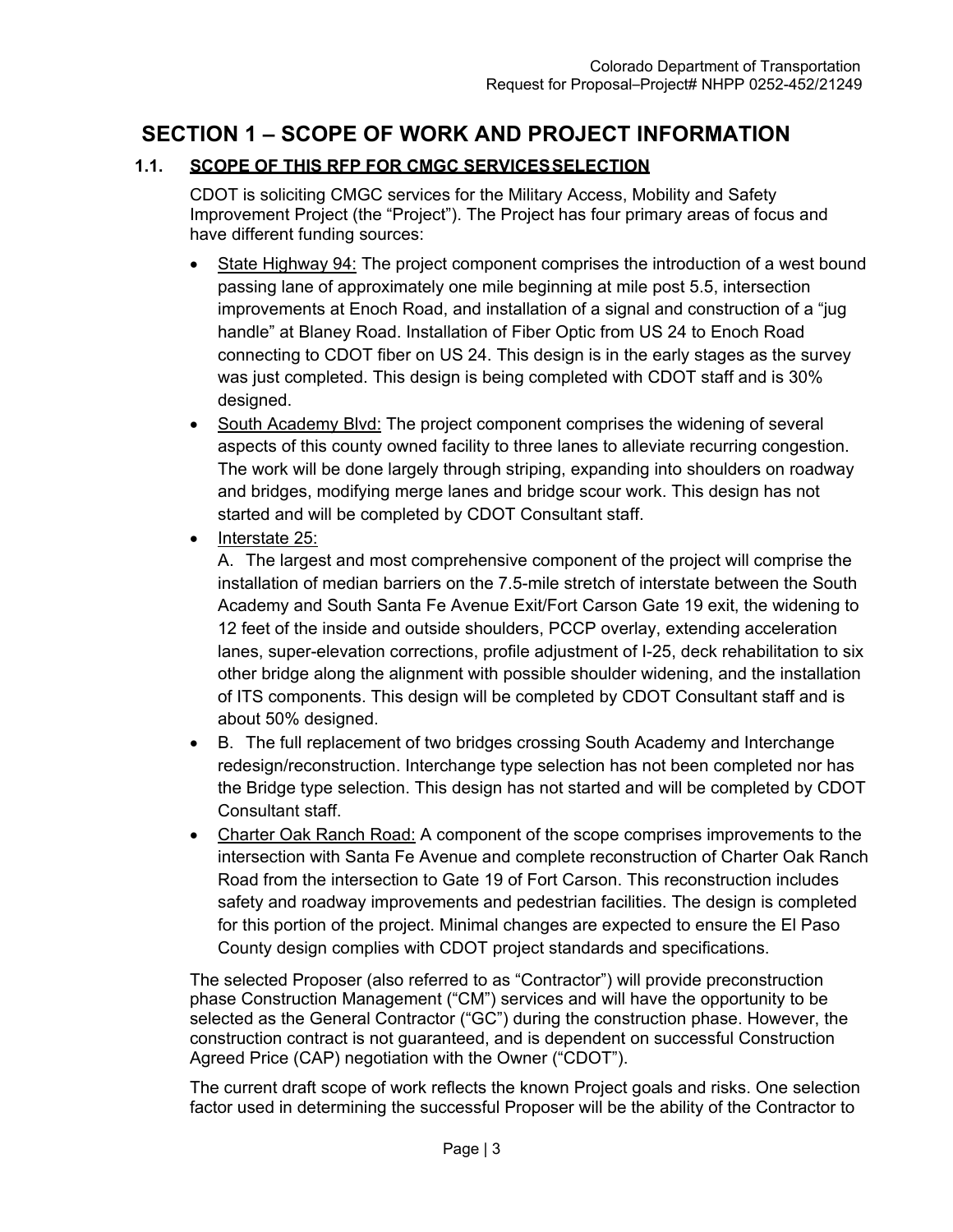# SECTION 1 – SCOPE OF WORK AND PROJECT INFORMATION

## 1.1. SCOPE OF THIS RFP FOR CMGC SERVICES SELECTION

CDOT is soliciting CMGC services for the Military Access, Mobility and Safety Improvement Project (the "Project"). The Project has four primary areas of focus and have different funding sources:

- State Highway 94: The project component comprises the introduction of a west bound passing lane of approximately one mile beginning at mile post 5.5, intersection improvements at Enoch Road, and installation of a signal and construction of a "jug handle" at Blaney Road. Installation of Fiber Optic from US 24 to Enoch Road connecting to CDOT fiber on US 24. This design is in the early stages as the survey was just completed. This design is being completed with CDOT staff and is 30% designed.
- South Academy Blvd: The project component comprises the widening of several aspects of this county owned facility to three lanes to alleviate recurring congestion. The work will be done largely through striping, expanding into shoulders on roadway and bridges, modifying merge lanes and bridge scour work. This design has not started and will be completed by CDOT Consultant staff.
- Interstate 25:

  A. The largest and most comprehensive component of the project will comprise the installation of median barriers on the 7.5-mile stretch of interstate between the South Academy and South Santa Fe Avenue Exit/Fort Carson Gate 19 exit, the widening to 12 feet of the inside and outside shoulders, PCCP overlay, extending acceleration lanes, super-elevation corrections, profile adjustment of I-25, deck rehabilitation to six other bridge along the alignment with possible shoulder widening, and the installation of ITS components. This design will be completed by CDOT Consultant staff and is about 50% designed.
- B. The full replacement of two bridges crossing South Academy and Interchange redesign/reconstruction. Interchange type selection has not been completed nor has the Bridge type selection. This design has not started and will be completed by CDOT Consultant staff.
- Charter Oak Ranch Road: A component of the scope comprises improvements to the intersection with Santa Fe Avenue and complete reconstruction of Charter Oak Ranch Road from the intersection to Gate 19 of Fort Carson. This reconstruction includes safety and roadway improvements and pedestrian facilities. The design is completed for this portion of the project. Minimal changes are expected to ensure the El Paso County design complies with CDOT project standards and specifications.

The selected Proposer (also referred to as "Contractor") will provide preconstruction phase Construction Management ("CM") services and will have the opportunity to be selected as the General Contractor ("GC") during the construction phase. However, the construction contract is not guaranteed, and is dependent on successful Construction Agreed Price (CAP) negotiation with the Owner ("CDOT").

The current draft scope of work reflects the known Project goals and risks. One selection factor used in determining the successful Proposer will be the ability of the Contractor to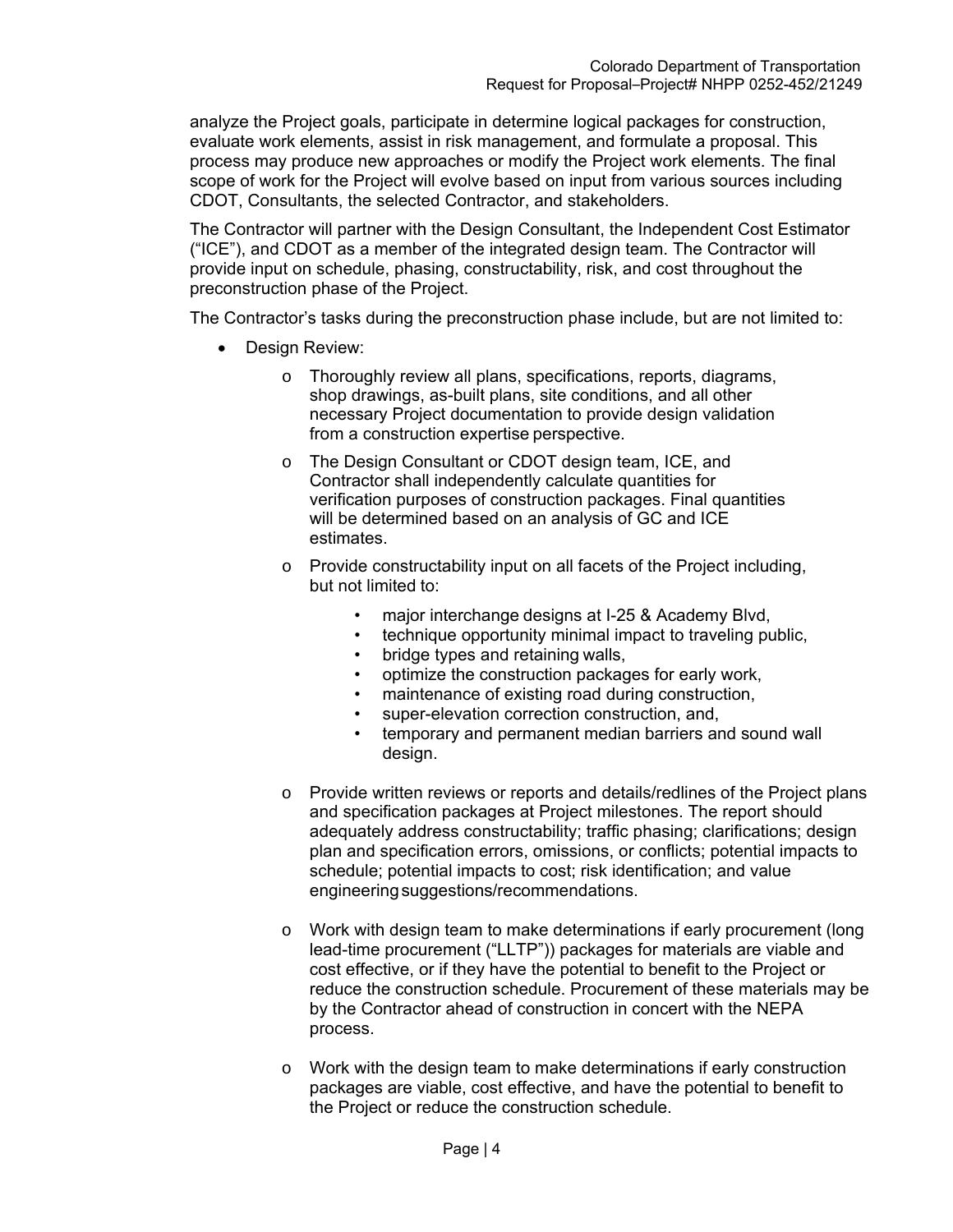analyze the Project goals, participate in determine logical packages for construction, evaluate work elements, assist in risk management, and formulate a proposal. This process may produce new approaches or modify the Project work elements. The final scope of work for the Project will evolve based on input from various sources including CDOT, Consultants, the selected Contractor, and stakeholders.

The Contractor will partner with the Design Consultant, the Independent Cost Estimator ("ICE"), and CDOT as a member of the integrated design team. The Contractor will provide input on schedule, phasing, constructability, risk, and cost throughout the preconstruction phase of the Project.

The Contractor's tasks during the preconstruction phase include, but are not limited to:

- Design Review:
  - Thoroughly review all plans, specifications, reports, diagrams, shop drawings, as-built plans, site conditions, and all other necessary Project documentation to provide design validation from a construction expertise perspective.
  - The Design Consultant or CDOT design team, ICE, and Contractor shall independently calculate quantities for verification purposes of construction packages. Final quantities will be determined based on an analysis of GC and ICE estimates.
  - Provide constructability input on all facets of the Project including, but not limited to:
    - major interchange designs at I-25 & Academy Blvd,
    - technique opportunity minimal impact to traveling public,
    - bridge types and retaining walls,
    - optimize the construction packages for early work,
    - maintenance of existing road during construction,
    - super-elevation correction construction, and,
    - temporary and permanent median barriers and sound wall design.
  - Provide written reviews or reports and details/redlines of the Project plans and specification packages at Project milestones. The report should adequately address constructability; traffic phasing; clarifications; design plan and specification errors, omissions, or conflicts; potential impacts to schedule; potential impacts to cost; risk identification; and value engineering suggestions/recommendations.
  - Work with design team to make determinations if early procurement (long lead-time procurement ("LLTP")) packages for materials are viable and cost effective, or if they have the potential to benefit to the Project or reduce the construction schedule. Procurement of these materials may be by the Contractor ahead of construction in concert with the NEPA process.
  - Work with the design team to make determinations if early construction packages are viable, cost effective, and have the potential to benefit to the Project or reduce the construction schedule.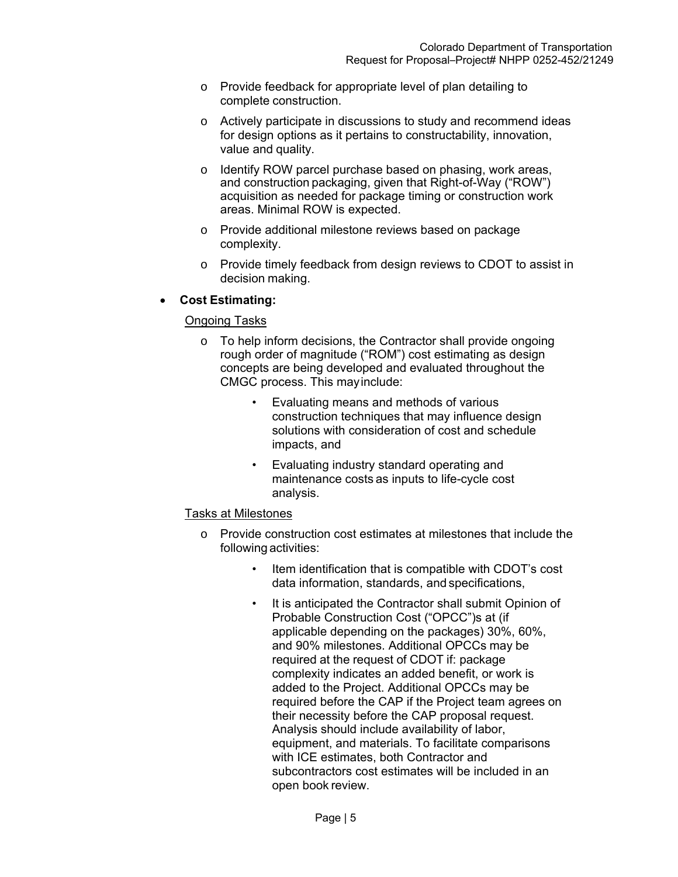- Provide feedback for appropriate level of plan detailing to complete construction.
  - Actively participate in discussions to study and recommend ideas for design options as it pertains to constructability, innovation, value and quality.
  - Identify ROW parcel purchase based on phasing, work areas, and construction packaging, given that Right-of-Way ("ROW") acquisition as needed for package timing or construction work areas. Minimal ROW is expected.
  - Provide additional milestone reviews based on package complexity.
  - Provide timely feedback from design reviews to CDOT to assist in decision making.

- **Cost Estimating:**

  <u>Ongoing Tasks</u>

  - To help inform decisions, the Contractor shall provide ongoing rough order of magnitude ("ROM") cost estimating as design concepts are being developed and evaluated throughout the CMGC process. This may include:
    - Evaluating means and methods of various construction techniques that may influence design solutions with consideration of cost and schedule impacts, and
    - Evaluating industry standard operating and maintenance costs as inputs to life-cycle cost analysis.

  <u>Tasks at Milestones</u>

  - Provide construction cost estimates at milestones that include the following activities:
    - Item identification that is compatible with CDOT's cost data information, standards, and specifications,
    - It is anticipated the Contractor shall submit Opinion of Probable Construction Cost ("OPCC")s at (if applicable depending on the packages) 30%, 60%, and 90% milestones. Additional OPCCs may be required at the request of CDOT if: package complexity indicates an added benefit, or work is added to the Project. Additional OPCCs may be required before the CAP if the Project team agrees on their necessity before the CAP proposal request. Analysis should include availability of labor, equipment, and materials. To facilitate comparisons with ICE estimates, both Contractor and subcontractors cost estimates will be included in an open book review.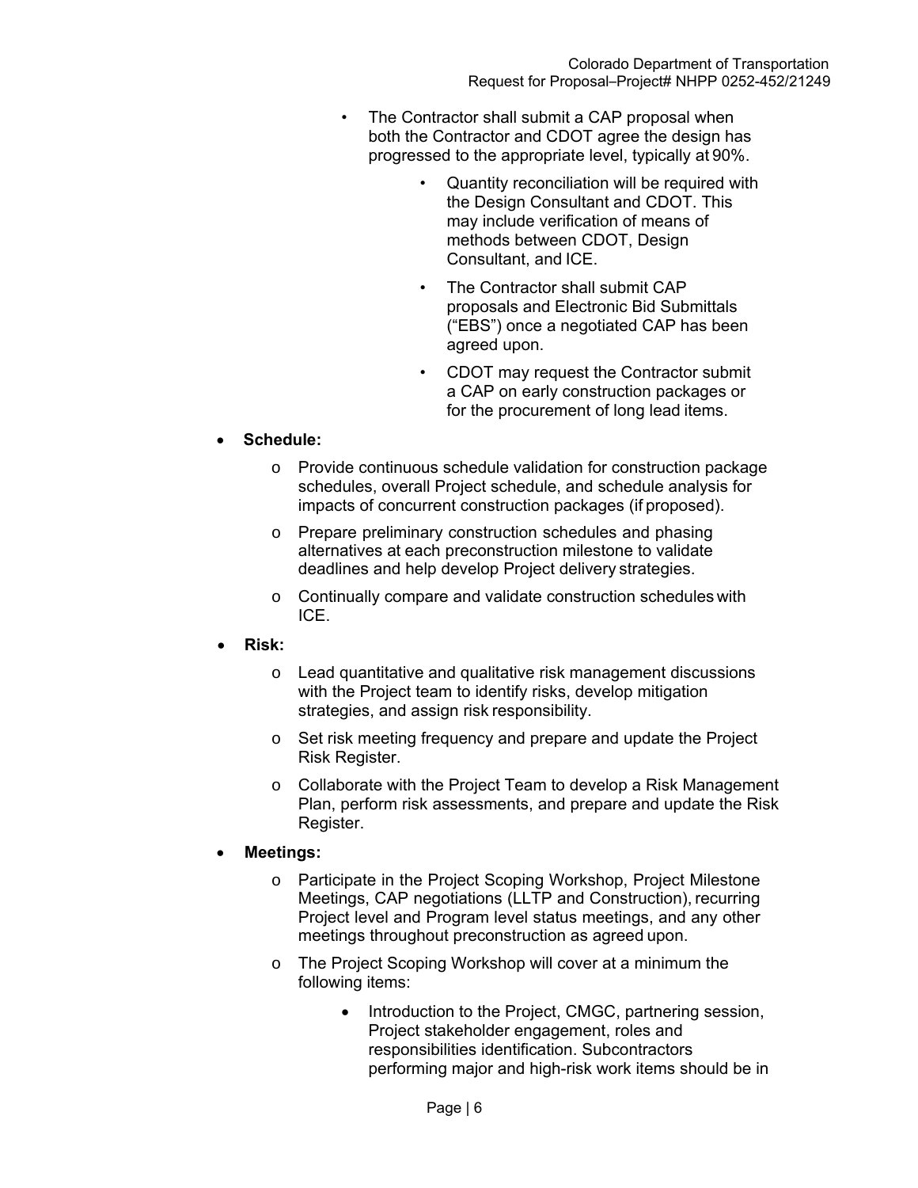- The Contractor shall submit a CAP proposal when both the Contractor and CDOT agree the design has progressed to the appropriate level, typically at 90%.
  - Quantity reconciliation will be required with the Design Consultant and CDOT. This may include verification of means of methods between CDOT, Design Consultant, and ICE.
  - The Contractor shall submit CAP proposals and Electronic Bid Submittals ("EBS") once a negotiated CAP has been agreed upon.
  - CDOT may request the Contractor submit a CAP on early construction packages or for the procurement of long lead items.

- **Schedule:**
  - Provide continuous schedule validation for construction package schedules, overall Project schedule, and schedule analysis for impacts of concurrent construction packages (if proposed).
  - Prepare preliminary construction schedules and phasing alternatives at each preconstruction milestone to validate deadlines and help develop Project delivery strategies.
  - Continually compare and validate construction schedules with ICE.

- **Risk:**
  - Lead quantitative and qualitative risk management discussions with the Project team to identify risks, develop mitigation strategies, and assign risk responsibility.
  - Set risk meeting frequency and prepare and update the Project Risk Register.
  - Collaborate with the Project Team to develop a Risk Management Plan, perform risk assessments, and prepare and update the Risk Register.

- **Meetings:**
  - Participate in the Project Scoping Workshop, Project Milestone Meetings, CAP negotiations (LLTP and Construction), recurring Project level and Program level status meetings, and any other meetings throughout preconstruction as agreed upon.
  - The Project Scoping Workshop will cover at a minimum the following items:
    - Introduction to the Project, CMGC, partnering session, Project stakeholder engagement, roles and responsibilities identification. Subcontractors performing major and high-risk work items should be in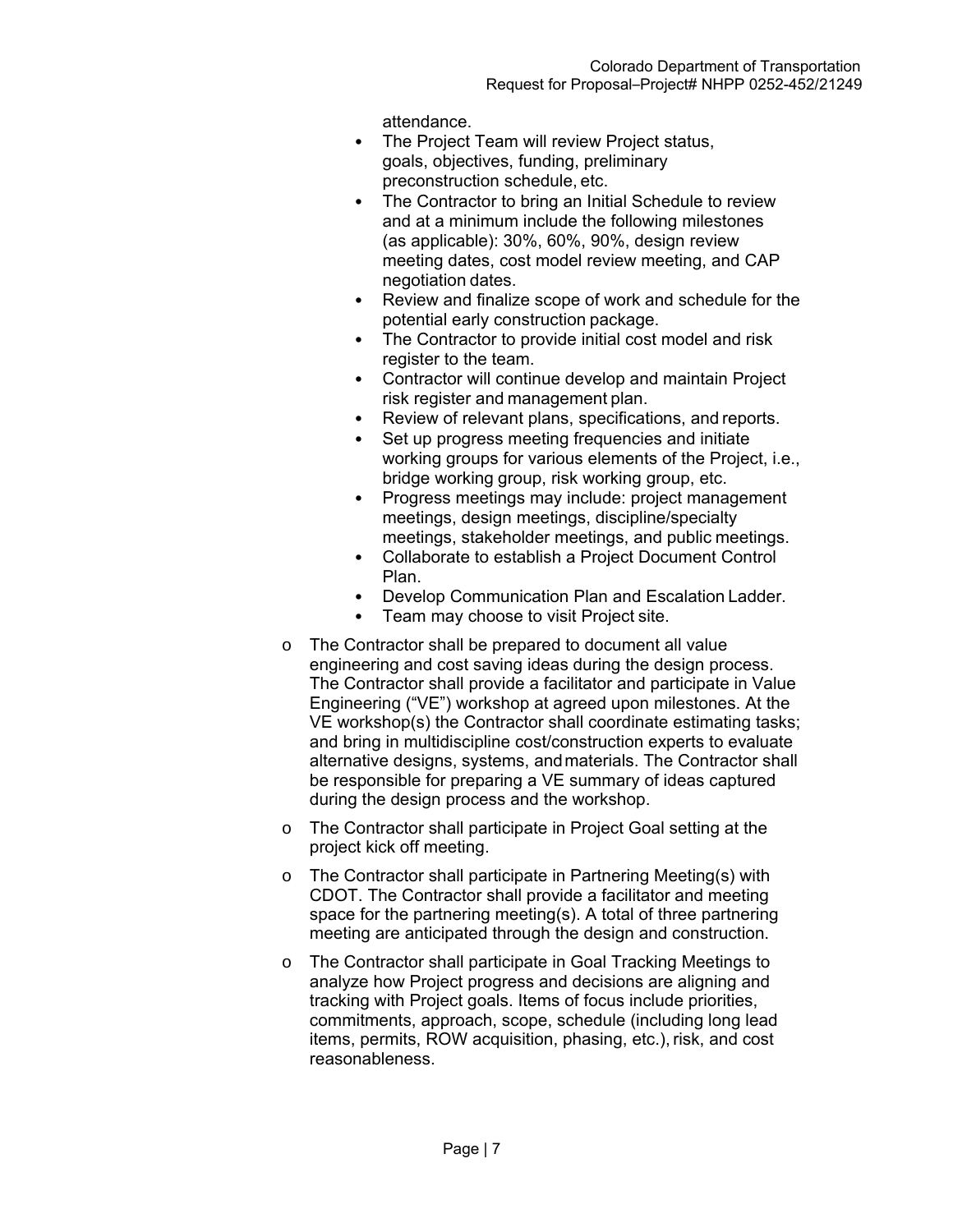attendance.

- The Project Team will review Project status, goals, objectives, funding, preliminary preconstruction schedule, etc.
- The Contractor to bring an Initial Schedule to review and at a minimum include the following milestones (as applicable): 30%, 60%, 90%, design review meeting dates, cost model review meeting, and CAP negotiation dates.
- Review and finalize scope of work and schedule for the potential early construction package.
- The Contractor to provide initial cost model and risk register to the team.
- Contractor will continue develop and maintain Project risk register and management plan.
- Review of relevant plans, specifications, and reports.
- Set up progress meeting frequencies and initiate working groups for various elements of the Project, i.e., bridge working group, risk working group, etc.
- Progress meetings may include: project management meetings, design meetings, discipline/specialty meetings, stakeholder meetings, and public meetings.
- Collaborate to establish a Project Document Control Plan.
- Develop Communication Plan and Escalation Ladder.
- Team may choose to visit Project site.

- The Contractor shall be prepared to document all value engineering and cost saving ideas during the design process. The Contractor shall provide a facilitator and participate in Value Engineering ("VE") workshop at agreed upon milestones. At the VE workshop(s) the Contractor shall coordinate estimating tasks; and bring in multidiscipline cost/construction experts to evaluate alternative designs, systems, and materials. The Contractor shall be responsible for preparing a VE summary of ideas captured during the design process and the workshop.

- The Contractor shall participate in Project Goal setting at the project kick off meeting.

- The Contractor shall participate in Partnering Meeting(s) with CDOT. The Contractor shall provide a facilitator and meeting space for the partnering meeting(s). A total of three partnering meeting are anticipated through the design and construction.

- The Contractor shall participate in Goal Tracking Meetings to analyze how Project progress and decisions are aligning and tracking with Project goals. Items of focus include priorities, commitments, approach, scope, schedule (including long lead items, permits, ROW acquisition, phasing, etc.), risk, and cost reasonableness.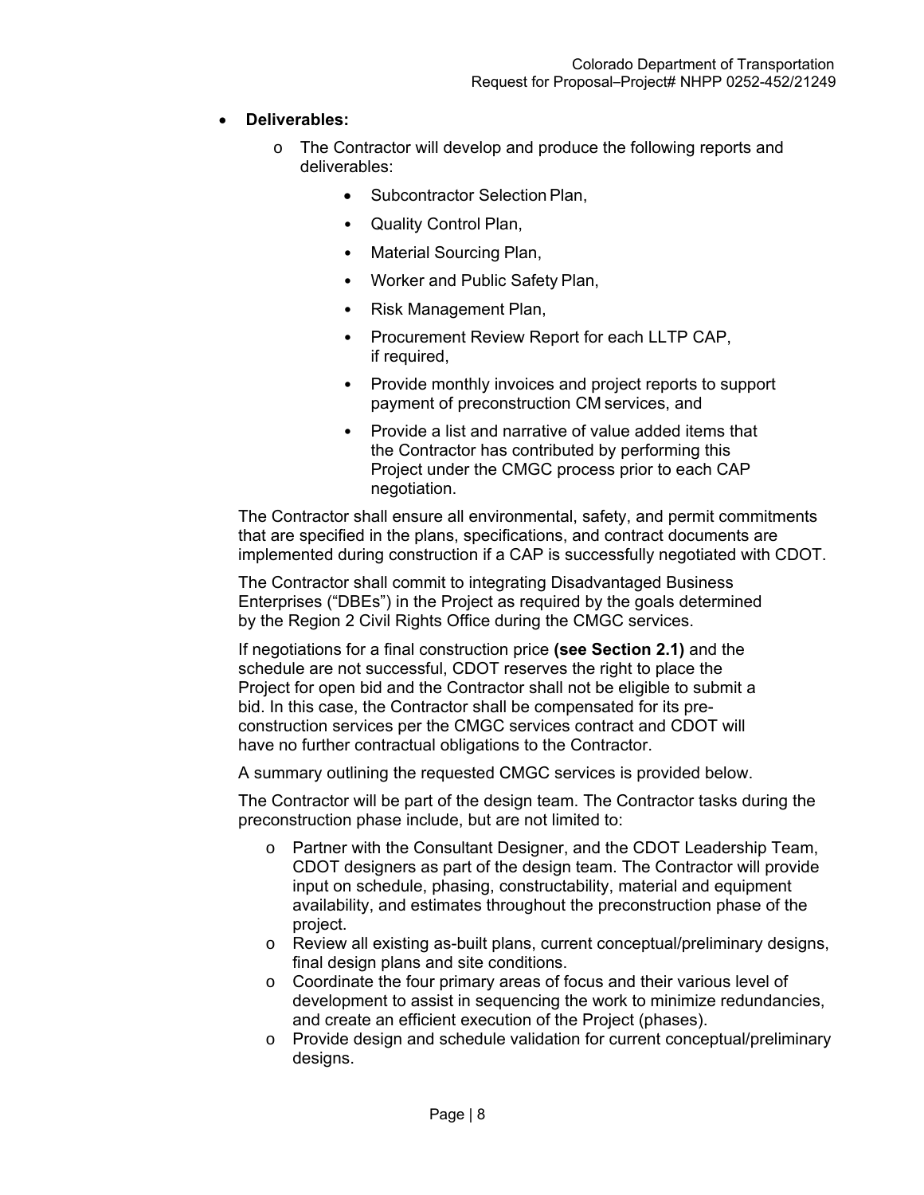- **Deliverables:**
  - The Contractor will develop and produce the following reports and deliverables:
    - Subcontractor Selection Plan,
    - Quality Control Plan,
    - Material Sourcing Plan,
    - Worker and Public Safety Plan,
    - Risk Management Plan,
    - Procurement Review Report for each LLTP CAP, if required,
    - Provide monthly invoices and project reports to support payment of preconstruction CM services, and
    - Provide a list and narrative of value added items that the Contractor has contributed by performing this Project under the CMGC process prior to each CAP negotiation.

The Contractor shall ensure all environmental, safety, and permit commitments that are specified in the plans, specifications, and contract documents are implemented during construction if a CAP is successfully negotiated with CDOT.

The Contractor shall commit to integrating Disadvantaged Business Enterprises ("DBEs") in the Project as required by the goals determined by the Region 2 Civil Rights Office during the CMGC services.

If negotiations for a final construction price **(see Section 2.1)** and the schedule are not successful, CDOT reserves the right to place the Project for open bid and the Contractor shall not be eligible to submit a bid. In this case, the Contractor shall be compensated for its pre-construction services per the CMGC services contract and CDOT will have no further contractual obligations to the Contractor.

A summary outlining the requested CMGC services is provided below.

The Contractor will be part of the design team. The Contractor tasks during the preconstruction phase include, but are not limited to:

- Partner with the Consultant Designer, and the CDOT Leadership Team, CDOT designers as part of the design team. The Contractor will provide input on schedule, phasing, constructability, material and equipment availability, and estimates throughout the preconstruction phase of the project.
- Review all existing as-built plans, current conceptual/preliminary designs, final design plans and site conditions.
- Coordinate the four primary areas of focus and their various level of development to assist in sequencing the work to minimize redundancies, and create an efficient execution of the Project (phases).
- Provide design and schedule validation for current conceptual/preliminary designs.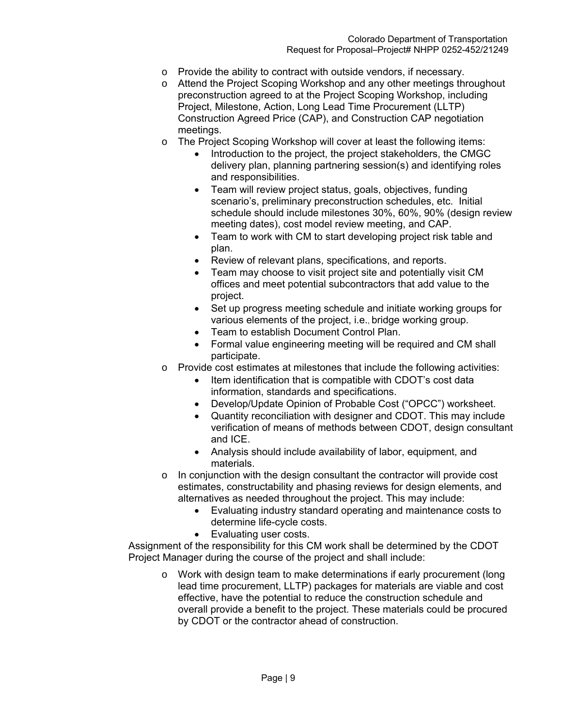- Provide the ability to contract with outside vendors, if necessary.
- Attend the Project Scoping Workshop and any other meetings throughout preconstruction agreed to at the Project Scoping Workshop, including Project, Milestone, Action, Long Lead Time Procurement (LLTP) Construction Agreed Price (CAP), and Construction CAP negotiation meetings.
- The Project Scoping Workshop will cover at least the following items:
  - Introduction to the project, the project stakeholders, the CMGC delivery plan, planning partnering session(s) and identifying roles and responsibilities.
  - Team will review project status, goals, objectives, funding scenario's, preliminary preconstruction schedules, etc. Initial schedule should include milestones 30%, 60%, 90% (design review meeting dates), cost model review meeting, and CAP.
  - Team to work with CM to start developing project risk table and plan.
  - Review of relevant plans, specifications, and reports.
  - Team may choose to visit project site and potentially visit CM offices and meet potential subcontractors that add value to the project.
  - Set up progress meeting schedule and initiate working groups for various elements of the project, i.e., bridge working group.
  - Team to establish Document Control Plan.
  - Formal value engineering meeting will be required and CM shall participate.
- Provide cost estimates at milestones that include the following activities:
  - Item identification that is compatible with CDOT's cost data information, standards and specifications.
  - Develop/Update Opinion of Probable Cost ("OPCC") worksheet.
  - Quantity reconciliation with designer and CDOT. This may include verification of means of methods between CDOT, design consultant and ICE.
  - Analysis should include availability of labor, equipment, and materials.
- In conjunction with the design consultant the contractor will provide cost estimates, constructability and phasing reviews for design elements, and alternatives as needed throughout the project. This may include:
  - Evaluating industry standard operating and maintenance costs to determine life-cycle costs.
  - Evaluating user costs.

Assignment of the responsibility for this CM work shall be determined by the CDOT Project Manager during the course of the project and shall include:

- Work with design team to make determinations if early procurement (long lead time procurement, LLTP) packages for materials are viable and cost effective, have the potential to reduce the construction schedule and overall provide a benefit to the project. These materials could be procured by CDOT or the contractor ahead of construction.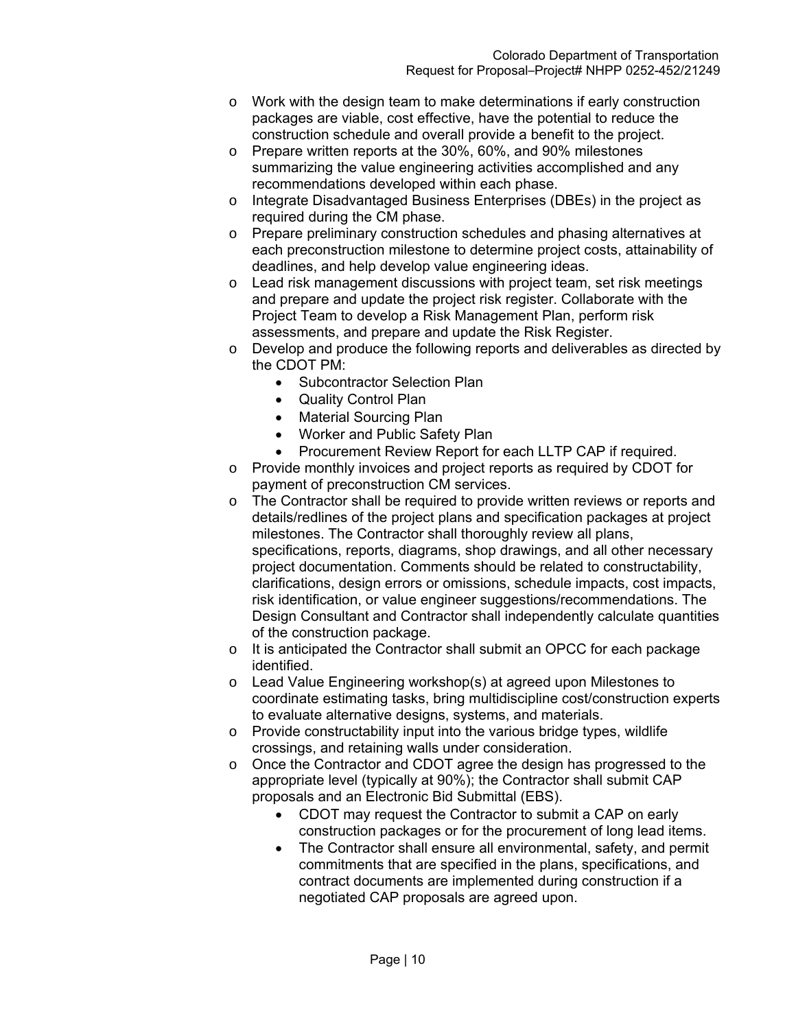- Work with the design team to make determinations if early construction packages are viable, cost effective, have the potential to reduce the construction schedule and overall provide a benefit to the project.
- Prepare written reports at the 30%, 60%, and 90% milestones summarizing the value engineering activities accomplished and any recommendations developed within each phase.
- Integrate Disadvantaged Business Enterprises (DBEs) in the project as required during the CM phase.
- Prepare preliminary construction schedules and phasing alternatives at each preconstruction milestone to determine project costs, attainability of deadlines, and help develop value engineering ideas.
- Lead risk management discussions with project team, set risk meetings and prepare and update the project risk register. Collaborate with the Project Team to develop a Risk Management Plan, perform risk assessments, and prepare and update the Risk Register.
- Develop and produce the following reports and deliverables as directed by the CDOT PM:
  - Subcontractor Selection Plan
  - Quality Control Plan
  - Material Sourcing Plan
  - Worker and Public Safety Plan
  - Procurement Review Report for each LLTP CAP if required.
- Provide monthly invoices and project reports as required by CDOT for payment of preconstruction CM services.
- The Contractor shall be required to provide written reviews or reports and details/redlines of the project plans and specification packages at project milestones. The Contractor shall thoroughly review all plans, specifications, reports, diagrams, shop drawings, and all other necessary project documentation. Comments should be related to constructability, clarifications, design errors or omissions, schedule impacts, cost impacts, risk identification, or value engineer suggestions/recommendations. The Design Consultant and Contractor shall independently calculate quantities of the construction package.
- It is anticipated the Contractor shall submit an OPCC for each package identified.
- Lead Value Engineering workshop(s) at agreed upon Milestones to coordinate estimating tasks, bring multidiscipline cost/construction experts to evaluate alternative designs, systems, and materials.
- Provide constructability input into the various bridge types, wildlife crossings, and retaining walls under consideration.
- Once the Contractor and CDOT agree the design has progressed to the appropriate level (typically at 90%); the Contractor shall submit CAP proposals and an Electronic Bid Submittal (EBS).
  - CDOT may request the Contractor to submit a CAP on early construction packages or for the procurement of long lead items.
  - The Contractor shall ensure all environmental, safety, and permit commitments that are specified in the plans, specifications, and contract documents are implemented during construction if a negotiated CAP proposals are agreed upon.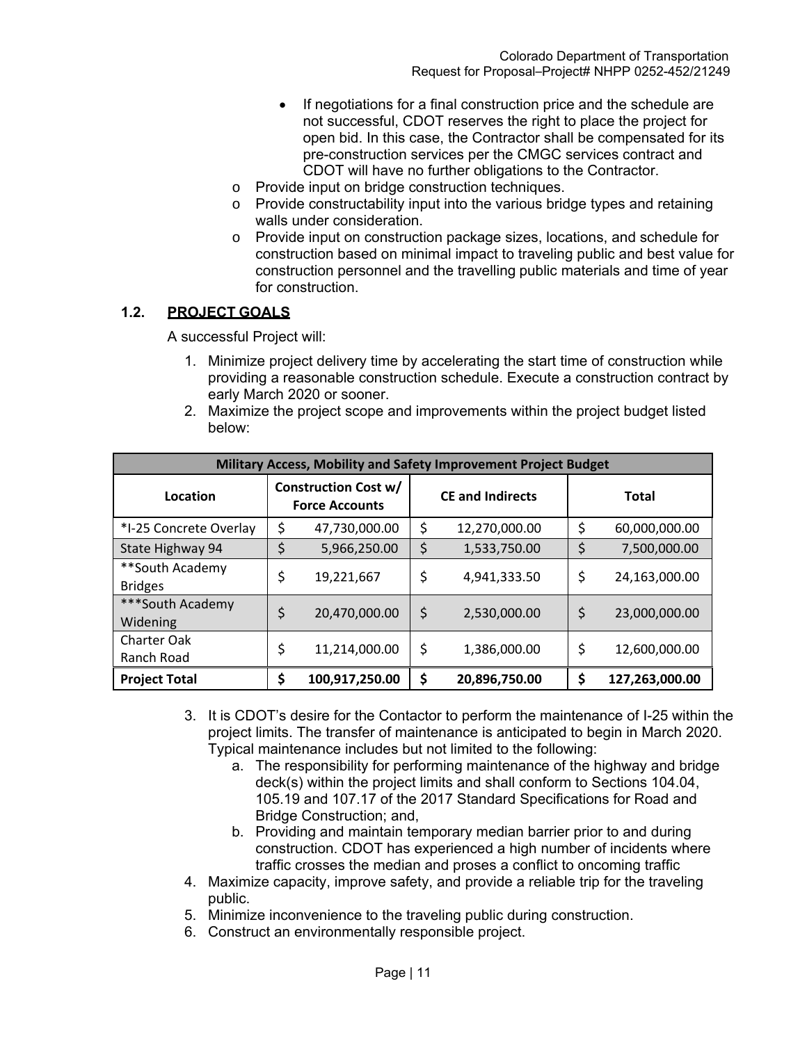- If negotiations for a final construction price and the schedule are not successful, CDOT reserves the right to place the project for open bid. In this case, the Contractor shall be compensated for its pre-construction services per the CMGC services contract and CDOT will have no further obligations to the Contractor.

- Provide input on bridge construction techniques.
- Provide constructability input into the various bridge types and retaining walls under consideration.
- Provide input on construction package sizes, locations, and schedule for construction based on minimal impact to traveling public and best value for construction personnel and the travelling public materials and time of year for construction.

## 1.2. PROJECT GOALS

A successful Project will:

1. Minimize project delivery time by accelerating the start time of construction while providing a reasonable construction schedule. Execute a construction contract by early March 2020 or sooner.
2. Maximize the project scope and improvements within the project budget listed below:

| Military Access, Mobility and Safety Improvement Project Budget | | | |
|---|---|---|---|
| **Location** | **Construction Cost w/ Force Accounts** | **CE and Indirects** | **Total** |
| *I-25 Concrete Overlay | $ 47,730,000.00 | $ 12,270,000.00 | $ 60,000,000.00 |
| State Highway 94 | $ 5,966,250.00 | $ 1,533,750.00 | $ 7,500,000.00 |
| **South Academy Bridges | $ 19,221,667 | $ 4,941,333.50 | $ 24,163,000.00 |
| ***South Academy Widening | $ 20,470,000.00 | $ 2,530,000.00 | $ 23,000,000.00 |
| Charter Oak Ranch Road | $ 11,214,000.00 | $ 1,386,000.00 | $ 12,600,000.00 |
| **Project Total** | **$ 100,917,250.00** | **$ 20,896,750.00** | **$ 127,263,000.00** |

3. It is CDOT's desire for the Contactor to perform the maintenance of I-25 within the project limits. The transfer of maintenance is anticipated to begin in March 2020. Typical maintenance includes but not limited to the following:
   a. The responsibility for performing maintenance of the highway and bridge deck(s) within the project limits and shall conform to Sections 104.04, 105.19 and 107.17 of the 2017 Standard Specifications for Road and Bridge Construction; and,
   b. Providing and maintain temporary median barrier prior to and during construction. CDOT has experienced a high number of incidents where traffic crosses the median and proses a conflict to oncoming traffic
4. Maximize capacity, improve safety, and provide a reliable trip for the traveling public.
5. Minimize inconvenience to the traveling public during construction.
6. Construct an environmentally responsible project.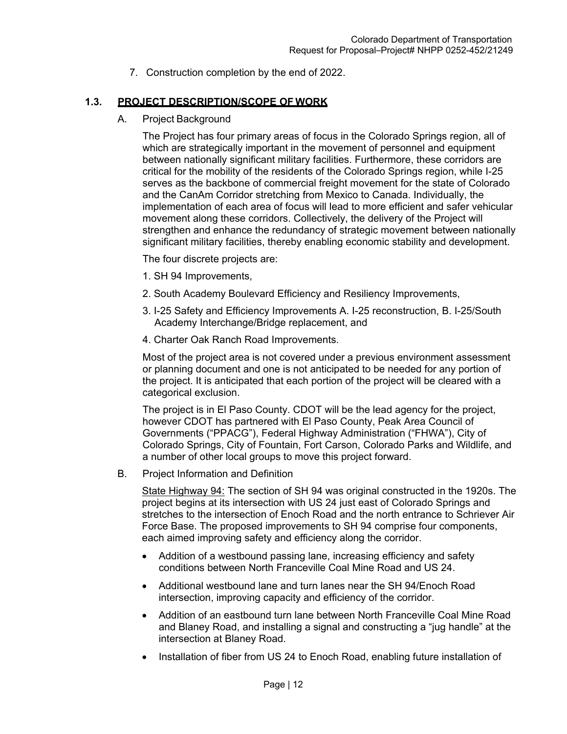7. Construction completion by the end of 2022.

## 1.3. PROJECT DESCRIPTION/SCOPE OF WORK

A. Project Background

The Project has four primary areas of focus in the Colorado Springs region, all of which are strategically important in the movement of personnel and equipment between nationally significant military facilities. Furthermore, these corridors are critical for the mobility of the residents of the Colorado Springs region, while I-25 serves as the backbone of commercial freight movement for the state of Colorado and the CanAm Corridor stretching from Mexico to Canada. Individually, the implementation of each area of focus will lead to more efficient and safer vehicular movement along these corridors. Collectively, the delivery of the Project will strengthen and enhance the redundancy of strategic movement between nationally significant military facilities, thereby enabling economic stability and development.

The four discrete projects are:

1. SH 94 Improvements,
2. South Academy Boulevard Efficiency and Resiliency Improvements,
3. I-25 Safety and Efficiency Improvements A. I-25 reconstruction, B. I-25/South Academy Interchange/Bridge replacement, and
4. Charter Oak Ranch Road Improvements.

Most of the project area is not covered under a previous environment assessment or planning document and one is not anticipated to be needed for any portion of the project. It is anticipated that each portion of the project will be cleared with a categorical exclusion.

The project is in El Paso County. CDOT will be the lead agency for the project, however CDOT has partnered with El Paso County, Peak Area Council of Governments ("PPACG"), Federal Highway Administration ("FHWA"), City of Colorado Springs, City of Fountain, Fort Carson, Colorado Parks and Wildlife, and a number of other local groups to move this project forward.

B. Project Information and Definition

State Highway 94: The section of SH 94 was original constructed in the 1920s. The project begins at its intersection with US 24 just east of Colorado Springs and stretches to the intersection of Enoch Road and the north entrance to Schriever Air Force Base. The proposed improvements to SH 94 comprise four components, each aimed improving safety and efficiency along the corridor.

- Addition of a westbound passing lane, increasing efficiency and safety conditions between North Franceville Coal Mine Road and US 24.
- Additional westbound lane and turn lanes near the SH 94/Enoch Road intersection, improving capacity and efficiency of the corridor.
- Addition of an eastbound turn lane between North Franceville Coal Mine Road and Blaney Road, and installing a signal and constructing a "jug handle" at the intersection at Blaney Road.
- Installation of fiber from US 24 to Enoch Road, enabling future installation of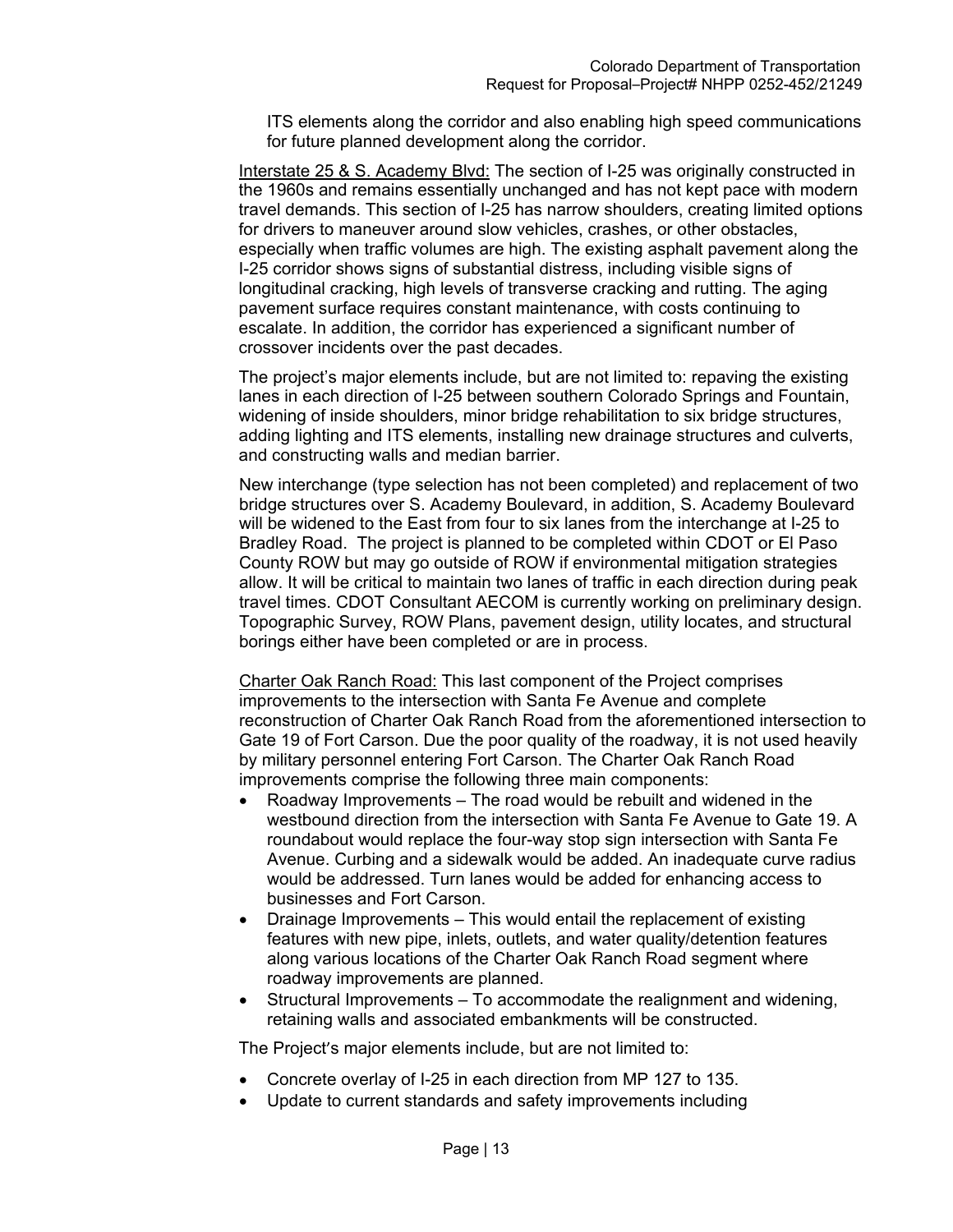ITS elements along the corridor and also enabling high speed communications for future planned development along the corridor.

Interstate 25 & S. Academy Blvd: The section of I-25 was originally constructed in the 1960s and remains essentially unchanged and has not kept pace with modern travel demands. This section of I-25 has narrow shoulders, creating limited options for drivers to maneuver around slow vehicles, crashes, or other obstacles, especially when traffic volumes are high. The existing asphalt pavement along the I-25 corridor shows signs of substantial distress, including visible signs of longitudinal cracking, high levels of transverse cracking and rutting. The aging pavement surface requires constant maintenance, with costs continuing to escalate. In addition, the corridor has experienced a significant number of crossover incidents over the past decades.

The project's major elements include, but are not limited to: repaving the existing lanes in each direction of I-25 between southern Colorado Springs and Fountain, widening of inside shoulders, minor bridge rehabilitation to six bridge structures, adding lighting and ITS elements, installing new drainage structures and culverts, and constructing walls and median barrier.

New interchange (type selection has not been completed) and replacement of two bridge structures over S. Academy Boulevard, in addition, S. Academy Boulevard will be widened to the East from four to six lanes from the interchange at I-25 to Bradley Road. The project is planned to be completed within CDOT or El Paso County ROW but may go outside of ROW if environmental mitigation strategies allow. It will be critical to maintain two lanes of traffic in each direction during peak travel times. CDOT Consultant AECOM is currently working on preliminary design. Topographic Survey, ROW Plans, pavement design, utility locates, and structural borings either have been completed or are in process.

Charter Oak Ranch Road: This last component of the Project comprises improvements to the intersection with Santa Fe Avenue and complete reconstruction of Charter Oak Ranch Road from the aforementioned intersection to Gate 19 of Fort Carson. Due the poor quality of the roadway, it is not used heavily by military personnel entering Fort Carson. The Charter Oak Ranch Road improvements comprise the following three main components:

- Roadway Improvements – The road would be rebuilt and widened in the westbound direction from the intersection with Santa Fe Avenue to Gate 19. A roundabout would replace the four-way stop sign intersection with Santa Fe Avenue. Curbing and a sidewalk would be added. An inadequate curve radius would be addressed. Turn lanes would be added for enhancing access to businesses and Fort Carson.
- Drainage Improvements – This would entail the replacement of existing features with new pipe, inlets, outlets, and water quality/detention features along various locations of the Charter Oak Ranch Road segment where roadway improvements are planned.
- Structural Improvements – To accommodate the realignment and widening, retaining walls and associated embankments will be constructed.

The Project's major elements include, but are not limited to:

- Concrete overlay of I-25 in each direction from MP 127 to 135.
- Update to current standards and safety improvements including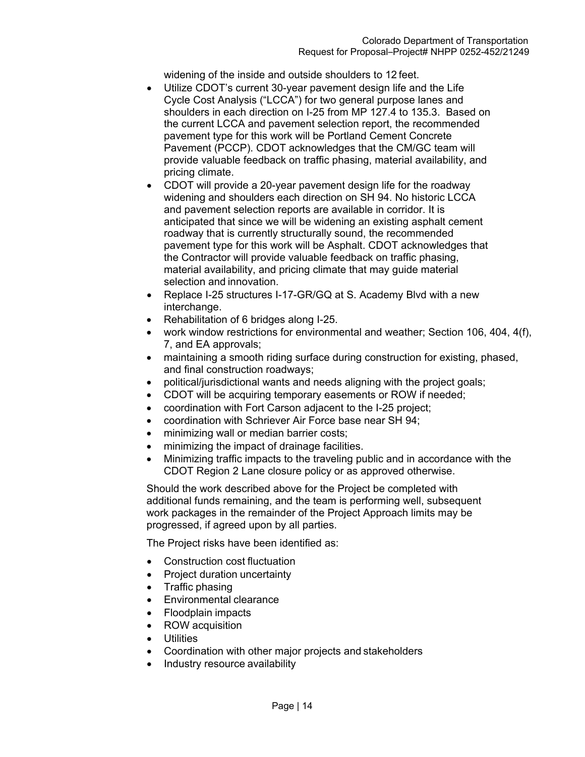widening of the inside and outside shoulders to 12 feet.

- Utilize CDOT's current 30-year pavement design life and the Life Cycle Cost Analysis ("LCCA") for two general purpose lanes and shoulders in each direction on I-25 from MP 127.4 to 135.3. Based on the current LCCA and pavement selection report, the recommended pavement type for this work will be Portland Cement Concrete Pavement (PCCP). CDOT acknowledges that the CM/GC team will provide valuable feedback on traffic phasing, material availability, and pricing climate.
- CDOT will provide a 20-year pavement design life for the roadway widening and shoulders each direction on SH 94. No historic LCCA and pavement selection reports are available in corridor. It is anticipated that since we will be widening an existing asphalt cement roadway that is currently structurally sound, the recommended pavement type for this work will be Asphalt. CDOT acknowledges that the Contractor will provide valuable feedback on traffic phasing, material availability, and pricing climate that may guide material selection and innovation.
- Replace I-25 structures I-17-GR/GQ at S. Academy Blvd with a new interchange.
- Rehabilitation of 6 bridges along I-25.
- work window restrictions for environmental and weather; Section 106, 404, 4(f), 7, and EA approvals;
- maintaining a smooth riding surface during construction for existing, phased, and final construction roadways;
- political/jurisdictional wants and needs aligning with the project goals;
- CDOT will be acquiring temporary easements or ROW if needed;
- coordination with Fort Carson adjacent to the I-25 project;
- coordination with Schriever Air Force base near SH 94;
- minimizing wall or median barrier costs;
- minimizing the impact of drainage facilities.
- Minimizing traffic impacts to the traveling public and in accordance with the CDOT Region 2 Lane closure policy or as approved otherwise.

Should the work described above for the Project be completed with additional funds remaining, and the team is performing well, subsequent work packages in the remainder of the Project Approach limits may be progressed, if agreed upon by all parties.

The Project risks have been identified as:

- Construction cost fluctuation
- Project duration uncertainty
- Traffic phasing
- Environmental clearance
- Floodplain impacts
- ROW acquisition
- Utilities
- Coordination with other major projects and stakeholders
- Industry resource availability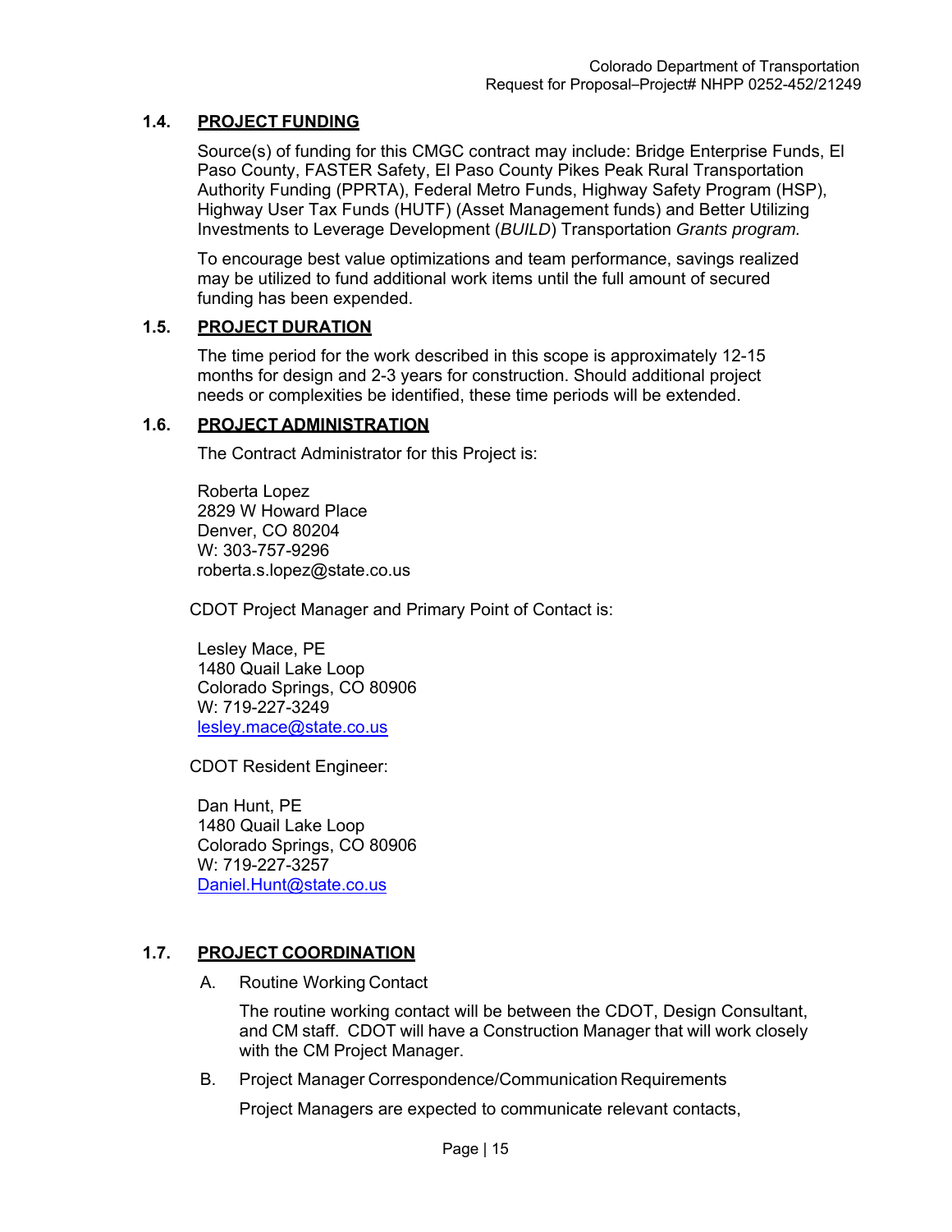### 1.4. PROJECT FUNDING

Source(s) of funding for this CMGC contract may include: Bridge Enterprise Funds, El Paso County, FASTER Safety, El Paso County Pikes Peak Rural Transportation Authority Funding (PPRTA), Federal Metro Funds, Highway Safety Program (HSP), Highway User Tax Funds (HUTF) (Asset Management funds) and Better Utilizing Investments to Leverage Development (*BUILD*) Transportation *Grants program.*

To encourage best value optimizations and team performance, savings realized may be utilized to fund additional work items until the full amount of secured funding has been expended.

### 1.5. PROJECT DURATION

The time period for the work described in this scope is approximately 12-15 months for design and 2-3 years for construction. Should additional project needs or complexities be identified, these time periods will be extended.

### 1.6. PROJECT ADMINISTRATION

The Contract Administrator for this Project is:

Roberta Lopez
2829 W Howard Place
Denver, CO 80204
W: 303-757-9296
roberta.s.lopez@state.co.us

CDOT Project Manager and Primary Point of Contact is:

Lesley Mace, PE
1480 Quail Lake Loop
Colorado Springs, CO 80906
W: 719-227-3249
lesley.mace@state.co.us

CDOT Resident Engineer:

Dan Hunt, PE
1480 Quail Lake Loop
Colorado Springs, CO 80906
W: 719-227-3257
Daniel.Hunt@state.co.us

### 1.7. PROJECT COORDINATION

A. Routine Working Contact

The routine working contact will be between the CDOT, Design Consultant, and CM staff. CDOT will have a Construction Manager that will work closely with the CM Project Manager.

B. Project Manager Correspondence/Communication Requirements

Project Managers are expected to communicate relevant contacts,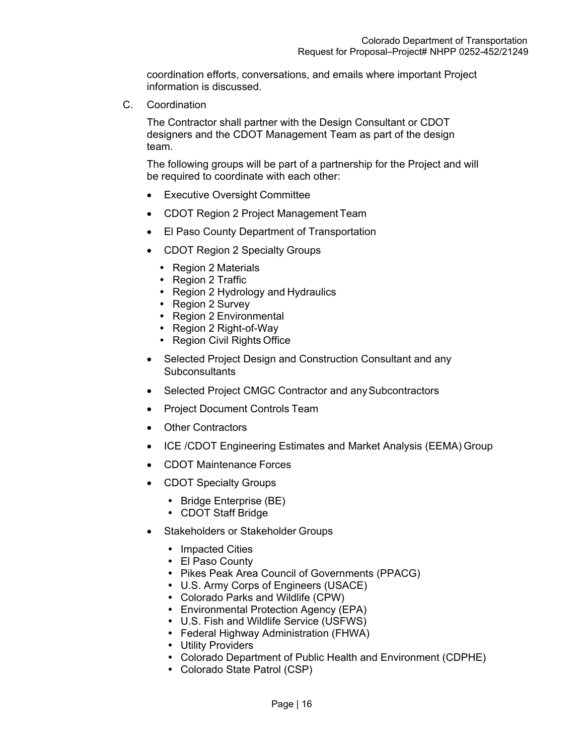coordination efforts, conversations, and emails where important Project information is discussed.

C. Coordination

The Contractor shall partner with the Design Consultant or CDOT designers and the CDOT Management Team as part of the design team.

The following groups will be part of a partnership for the Project and will be required to coordinate with each other:

- Executive Oversight Committee
- CDOT Region 2 Project Management Team
- El Paso County Department of Transportation
- CDOT Region 2 Specialty Groups
  - Region 2 Materials
  - Region 2 Traffic
  - Region 2 Hydrology and Hydraulics
  - Region 2 Survey
  - Region 2 Environmental
  - Region 2 Right-of-Way
  - Region Civil Rights Office
- Selected Project Design and Construction Consultant and any Subconsultants
- Selected Project CMGC Contractor and any Subcontractors
- Project Document Controls Team
- Other Contractors
- ICE /CDOT Engineering Estimates and Market Analysis (EEMA) Group
- CDOT Maintenance Forces
- CDOT Specialty Groups
  - Bridge Enterprise (BE)
  - CDOT Staff Bridge
- Stakeholders or Stakeholder Groups
  - Impacted Cities
  - El Paso County
  - Pikes Peak Area Council of Governments (PPACG)
  - U.S. Army Corps of Engineers (USACE)
  - Colorado Parks and Wildlife (CPW)
  - Environmental Protection Agency (EPA)
  - U.S. Fish and Wildlife Service (USFWS)
  - Federal Highway Administration (FHWA)
  - Utility Providers
  - Colorado Department of Public Health and Environment (CDPHE)
  - Colorado State Patrol (CSP)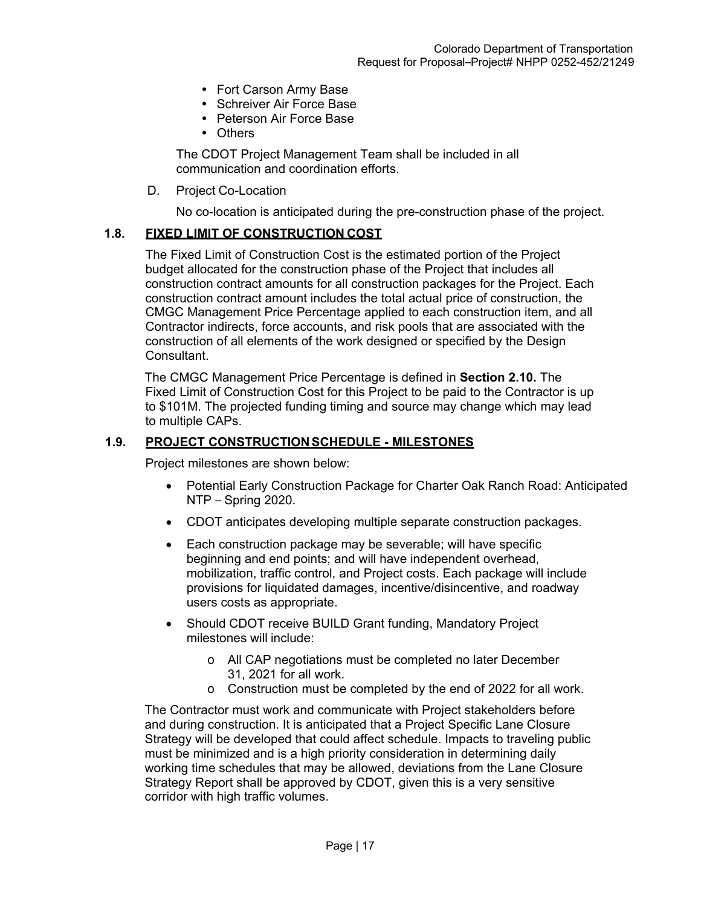- Fort Carson Army Base
- Schreiver Air Force Base
- Peterson Air Force Base
- Others

The CDOT Project Management Team shall be included in all communication and coordination efforts.

D. Project Co-Location

No co-location is anticipated during the pre-construction phase of the project.

## 1.8. FIXED LIMIT OF CONSTRUCTION COST

The Fixed Limit of Construction Cost is the estimated portion of the Project budget allocated for the construction phase of the Project that includes all construction contract amounts for all construction packages for the Project. Each construction contract amount includes the total actual price of construction, the CMGC Management Price Percentage applied to each construction item, and all Contractor indirects, force accounts, and risk pools that are associated with the construction of all elements of the work designed or specified by the Design Consultant.

The CMGC Management Price Percentage is defined in **Section 2.10.** The Fixed Limit of Construction Cost for this Project to be paid to the Contractor is up to $101M. The projected funding timing and source may change which may lead to multiple CAPs.

## 1.9. PROJECT CONSTRUCTION SCHEDULE - MILESTONES

Project milestones are shown below:

- Potential Early Construction Package for Charter Oak Ranch Road: Anticipated NTP – Spring 2020.
- CDOT anticipates developing multiple separate construction packages.
- Each construction package may be severable; will have specific beginning and end points; and will have independent overhead, mobilization, traffic control, and Project costs. Each package will include provisions for liquidated damages, incentive/disincentive, and roadway users costs as appropriate.
- Should CDOT receive BUILD Grant funding, Mandatory Project milestones will include:
  - All CAP negotiations must be completed no later December 31, 2021 for all work.
  - Construction must be completed by the end of 2022 for all work.

The Contractor must work and communicate with Project stakeholders before and during construction. It is anticipated that a Project Specific Lane Closure Strategy will be developed that could affect schedule. Impacts to traveling public must be minimized and is a high priority consideration in determining daily working time schedules that may be allowed, deviations from the Lane Closure Strategy Report shall be approved by CDOT, given this is a very sensitive corridor with high traffic volumes.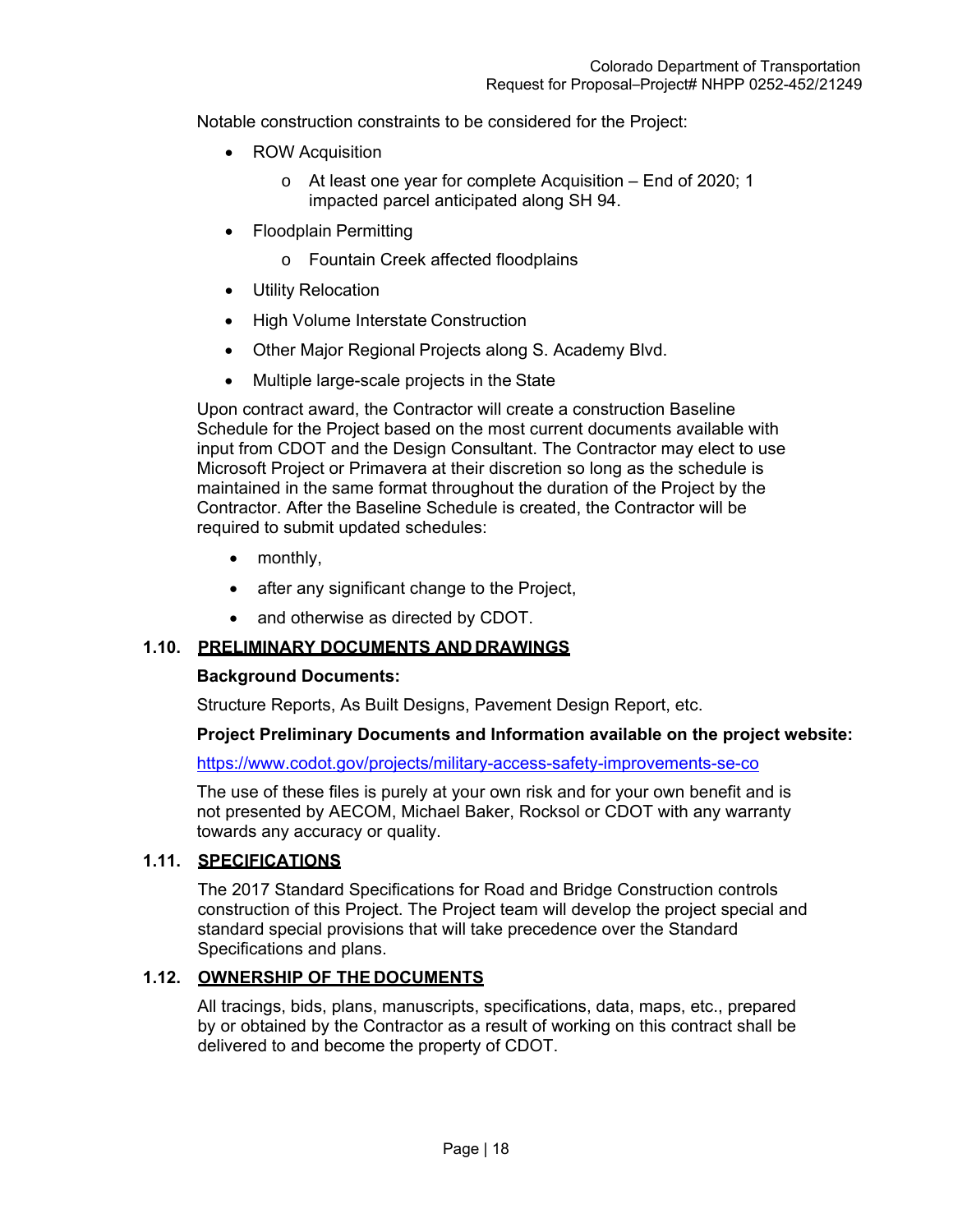Notable construction constraints to be considered for the Project:

- ROW Acquisition
  - At least one year for complete Acquisition – End of 2020; 1 impacted parcel anticipated along SH 94.
- Floodplain Permitting
  - Fountain Creek affected floodplains
- Utility Relocation
- High Volume Interstate Construction
- Other Major Regional Projects along S. Academy Blvd.
- Multiple large-scale projects in the State

Upon contract award, the Contractor will create a construction Baseline Schedule for the Project based on the most current documents available with input from CDOT and the Design Consultant. The Contractor may elect to use Microsoft Project or Primavera at their discretion so long as the schedule is maintained in the same format throughout the duration of the Project by the Contractor. After the Baseline Schedule is created, the Contractor will be required to submit updated schedules:

- monthly,
- after any significant change to the Project,
- and otherwise as directed by CDOT.

## 1.10. PRELIMINARY DOCUMENTS AND DRAWINGS

**Background Documents:**

Structure Reports, As Built Designs, Pavement Design Report, etc.

**Project Preliminary Documents and Information available on the project website:**

https://www.codot.gov/projects/military-access-safety-improvements-se-co

The use of these files is purely at your own risk and for your own benefit and is not presented by AECOM, Michael Baker, Rocksol or CDOT with any warranty towards any accuracy or quality.

## 1.11. SPECIFICATIONS

The 2017 Standard Specifications for Road and Bridge Construction controls construction of this Project. The Project team will develop the project special and standard special provisions that will take precedence over the Standard Specifications and plans.

## 1.12. OWNERSHIP OF THE DOCUMENTS

All tracings, bids, plans, manuscripts, specifications, data, maps, etc., prepared by or obtained by the Contractor as a result of working on this contract shall be delivered to and become the property of CDOT.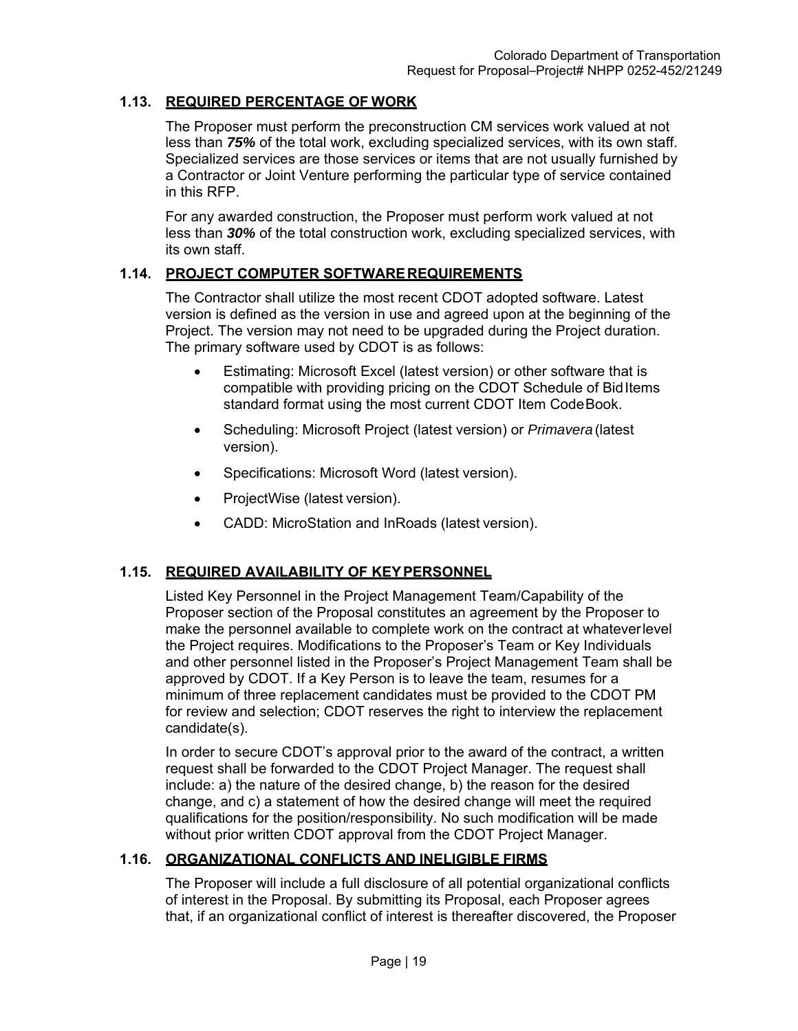### 1.13. REQUIRED PERCENTAGE OF WORK

The Proposer must perform the preconstruction CM services work valued at not less than ***75%*** of the total work, excluding specialized services, with its own staff. Specialized services are those services or items that are not usually furnished by a Contractor or Joint Venture performing the particular type of service contained in this RFP.

For any awarded construction, the Proposer must perform work valued at not less than ***30%*** of the total construction work, excluding specialized services, with its own staff.

### 1.14. PROJECT COMPUTER SOFTWARE REQUIREMENTS

The Contractor shall utilize the most recent CDOT adopted software. Latest version is defined as the version in use and agreed upon at the beginning of the Project. The version may not need to be upgraded during the Project duration. The primary software used by CDOT is as follows:

- Estimating: Microsoft Excel (latest version) or other software that is compatible with providing pricing on the CDOT Schedule of Bid Items standard format using the most current CDOT Item Code Book.
- Scheduling: Microsoft Project (latest version) or *Primavera* (latest version).
- Specifications: Microsoft Word (latest version).
- ProjectWise (latest version).
- CADD: MicroStation and InRoads (latest version).

### 1.15. REQUIRED AVAILABILITY OF KEY PERSONNEL

Listed Key Personnel in the Project Management Team/Capability of the Proposer section of the Proposal constitutes an agreement by the Proposer to make the personnel available to complete work on the contract at whatever level the Project requires. Modifications to the Proposer's Team or Key Individuals and other personnel listed in the Proposer's Project Management Team shall be approved by CDOT. If a Key Person is to leave the team, resumes for a minimum of three replacement candidates must be provided to the CDOT PM for review and selection; CDOT reserves the right to interview the replacement candidate(s).

In order to secure CDOT's approval prior to the award of the contract, a written request shall be forwarded to the CDOT Project Manager. The request shall include: a) the nature of the desired change, b) the reason for the desired change, and c) a statement of how the desired change will meet the required qualifications for the position/responsibility. No such modification will be made without prior written CDOT approval from the CDOT Project Manager.

### 1.16. ORGANIZATIONAL CONFLICTS AND INELIGIBLE FIRMS

The Proposer will include a full disclosure of all potential organizational conflicts of interest in the Proposal. By submitting its Proposal, each Proposer agrees that, if an organizational conflict of interest is thereafter discovered, the Proposer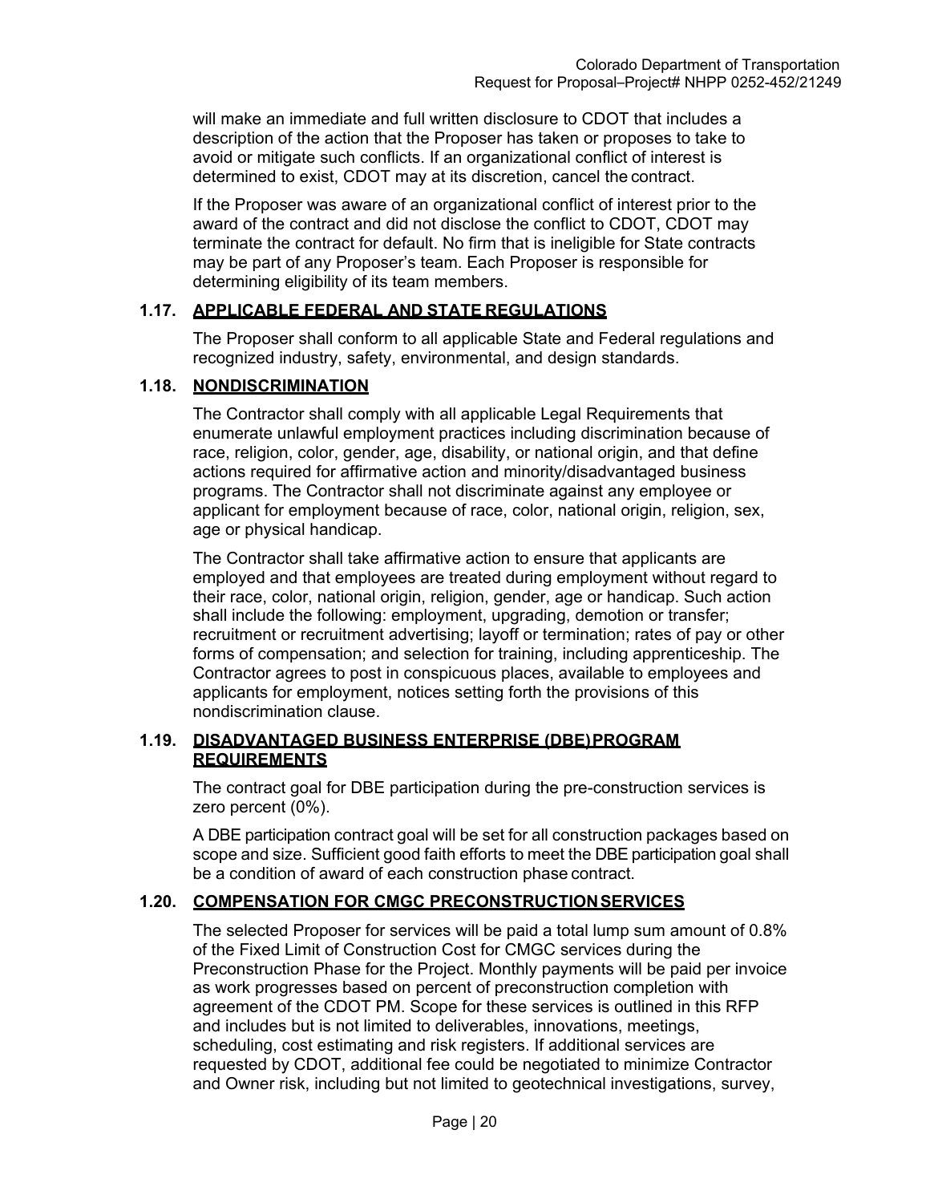will make an immediate and full written disclosure to CDOT that includes a description of the action that the Proposer has taken or proposes to take to avoid or mitigate such conflicts. If an organizational conflict of interest is determined to exist, CDOT may at its discretion, cancel the contract.

If the Proposer was aware of an organizational conflict of interest prior to the award of the contract and did not disclose the conflict to CDOT, CDOT may terminate the contract for default. No firm that is ineligible for State contracts may be part of any Proposer's team. Each Proposer is responsible for determining eligibility of its team members.

## 1.17. APPLICABLE FEDERAL AND STATE REGULATIONS

The Proposer shall conform to all applicable State and Federal regulations and recognized industry, safety, environmental, and design standards.

## 1.18. NONDISCRIMINATION

The Contractor shall comply with all applicable Legal Requirements that enumerate unlawful employment practices including discrimination because of race, religion, color, gender, age, disability, or national origin, and that define actions required for affirmative action and minority/disadvantaged business programs. The Contractor shall not discriminate against any employee or applicant for employment because of race, color, national origin, religion, sex, age or physical handicap.

The Contractor shall take affirmative action to ensure that applicants are employed and that employees are treated during employment without regard to their race, color, national origin, religion, gender, age or handicap. Such action shall include the following: employment, upgrading, demotion or transfer; recruitment or recruitment advertising; layoff or termination; rates of pay or other forms of compensation; and selection for training, including apprenticeship. The Contractor agrees to post in conspicuous places, available to employees and applicants for employment, notices setting forth the provisions of this nondiscrimination clause.

## 1.19. DISADVANTAGED BUSINESS ENTERPRISE (DBE) PROGRAM REQUIREMENTS

The contract goal for DBE participation during the pre-construction services is zero percent (0%).

A DBE participation contract goal will be set for all construction packages based on scope and size. Sufficient good faith efforts to meet the DBE participation goal shall be a condition of award of each construction phase contract.

## 1.20. COMPENSATION FOR CMGC PRECONSTRUCTION SERVICES

The selected Proposer for services will be paid a total lump sum amount of 0.8% of the Fixed Limit of Construction Cost for CMGC services during the Preconstruction Phase for the Project. Monthly payments will be paid per invoice as work progresses based on percent of preconstruction completion with agreement of the CDOT PM. Scope for these services is outlined in this RFP and includes but is not limited to deliverables, innovations, meetings, scheduling, cost estimating and risk registers. If additional services are requested by CDOT, additional fee could be negotiated to minimize Contractor and Owner risk, including but not limited to geotechnical investigations, survey,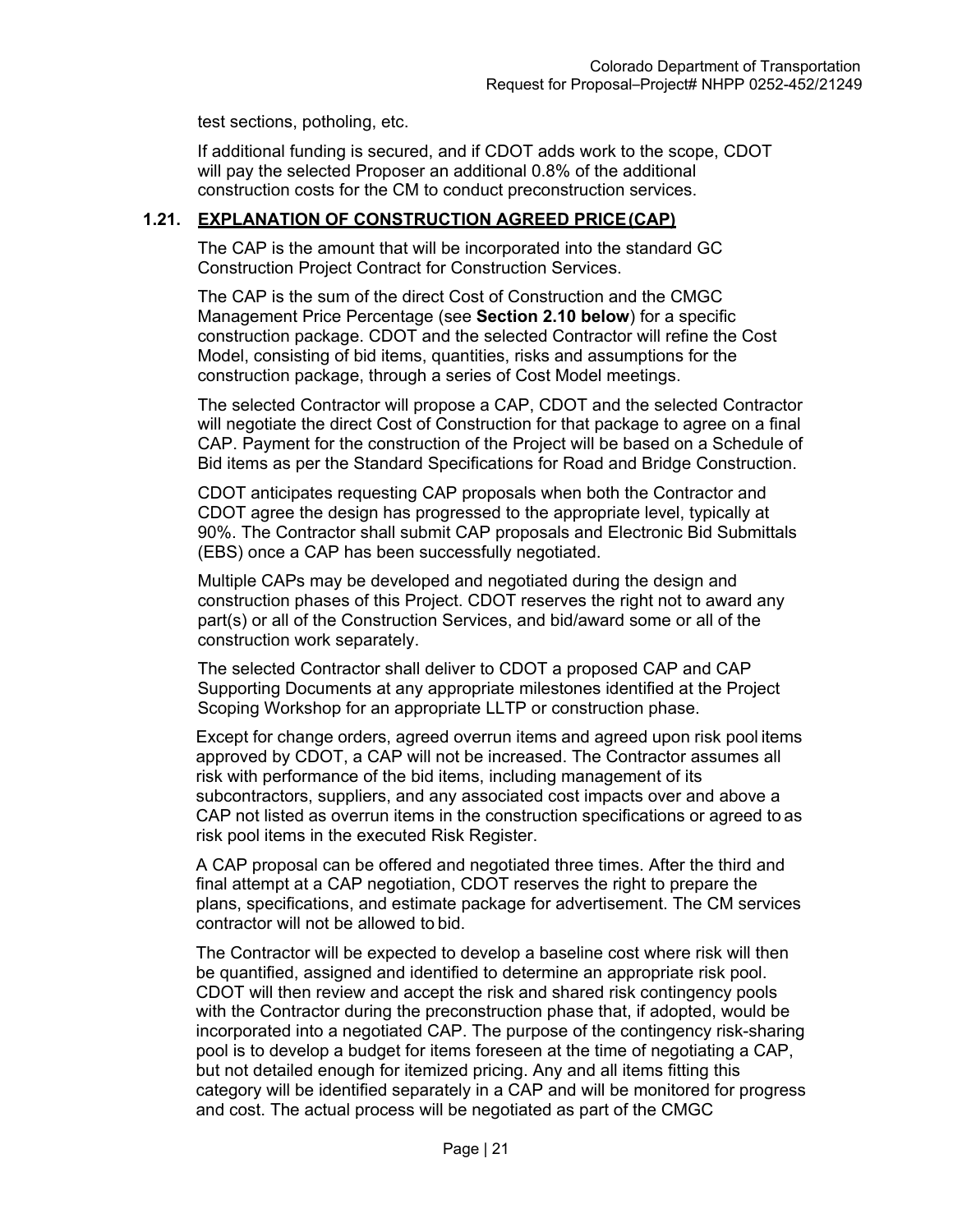test sections, potholing, etc.

If additional funding is secured, and if CDOT adds work to the scope, CDOT will pay the selected Proposer an additional 0.8% of the additional construction costs for the CM to conduct preconstruction services.

## 1.21. EXPLANATION OF CONSTRUCTION AGREED PRICE (CAP)

The CAP is the amount that will be incorporated into the standard GC Construction Project Contract for Construction Services.

The CAP is the sum of the direct Cost of Construction and the CMGC Management Price Percentage (see **Section 2.10 below**) for a specific construction package. CDOT and the selected Contractor will refine the Cost Model, consisting of bid items, quantities, risks and assumptions for the construction package, through a series of Cost Model meetings.

The selected Contractor will propose a CAP, CDOT and the selected Contractor will negotiate the direct Cost of Construction for that package to agree on a final CAP. Payment for the construction of the Project will be based on a Schedule of Bid items as per the Standard Specifications for Road and Bridge Construction.

CDOT anticipates requesting CAP proposals when both the Contractor and CDOT agree the design has progressed to the appropriate level, typically at 90%. The Contractor shall submit CAP proposals and Electronic Bid Submittals (EBS) once a CAP has been successfully negotiated.

Multiple CAPs may be developed and negotiated during the design and construction phases of this Project. CDOT reserves the right not to award any part(s) or all of the Construction Services, and bid/award some or all of the construction work separately.

The selected Contractor shall deliver to CDOT a proposed CAP and CAP Supporting Documents at any appropriate milestones identified at the Project Scoping Workshop for an appropriate LLTP or construction phase.

Except for change orders, agreed overrun items and agreed upon risk pool items approved by CDOT, a CAP will not be increased. The Contractor assumes all risk with performance of the bid items, including management of its subcontractors, suppliers, and any associated cost impacts over and above a CAP not listed as overrun items in the construction specifications or agreed to as risk pool items in the executed Risk Register.

A CAP proposal can be offered and negotiated three times. After the third and final attempt at a CAP negotiation, CDOT reserves the right to prepare the plans, specifications, and estimate package for advertisement. The CM services contractor will not be allowed to bid.

The Contractor will be expected to develop a baseline cost where risk will then be quantified, assigned and identified to determine an appropriate risk pool. CDOT will then review and accept the risk and shared risk contingency pools with the Contractor during the preconstruction phase that, if adopted, would be incorporated into a negotiated CAP. The purpose of the contingency risk-sharing pool is to develop a budget for items foreseen at the time of negotiating a CAP, but not detailed enough for itemized pricing. Any and all items fitting this category will be identified separately in a CAP and will be monitored for progress and cost. The actual process will be negotiated as part of the CMGC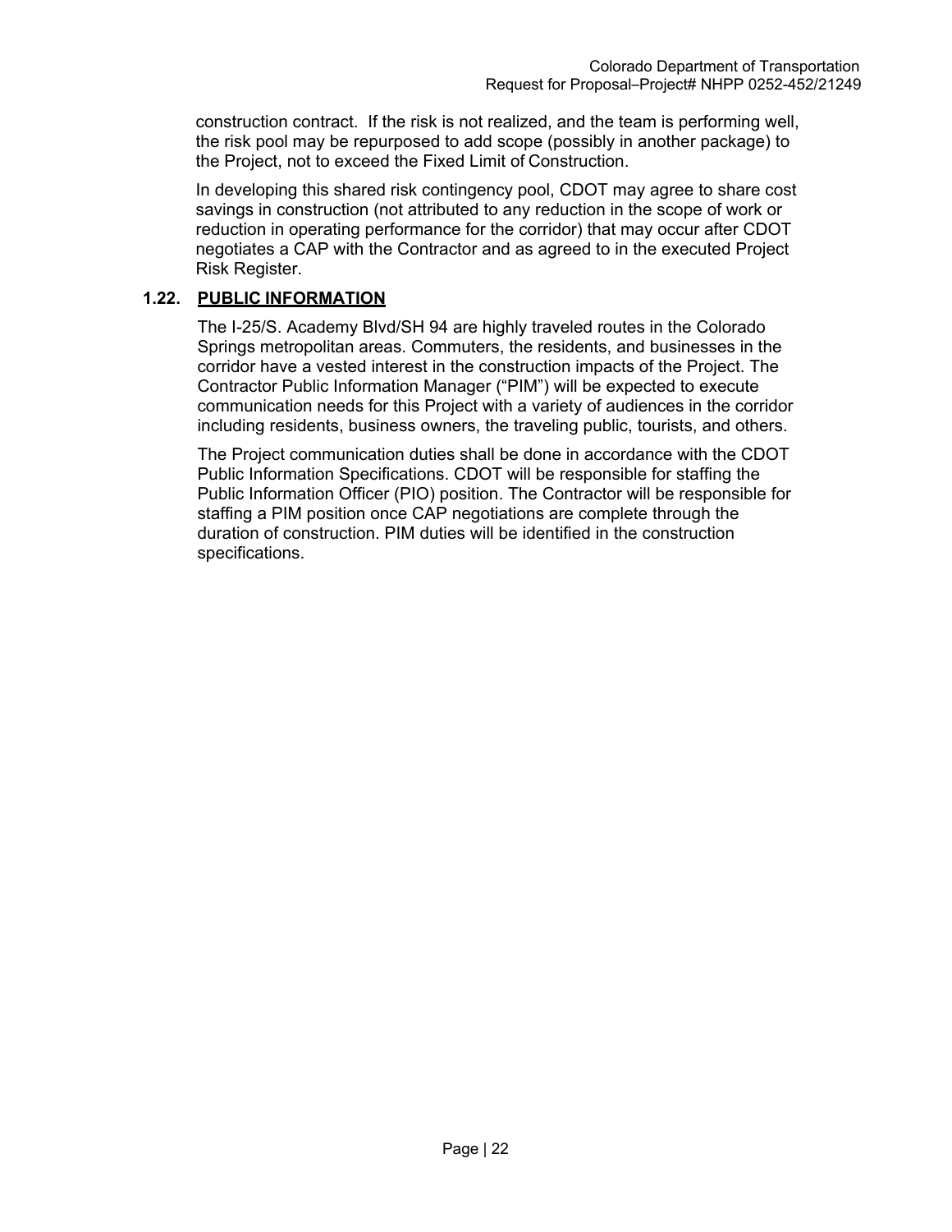construction contract. If the risk is not realized, and the team is performing well, the risk pool may be repurposed to add scope (possibly in another package) to the Project, not to exceed the Fixed Limit of Construction.

In developing this shared risk contingency pool, CDOT may agree to share cost savings in construction (not attributed to any reduction in the scope of work or reduction in operating performance for the corridor) that may occur after CDOT negotiates a CAP with the Contractor and as agreed to in the executed Project Risk Register.

## 1.22. PUBLIC INFORMATION

The I-25/S. Academy Blvd/SH 94 are highly traveled routes in the Colorado Springs metropolitan areas. Commuters, the residents, and businesses in the corridor have a vested interest in the construction impacts of the Project. The Contractor Public Information Manager ("PIM") will be expected to execute communication needs for this Project with a variety of audiences in the corridor including residents, business owners, the traveling public, tourists, and others.

The Project communication duties shall be done in accordance with the CDOT Public Information Specifications. CDOT will be responsible for staffing the Public Information Officer (PIO) position. The Contractor will be responsible for staffing a PIM position once CAP negotiations are complete through the duration of construction. PIM duties will be identified in the construction specifications.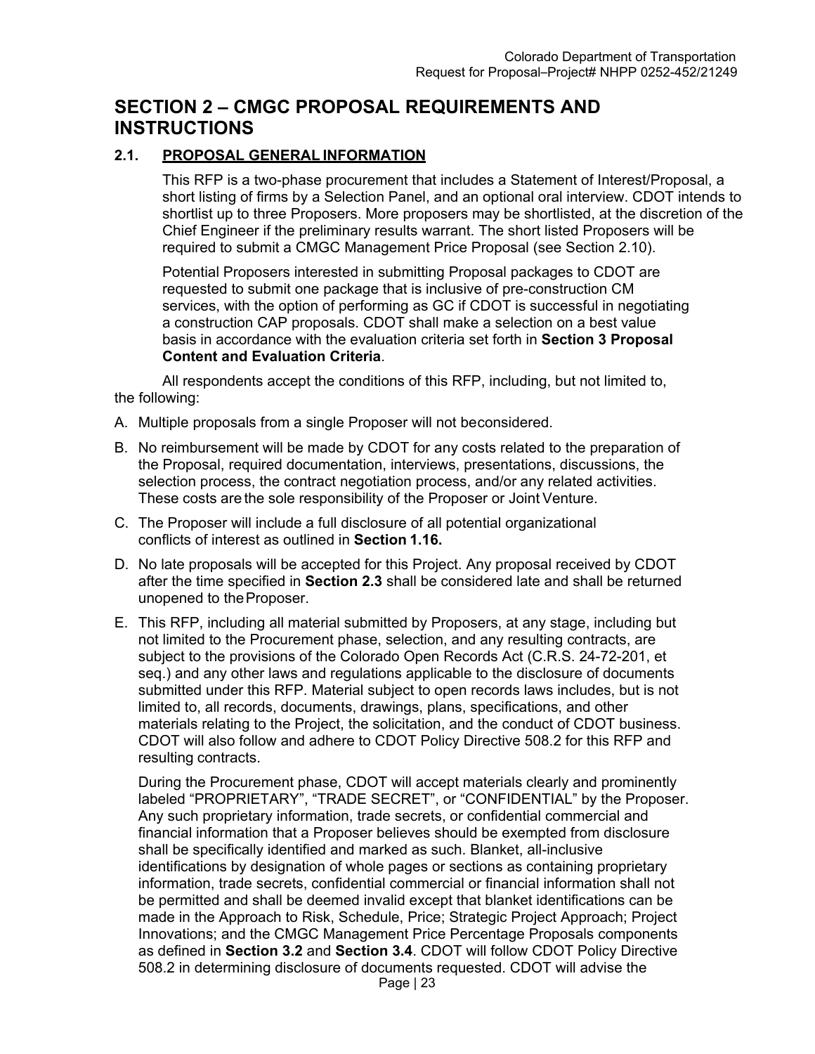# SECTION 2 – CMGC PROPOSAL REQUIREMENTS AND INSTRUCTIONS

## 2.1. PROPOSAL GENERAL INFORMATION

This RFP is a two-phase procurement that includes a Statement of Interest/Proposal, a short listing of firms by a Selection Panel, and an optional oral interview. CDOT intends to shortlist up to three Proposers. More proposers may be shortlisted, at the discretion of the Chief Engineer if the preliminary results warrant. The short listed Proposers will be required to submit a CMGC Management Price Proposal (see Section 2.10).

Potential Proposers interested in submitting Proposal packages to CDOT are requested to submit one package that is inclusive of pre-construction CM services, with the option of performing as GC if CDOT is successful in negotiating a construction CAP proposals. CDOT shall make a selection on a best value basis in accordance with the evaluation criteria set forth in **Section 3 Proposal Content and Evaluation Criteria**.

All respondents accept the conditions of this RFP, including, but not limited to, the following:

A. Multiple proposals from a single Proposer will not beconsidered.

B. No reimbursement will be made by CDOT for any costs related to the preparation of the Proposal, required documentation, interviews, presentations, discussions, the selection process, the contract negotiation process, and/or any related activities. These costs are the sole responsibility of the Proposer or Joint Venture.

C. The Proposer will include a full disclosure of all potential organizational conflicts of interest as outlined in **Section 1.16.**

D. No late proposals will be accepted for this Project. Any proposal received by CDOT after the time specified in **Section 2.3** shall be considered late and shall be returned unopened to the Proposer.

E. This RFP, including all material submitted by Proposers, at any stage, including but not limited to the Procurement phase, selection, and any resulting contracts, are subject to the provisions of the Colorado Open Records Act (C.R.S. 24-72-201, et seq.) and any other laws and regulations applicable to the disclosure of documents submitted under this RFP. Material subject to open records laws includes, but is not limited to, all records, documents, drawings, plans, specifications, and other materials relating to the Project, the solicitation, and the conduct of CDOT business. CDOT will also follow and adhere to CDOT Policy Directive 508.2 for this RFP and resulting contracts.

During the Procurement phase, CDOT will accept materials clearly and prominently labeled "PROPRIETARY", "TRADE SECRET", or "CONFIDENTIAL" by the Proposer. Any such proprietary information, trade secrets, or confidential commercial and financial information that a Proposer believes should be exempted from disclosure shall be specifically identified and marked as such. Blanket, all-inclusive identifications by designation of whole pages or sections as containing proprietary information, trade secrets, confidential commercial or financial information shall not be permitted and shall be deemed invalid except that blanket identifications can be made in the Approach to Risk, Schedule, Price; Strategic Project Approach; Project Innovations; and the CMGC Management Price Percentage Proposals components as defined in **Section 3.2** and **Section 3.4**. CDOT will follow CDOT Policy Directive 508.2 in determining disclosure of documents requested. CDOT will advise the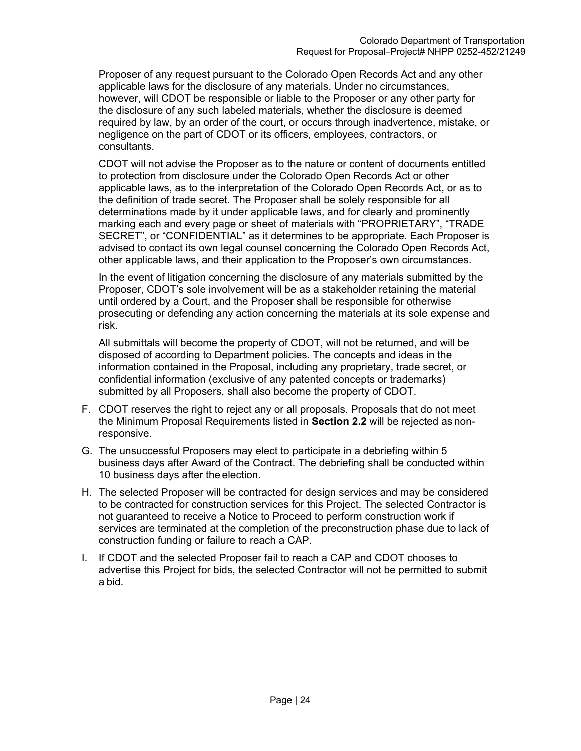Proposer of any request pursuant to the Colorado Open Records Act and any other applicable laws for the disclosure of any materials. Under no circumstances, however, will CDOT be responsible or liable to the Proposer or any other party for the disclosure of any such labeled materials, whether the disclosure is deemed required by law, by an order of the court, or occurs through inadvertence, mistake, or negligence on the part of CDOT or its officers, employees, contractors, or consultants.

CDOT will not advise the Proposer as to the nature or content of documents entitled to protection from disclosure under the Colorado Open Records Act or other applicable laws, as to the interpretation of the Colorado Open Records Act, or as to the definition of trade secret. The Proposer shall be solely responsible for all determinations made by it under applicable laws, and for clearly and prominently marking each and every page or sheet of materials with "PROPRIETARY", "TRADE SECRET", or "CONFIDENTIAL" as it determines to be appropriate. Each Proposer is advised to contact its own legal counsel concerning the Colorado Open Records Act, other applicable laws, and their application to the Proposer's own circumstances.

In the event of litigation concerning the disclosure of any materials submitted by the Proposer, CDOT's sole involvement will be as a stakeholder retaining the material until ordered by a Court, and the Proposer shall be responsible for otherwise prosecuting or defending any action concerning the materials at its sole expense and risk.

All submittals will become the property of CDOT, will not be returned, and will be disposed of according to Department policies. The concepts and ideas in the information contained in the Proposal, including any proprietary, trade secret, or confidential information (exclusive of any patented concepts or trademarks) submitted by all Proposers, shall also become the property of CDOT.

F. CDOT reserves the right to reject any or all proposals. Proposals that do not meet the Minimum Proposal Requirements listed in **Section 2.2** will be rejected as non-responsive.

G. The unsuccessful Proposers may elect to participate in a debriefing within 5 business days after Award of the Contract. The debriefing shall be conducted within 10 business days after the election.

H. The selected Proposer will be contracted for design services and may be considered to be contracted for construction services for this Project. The selected Contractor is not guaranteed to receive a Notice to Proceed to perform construction work if services are terminated at the completion of the preconstruction phase due to lack of construction funding or failure to reach a CAP.

I. If CDOT and the selected Proposer fail to reach a CAP and CDOT chooses to advertise this Project for bids, the selected Contractor will not be permitted to submit a bid.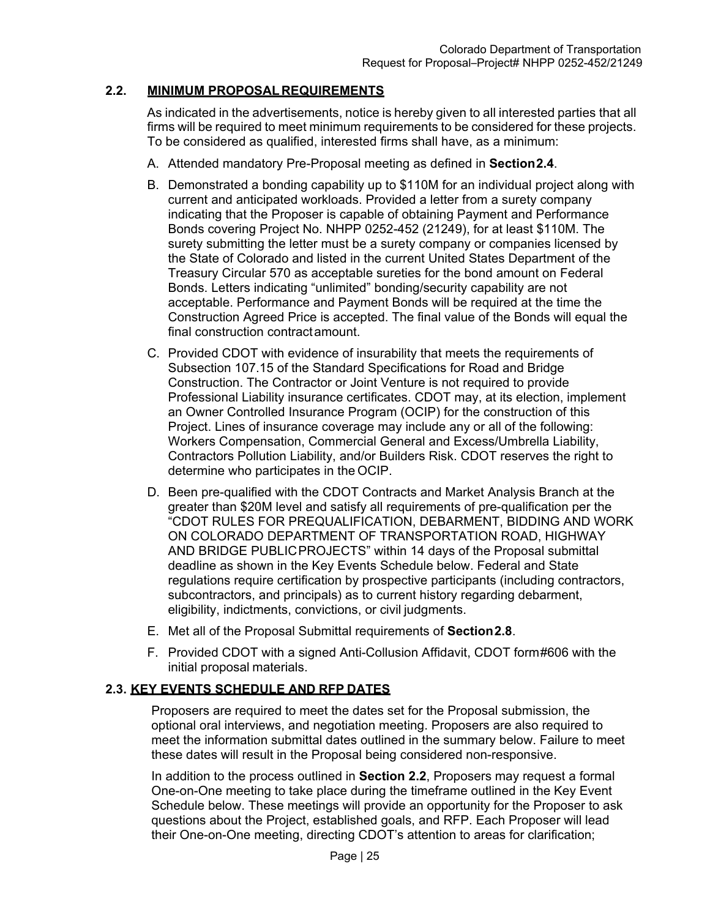## 2.2. MINIMUM PROPOSAL REQUIREMENTS

As indicated in the advertisements, notice is hereby given to all interested parties that all firms will be required to meet minimum requirements to be considered for these projects. To be considered as qualified, interested firms shall have, as a minimum:

A. Attended mandatory Pre-Proposal meeting as defined in **Section 2.4**.

B. Demonstrated a bonding capability up to $110M for an individual project along with current and anticipated workloads. Provided a letter from a surety company indicating that the Proposer is capable of obtaining Payment and Performance Bonds covering Project No. NHPP 0252-452 (21249), for at least $110M. The surety submitting the letter must be a surety company or companies licensed by the State of Colorado and listed in the current United States Department of the Treasury Circular 570 as acceptable sureties for the bond amount on Federal Bonds. Letters indicating "unlimited" bonding/security capability are not acceptable. Performance and Payment Bonds will be required at the time the Construction Agreed Price is accepted. The final value of the Bonds will equal the final construction contract amount.

C. Provided CDOT with evidence of insurability that meets the requirements of Subsection 107.15 of the Standard Specifications for Road and Bridge Construction. The Contractor or Joint Venture is not required to provide Professional Liability insurance certificates. CDOT may, at its election, implement an Owner Controlled Insurance Program (OCIP) for the construction of this Project. Lines of insurance coverage may include any or all of the following: Workers Compensation, Commercial General and Excess/Umbrella Liability, Contractors Pollution Liability, and/or Builders Risk. CDOT reserves the right to determine who participates in the OCIP.

D. Been pre-qualified with the CDOT Contracts and Market Analysis Branch at the greater than $20M level and satisfy all requirements of pre-qualification per the "CDOT RULES FOR PREQUALIFICATION, DEBARMENT, BIDDING AND WORK ON COLORADO DEPARTMENT OF TRANSPORTATION ROAD, HIGHWAY AND BRIDGE PUBLIC PROJECTS" within 14 days of the Proposal submittal deadline as shown in the Key Events Schedule below. Federal and State regulations require certification by prospective participants (including contractors, subcontractors, and principals) as to current history regarding debarment, eligibility, indictments, convictions, or civil judgments.

E. Met all of the Proposal Submittal requirements of **Section 2.8**.

F. Provided CDOT with a signed Anti-Collusion Affidavit, CDOT form #606 with the initial proposal materials.

## 2.3. KEY EVENTS SCHEDULE AND RFP DATES

Proposers are required to meet the dates set for the Proposal submission, the optional oral interviews, and negotiation meeting. Proposers are also required to meet the information submittal dates outlined in the summary below. Failure to meet these dates will result in the Proposal being considered non-responsive.

In addition to the process outlined in **Section 2.2**, Proposers may request a formal One-on-One meeting to take place during the timeframe outlined in the Key Event Schedule below. These meetings will provide an opportunity for the Proposer to ask questions about the Project, established goals, and RFP. Each Proposer will lead their One-on-One meeting, directing CDOT's attention to areas for clarification;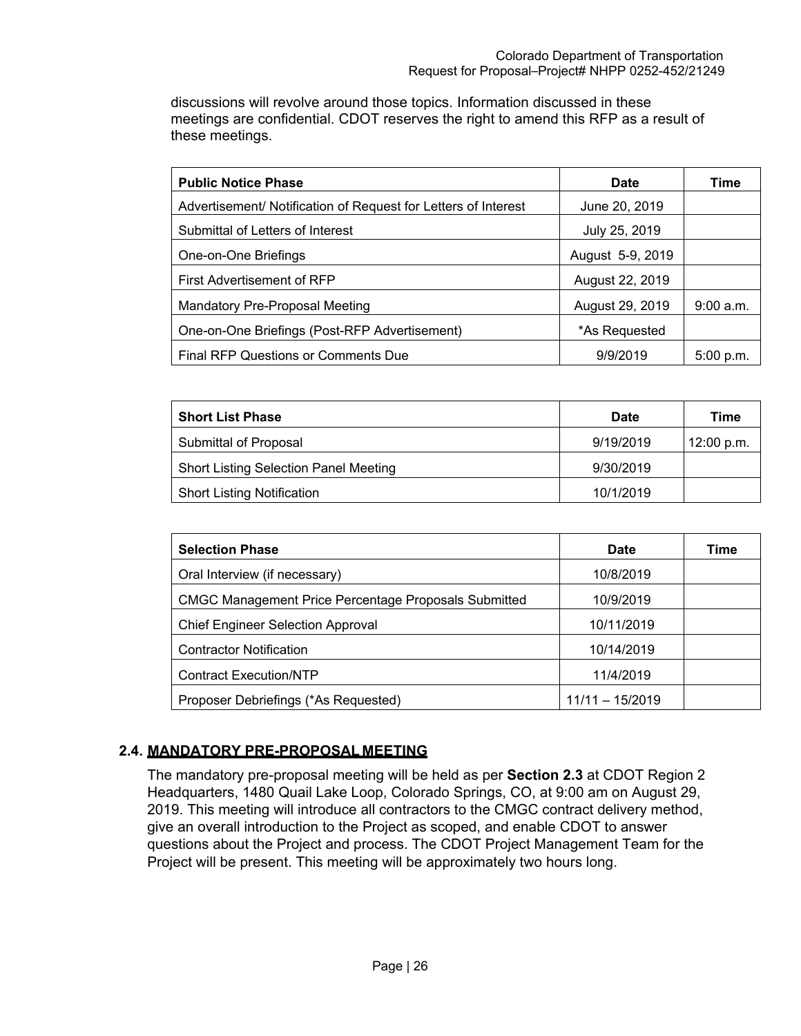discussions will revolve around those topics. Information discussed in these meetings are confidential. CDOT reserves the right to amend this RFP as a result of these meetings.

| Public Notice Phase | Date | Time |
|---|---|---|
| Advertisement/ Notification of Request for Letters of Interest | June 20, 2019 | |
| Submittal of Letters of Interest | July 25, 2019 | |
| One-on-One Briefings | August 5-9, 2019 | |
| First Advertisement of RFP | August 22, 2019 | |
| Mandatory Pre-Proposal Meeting | August 29, 2019 | 9:00 a.m. |
| One-on-One Briefings (Post-RFP Advertisement) | *As Requested | |
| Final RFP Questions or Comments Due | 9/9/2019 | 5:00 p.m. |

| Short List Phase | Date | Time |
|---|---|---|
| Submittal of Proposal | 9/19/2019 | 12:00 p.m. |
| Short Listing Selection Panel Meeting | 9/30/2019 | |
| Short Listing Notification | 10/1/2019 | |

| Selection Phase | Date | Time |
|---|---|---|
| Oral Interview (if necessary) | 10/8/2019 | |
| CMGC Management Price Percentage Proposals Submitted | 10/9/2019 | |
| Chief Engineer Selection Approval | 10/11/2019 | |
| Contractor Notification | 10/14/2019 | |
| Contract Execution/NTP | 11/4/2019 | |
| Proposer Debriefings (*As Requested) | 11/11 – 15/2019 | |

### 2.4. MANDATORY PRE-PROPOSAL MEETING

The mandatory pre-proposal meeting will be held as per **Section 2.3** at CDOT Region 2 Headquarters, 1480 Quail Lake Loop, Colorado Springs, CO, at 9:00 am on August 29, 2019. This meeting will introduce all contractors to the CMGC contract delivery method, give an overall introduction to the Project as scoped, and enable CDOT to answer questions about the Project and process. The CDOT Project Management Team for the Project will be present. This meeting will be approximately two hours long.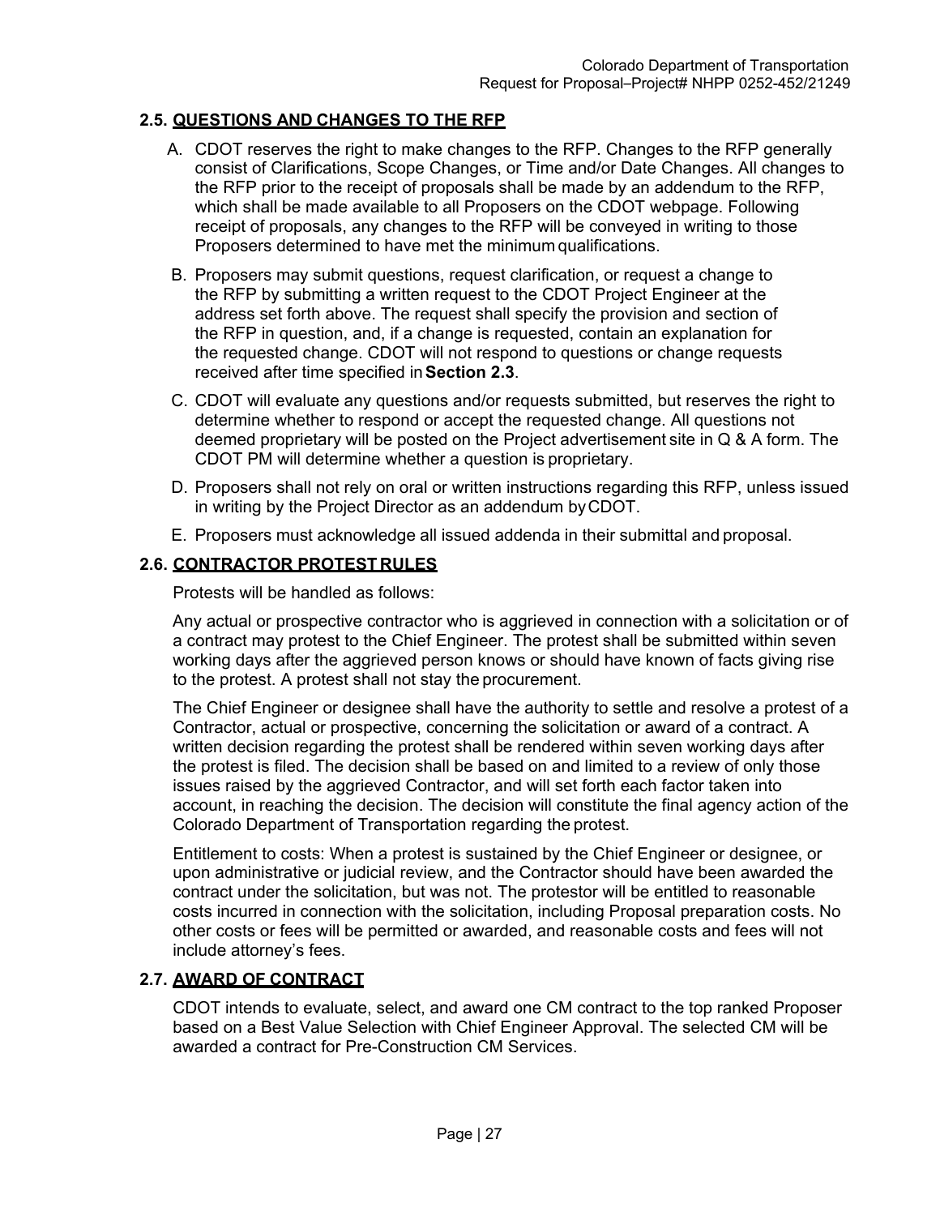## 2.5. QUESTIONS AND CHANGES TO THE RFP

A. CDOT reserves the right to make changes to the RFP. Changes to the RFP generally consist of Clarifications, Scope Changes, or Time and/or Date Changes. All changes to the RFP prior to the receipt of proposals shall be made by an addendum to the RFP, which shall be made available to all Proposers on the CDOT webpage. Following receipt of proposals, any changes to the RFP will be conveyed in writing to those Proposers determined to have met the minimum qualifications.

B. Proposers may submit questions, request clarification, or request a change to the RFP by submitting a written request to the CDOT Project Engineer at the address set forth above. The request shall specify the provision and section of the RFP in question, and, if a change is requested, contain an explanation for the requested change. CDOT will not respond to questions or change requests received after time specified in **Section 2.3**.

C. CDOT will evaluate any questions and/or requests submitted, but reserves the right to determine whether to respond or accept the requested change. All questions not deemed proprietary will be posted on the Project advertisement site in Q & A form. The CDOT PM will determine whether a question is proprietary.

D. Proposers shall not rely on oral or written instructions regarding this RFP, unless issued in writing by the Project Director as an addendum by CDOT.

E. Proposers must acknowledge all issued addenda in their submittal and proposal.

## 2.6. CONTRACTOR PROTEST RULES

Protests will be handled as follows:

Any actual or prospective contractor who is aggrieved in connection with a solicitation or of a contract may protest to the Chief Engineer. The protest shall be submitted within seven working days after the aggrieved person knows or should have known of facts giving rise to the protest. A protest shall not stay the procurement.

The Chief Engineer or designee shall have the authority to settle and resolve a protest of a Contractor, actual or prospective, concerning the solicitation or award of a contract. A written decision regarding the protest shall be rendered within seven working days after the protest is filed. The decision shall be based on and limited to a review of only those issues raised by the aggrieved Contractor, and will set forth each factor taken into account, in reaching the decision. The decision will constitute the final agency action of the Colorado Department of Transportation regarding the protest.

Entitlement to costs: When a protest is sustained by the Chief Engineer or designee, or upon administrative or judicial review, and the Contractor should have been awarded the contract under the solicitation, but was not. The protestor will be entitled to reasonable costs incurred in connection with the solicitation, including Proposal preparation costs. No other costs or fees will be permitted or awarded, and reasonable costs and fees will not include attorney's fees.

## 2.7. AWARD OF CONTRACT

CDOT intends to evaluate, select, and award one CM contract to the top ranked Proposer based on a Best Value Selection with Chief Engineer Approval. The selected CM will be awarded a contract for Pre-Construction CM Services.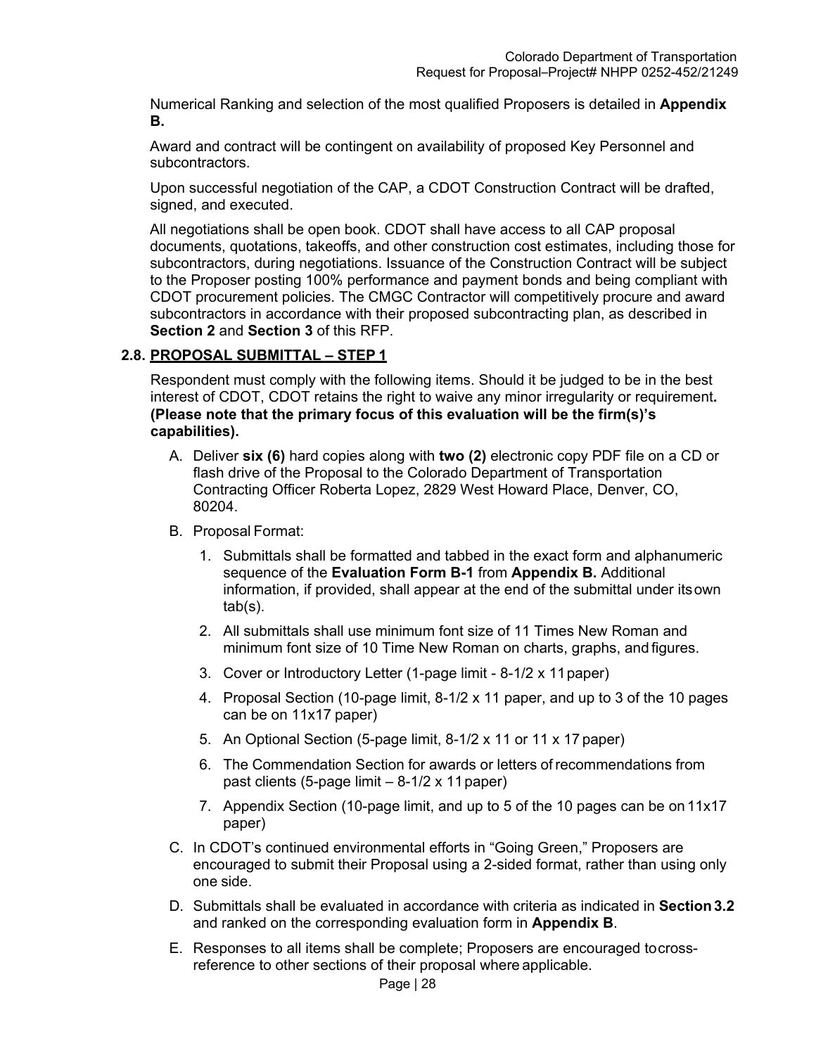Numerical Ranking and selection of the most qualified Proposers is detailed in **Appendix B.**

Award and contract will be contingent on availability of proposed Key Personnel and subcontractors.

Upon successful negotiation of the CAP, a CDOT Construction Contract will be drafted, signed, and executed.

All negotiations shall be open book. CDOT shall have access to all CAP proposal documents, quotations, takeoffs, and other construction cost estimates, including those for subcontractors, during negotiations. Issuance of the Construction Contract will be subject to the Proposer posting 100% performance and payment bonds and being compliant with CDOT procurement policies. The CMGC Contractor will competitively procure and award subcontractors in accordance with their proposed subcontracting plan, as described in **Section 2** and **Section 3** of this RFP.

## 2.8. PROPOSAL SUBMITTAL – STEP 1

Respondent must comply with the following items. Should it be judged to be in the best interest of CDOT, CDOT retains the right to waive any minor irregularity or requirement**. (Please note that the primary focus of this evaluation will be the firm(s)'s capabilities).**

A. Deliver **six (6)** hard copies along with **two (2)** electronic copy PDF file on a CD or flash drive of the Proposal to the Colorado Department of Transportation Contracting Officer Roberta Lopez, 2829 West Howard Place, Denver, CO, 80204.

B. Proposal Format:

   1. Submittals shall be formatted and tabbed in the exact form and alphanumeric sequence of the **Evaluation Form B-1** from **Appendix B.** Additional information, if provided, shall appear at the end of the submittal under its own tab(s).
   2. All submittals shall use minimum font size of 11 Times New Roman and minimum font size of 10 Time New Roman on charts, graphs, and figures.
   3. Cover or Introductory Letter (1-page limit - 8-1/2 x 11 paper)
   4. Proposal Section (10-page limit, 8-1/2 x 11 paper, and up to 3 of the 10 pages can be on 11x17 paper)
   5. An Optional Section (5-page limit, 8-1/2 x 11 or 11 x 17 paper)
   6. The Commendation Section for awards or letters of recommendations from past clients (5-page limit – 8-1/2 x 11 paper)
   7. Appendix Section (10-page limit, and up to 5 of the 10 pages can be on 11x17 paper)

C. In CDOT's continued environmental efforts in "Going Green," Proposers are encouraged to submit their Proposal using a 2-sided format, rather than using only one side.

D. Submittals shall be evaluated in accordance with criteria as indicated in **Section 3.2** and ranked on the corresponding evaluation form in **Appendix B**.

E. Responses to all items shall be complete; Proposers are encouraged to cross-reference to other sections of their proposal where applicable.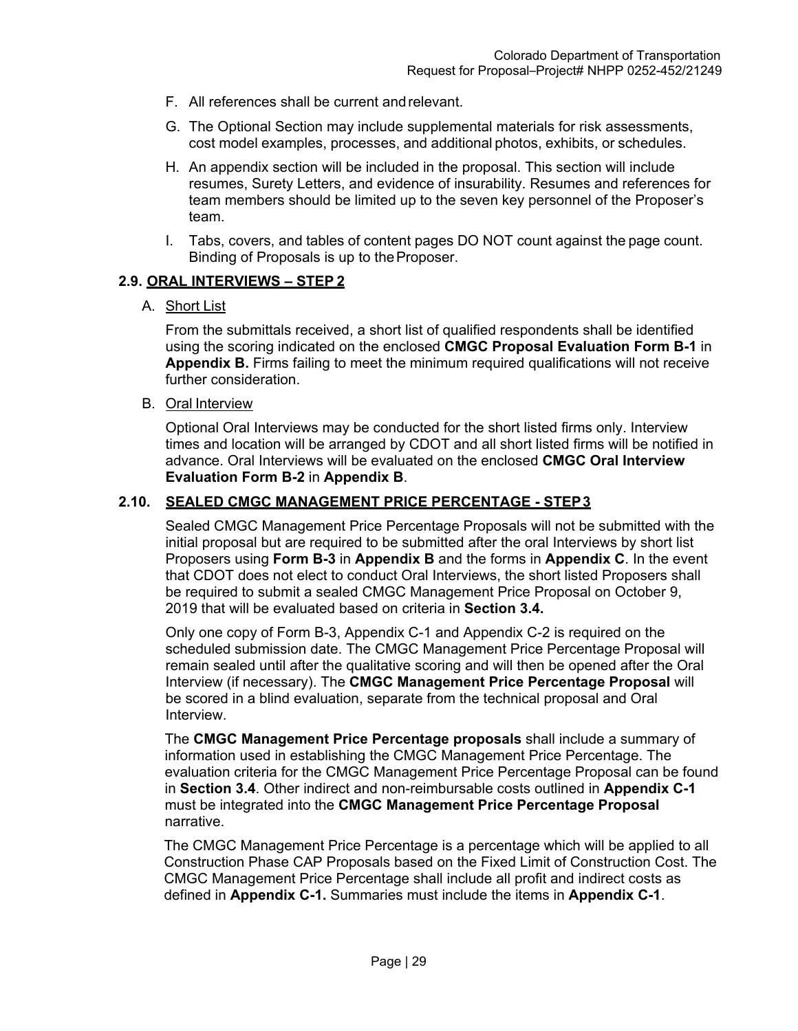F. All references shall be current and relevant.

G. The Optional Section may include supplemental materials for risk assessments, cost model examples, processes, and additional photos, exhibits, or schedules.

H. An appendix section will be included in the proposal. This section will include resumes, Surety Letters, and evidence of insurability. Resumes and references for team members should be limited up to the seven key personnel of the Proposer's team.

I. Tabs, covers, and tables of content pages DO NOT count against the page count. Binding of Proposals is up to the Proposer.

### 2.9. ORAL INTERVIEWS – STEP 2

A. Short List

From the submittals received, a short list of qualified respondents shall be identified using the scoring indicated on the enclosed **CMGC Proposal Evaluation Form B-1** in **Appendix B.** Firms failing to meet the minimum required qualifications will not receive further consideration.

B. Oral Interview

Optional Oral Interviews may be conducted for the short listed firms only. Interview times and location will be arranged by CDOT and all short listed firms will be notified in advance. Oral Interviews will be evaluated on the enclosed **CMGC Oral Interview Evaluation Form B-2** in **Appendix B**.

### 2.10. SEALED CMGC MANAGEMENT PRICE PERCENTAGE - STEP 3

Sealed CMGC Management Price Percentage Proposals will not be submitted with the initial proposal but are required to be submitted after the oral Interviews by short list Proposers using **Form B-3** in **Appendix B** and the forms in **Appendix C**. In the event that CDOT does not elect to conduct Oral Interviews, the short listed Proposers shall be required to submit a sealed CMGC Management Price Proposal on October 9, 2019 that will be evaluated based on criteria in **Section 3.4.**

Only one copy of Form B-3, Appendix C-1 and Appendix C-2 is required on the scheduled submission date. The CMGC Management Price Percentage Proposal will remain sealed until after the qualitative scoring and will then be opened after the Oral Interview (if necessary). The **CMGC Management Price Percentage Proposal** will be scored in a blind evaluation, separate from the technical proposal and Oral Interview.

The **CMGC Management Price Percentage proposals** shall include a summary of information used in establishing the CMGC Management Price Percentage. The evaluation criteria for the CMGC Management Price Percentage Proposal can be found in **Section 3.4**. Other indirect and non-reimbursable costs outlined in **Appendix C-1** must be integrated into the **CMGC Management Price Percentage Proposal** narrative.

The CMGC Management Price Percentage is a percentage which will be applied to all Construction Phase CAP Proposals based on the Fixed Limit of Construction Cost. The CMGC Management Price Percentage shall include all profit and indirect costs as defined in **Appendix C-1.** Summaries must include the items in **Appendix C-1**.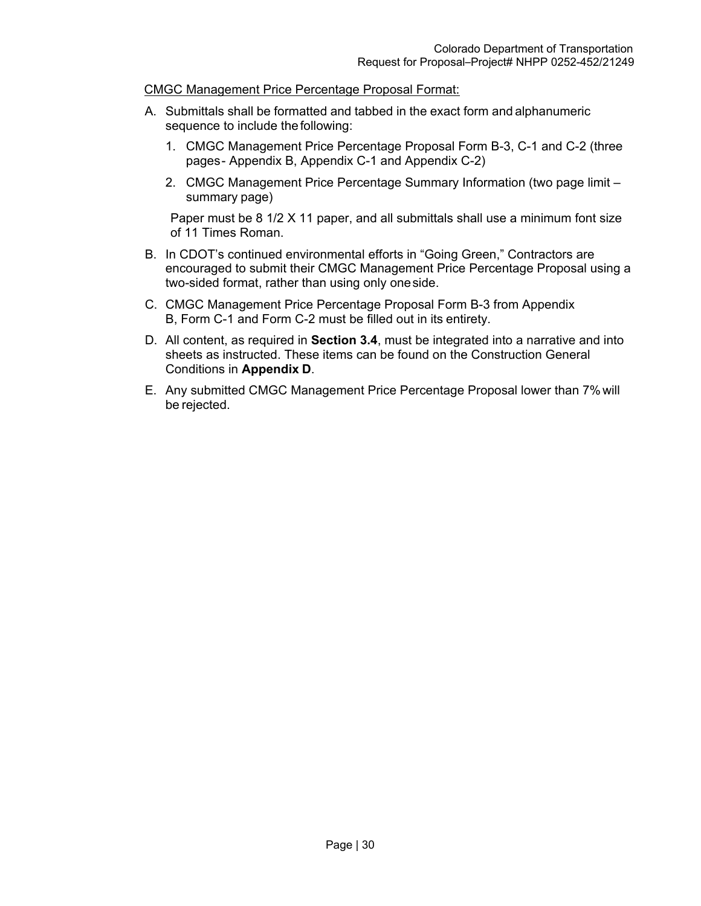<u>CMGC Management Price Percentage Proposal Format:</u>

A. Submittals shall be formatted and tabbed in the exact form and alphanumeric sequence to include the following:

   1. CMGC Management Price Percentage Proposal Form B-3, C-1 and C-2 (three pages- Appendix B, Appendix C-1 and Appendix C-2)
   2. CMGC Management Price Percentage Summary Information (two page limit – summary page)

   Paper must be 8 1/2 X 11 paper, and all submittals shall use a minimum font size of 11 Times Roman.

B. In CDOT's continued environmental efforts in "Going Green," Contractors are encouraged to submit their CMGC Management Price Percentage Proposal using a two-sided format, rather than using only one side.

C. CMGC Management Price Percentage Proposal Form B-3 from Appendix B, Form C-1 and Form C-2 must be filled out in its entirety.

D. All content, as required in **Section 3.4**, must be integrated into a narrative and into sheets as instructed. These items can be found on the Construction General Conditions in **Appendix D**.

E. Any submitted CMGC Management Price Percentage Proposal lower than 7% will be rejected.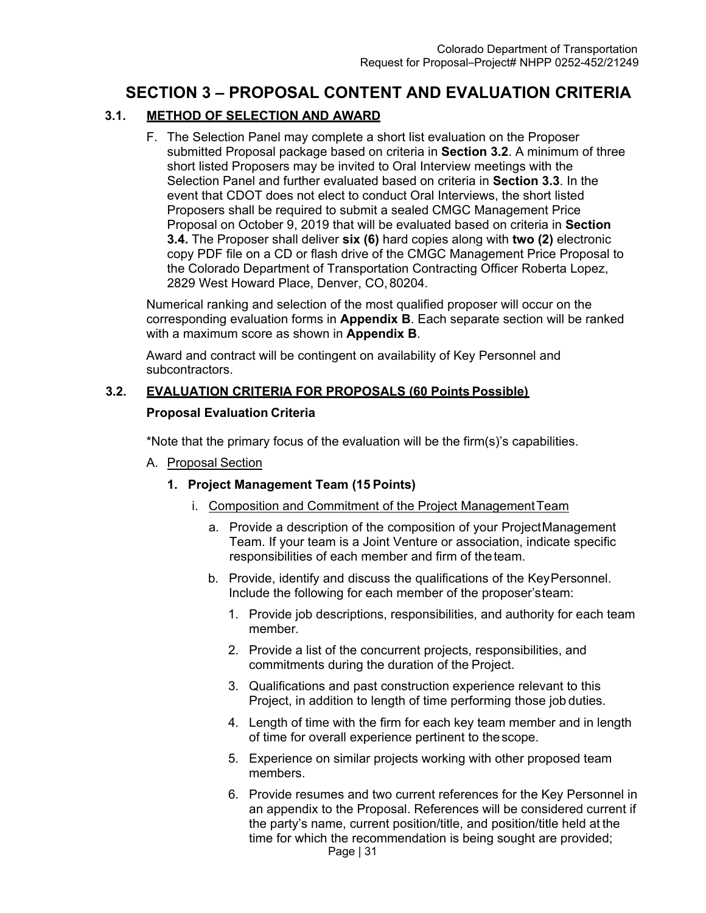# SECTION 3 – PROPOSAL CONTENT AND EVALUATION CRITERIA

## 3.1. METHOD OF SELECTION AND AWARD

F. The Selection Panel may complete a short list evaluation on the Proposer submitted Proposal package based on criteria in **Section 3.2**. A minimum of three short listed Proposers may be invited to Oral Interview meetings with the Selection Panel and further evaluated based on criteria in **Section 3.3**. In the event that CDOT does not elect to conduct Oral Interviews, the short listed Proposers shall be required to submit a sealed CMGC Management Price Proposal on October 9, 2019 that will be evaluated based on criteria in **Section 3.4.** The Proposer shall deliver **six (6)** hard copies along with **two (2)** electronic copy PDF file on a CD or flash drive of the CMGC Management Price Proposal to the Colorado Department of Transportation Contracting Officer Roberta Lopez, 2829 West Howard Place, Denver, CO, 80204.

Numerical ranking and selection of the most qualified proposer will occur on the corresponding evaluation forms in **Appendix B**. Each separate section will be ranked with a maximum score as shown in **Appendix B**.

Award and contract will be contingent on availability of Key Personnel and subcontractors.

## 3.2. EVALUATION CRITERIA FOR PROPOSALS (60 Points Possible)

**Proposal Evaluation Criteria**

*Note that the primary focus of the evaluation will be the firm(s)'s capabilities.

A. Proposal Section

**1. Project Management Team (15 Points)**

i. Composition and Commitment of the Project Management Team

a. Provide a description of the composition of your Project Management Team. If your team is a Joint Venture or association, indicate specific responsibilities of each member and firm of the team.

b. Provide, identify and discuss the qualifications of the Key Personnel. Include the following for each member of the proposer's team:

1. Provide job descriptions, responsibilities, and authority for each team member.
2. Provide a list of the concurrent projects, responsibilities, and commitments during the duration of the Project.
3. Qualifications and past construction experience relevant to this Project, in addition to length of time performing those job duties.
4. Length of time with the firm for each key team member and in length of time for overall experience pertinent to the scope.
5. Experience on similar projects working with other proposed team members.
6. Provide resumes and two current references for the Key Personnel in an appendix to the Proposal. References will be considered current if the party's name, current position/title, and position/title held at the time for which the recommendation is being sought are provided;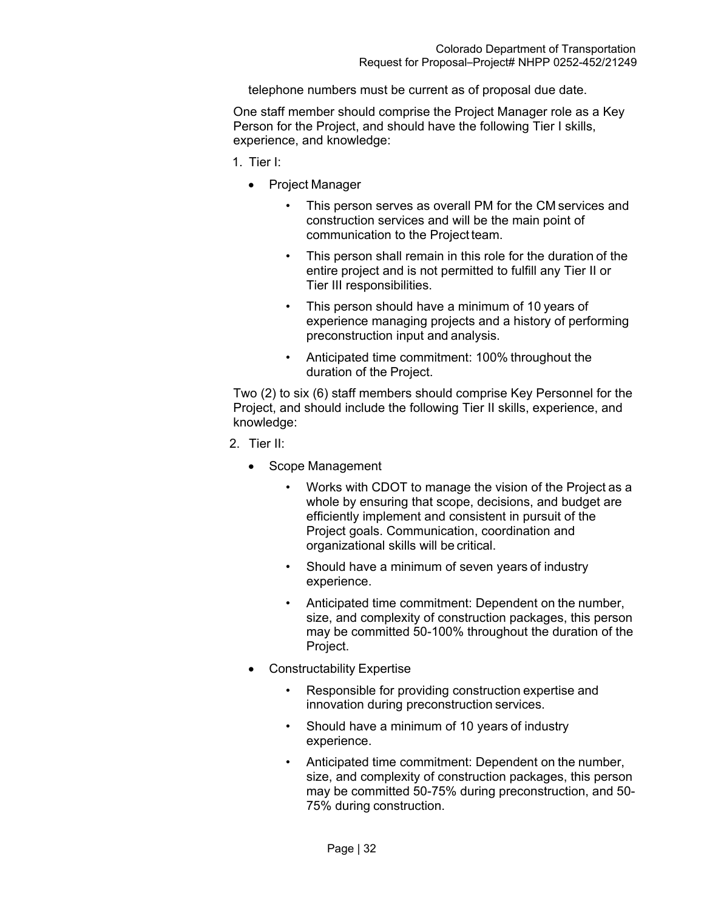telephone numbers must be current as of proposal due date.

One staff member should comprise the Project Manager role as a Key Person for the Project, and should have the following Tier I skills, experience, and knowledge:

1. Tier I:
   - Project Manager
     - This person serves as overall PM for the CM services and construction services and will be the main point of communication to the Project team.
     - This person shall remain in this role for the duration of the entire project and is not permitted to fulfill any Tier II or Tier III responsibilities.
     - This person should have a minimum of 10 years of experience managing projects and a history of performing preconstruction input and analysis.
     - Anticipated time commitment: 100% throughout the duration of the Project.

Two (2) to six (6) staff members should comprise Key Personnel for the Project, and should include the following Tier II skills, experience, and knowledge:

2. Tier II:
   - Scope Management
     - Works with CDOT to manage the vision of the Project as a whole by ensuring that scope, decisions, and budget are efficiently implement and consistent in pursuit of the Project goals. Communication, coordination and organizational skills will be critical.
     - Should have a minimum of seven years of industry experience.
     - Anticipated time commitment: Dependent on the number, size, and complexity of construction packages, this person may be committed 50-100% throughout the duration of the Project.
   - Constructability Expertise
     - Responsible for providing construction expertise and innovation during preconstruction services.
     - Should have a minimum of 10 years of industry experience.
     - Anticipated time commitment: Dependent on the number, size, and complexity of construction packages, this person may be committed 50-75% during preconstruction, and 50-75% during construction.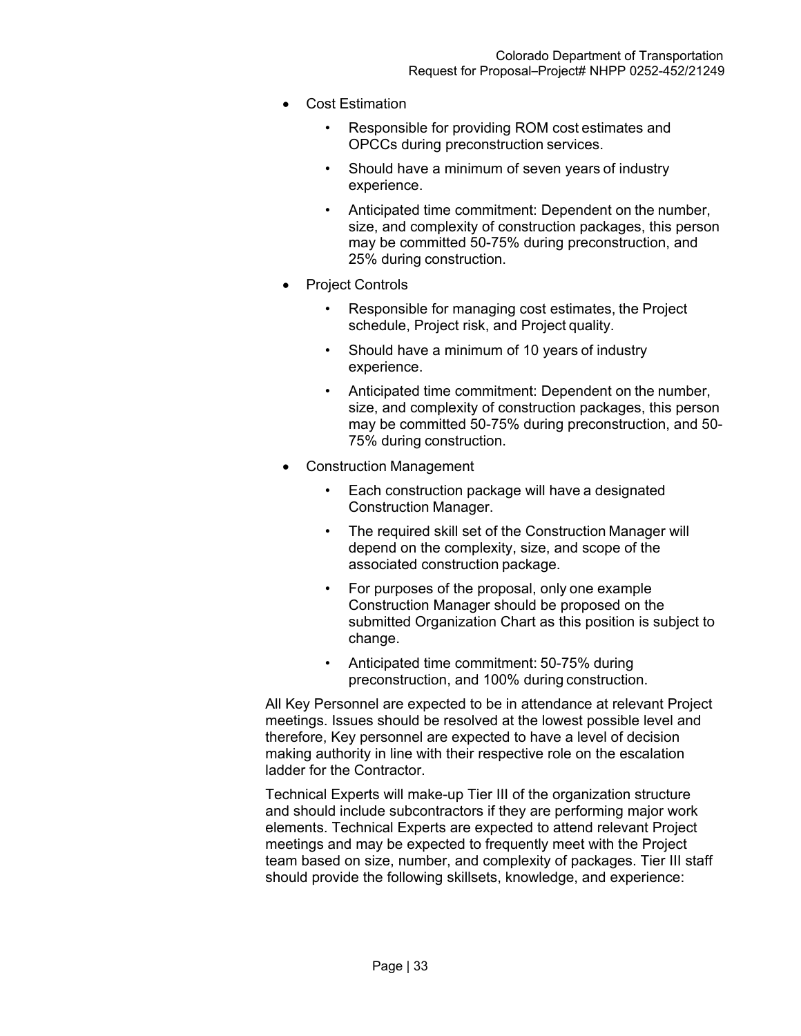- Cost Estimation
  - Responsible for providing ROM cost estimates and OPCCs during preconstruction services.
  - Should have a minimum of seven years of industry experience.
  - Anticipated time commitment: Dependent on the number, size, and complexity of construction packages, this person may be committed 50-75% during preconstruction, and 25% during construction.
- Project Controls
  - Responsible for managing cost estimates, the Project schedule, Project risk, and Project quality.
  - Should have a minimum of 10 years of industry experience.
  - Anticipated time commitment: Dependent on the number, size, and complexity of construction packages, this person may be committed 50-75% during preconstruction, and 50-75% during construction.
- Construction Management
  - Each construction package will have a designated Construction Manager.
  - The required skill set of the Construction Manager will depend on the complexity, size, and scope of the associated construction package.
  - For purposes of the proposal, only one example Construction Manager should be proposed on the submitted Organization Chart as this position is subject to change.
  - Anticipated time commitment: 50-75% during preconstruction, and 100% during construction.

All Key Personnel are expected to be in attendance at relevant Project meetings. Issues should be resolved at the lowest possible level and therefore, Key personnel are expected to have a level of decision making authority in line with their respective role on the escalation ladder for the Contractor.

Technical Experts will make-up Tier III of the organization structure and should include subcontractors if they are performing major work elements. Technical Experts are expected to attend relevant Project meetings and may be expected to frequently meet with the Project team based on size, number, and complexity of packages. Tier III staff should provide the following skillsets, knowledge, and experience: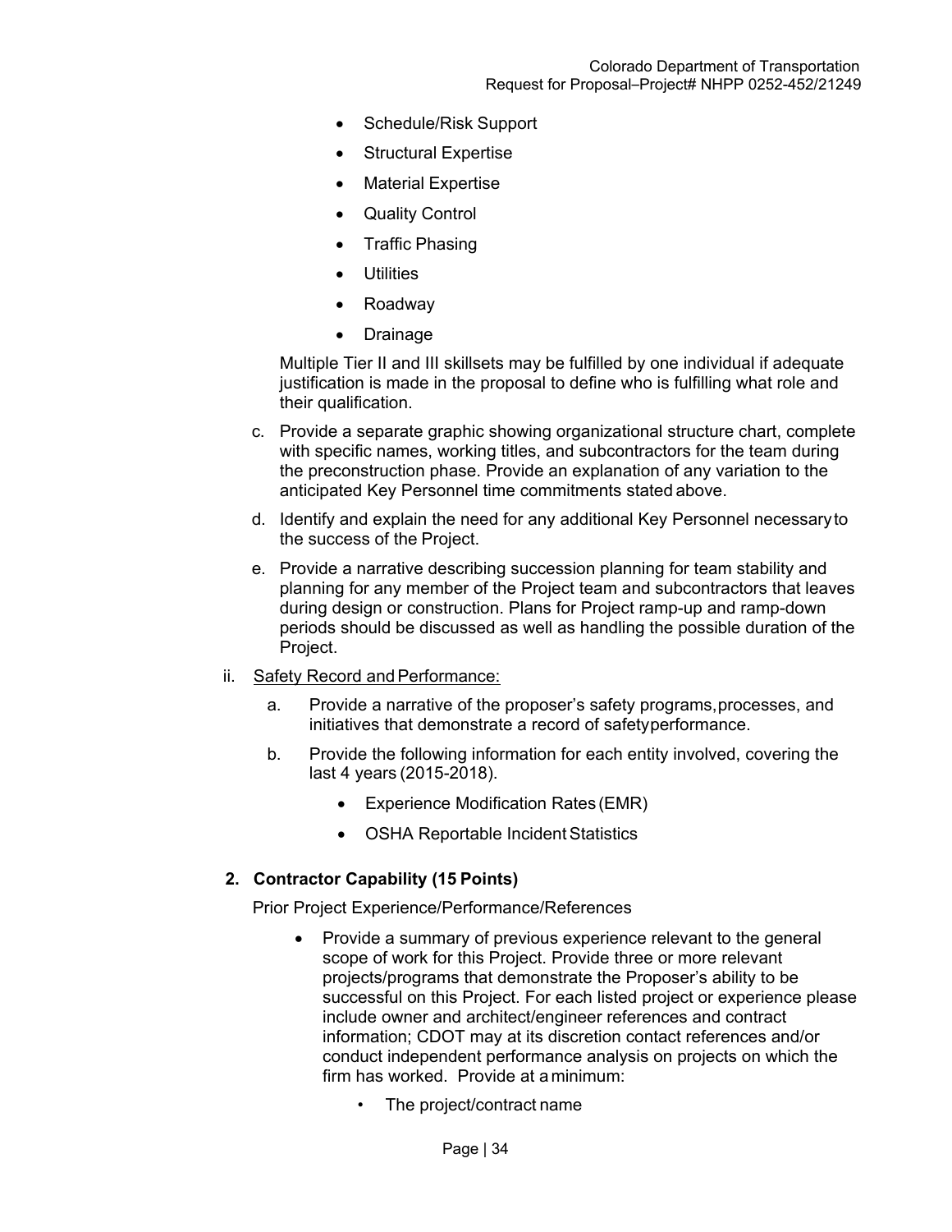- Schedule/Risk Support
- Structural Expertise
- Material Expertise
- Quality Control
- Traffic Phasing
- Utilities
- Roadway
- Drainage

Multiple Tier II and III skillsets may be fulfilled by one individual if adequate justification is made in the proposal to define who is fulfilling what role and their qualification.

c. Provide a separate graphic showing organizational structure chart, complete with specific names, working titles, and subcontractors for the team during the preconstruction phase. Provide an explanation of any variation to the anticipated Key Personnel time commitments stated above.

d. Identify and explain the need for any additional Key Personnel necessary to the success of the Project.

e. Provide a narrative describing succession planning for team stability and planning for any member of the Project team and subcontractors that leaves during design or construction. Plans for Project ramp-up and ramp-down periods should be discussed as well as handling the possible duration of the Project.

ii. Safety Record and Performance:

a. Provide a narrative of the proposer's safety programs, processes, and initiatives that demonstrate a record of safety performance.

b. Provide the following information for each entity involved, covering the last 4 years (2015-2018).

- Experience Modification Rates (EMR)
- OSHA Reportable Incident Statistics

**2. Contractor Capability (15 Points)**

Prior Project Experience/Performance/References

- Provide a summary of previous experience relevant to the general scope of work for this Project. Provide three or more relevant projects/programs that demonstrate the Proposer's ability to be successful on this Project. For each listed project or experience please include owner and architect/engineer references and contract information; CDOT may at its discretion contact references and/or conduct independent performance analysis on projects on which the firm has worked. Provide at a minimum:
  - The project/contract name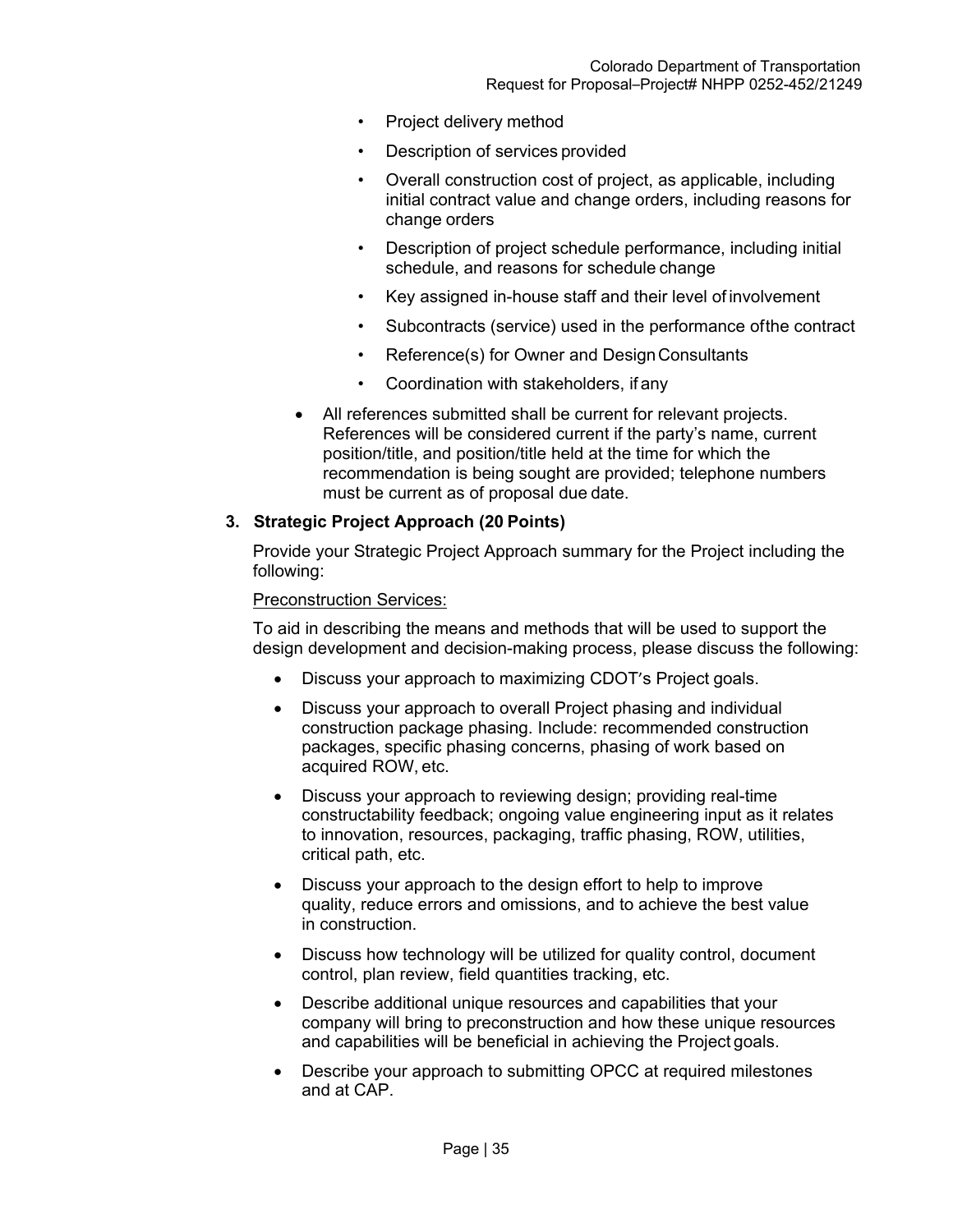- Project delivery method
  - Description of services provided
  - Overall construction cost of project, as applicable, including initial contract value and change orders, including reasons for change orders
  - Description of project schedule performance, including initial schedule, and reasons for schedule change
  - Key assigned in-house staff and their level of involvement
  - Subcontracts (service) used in the performance of the contract
  - Reference(s) for Owner and Design Consultants
  - Coordination with stakeholders, if any
- All references submitted shall be current for relevant projects. References will be considered current if the party's name, current position/title, and position/title held at the time for which the recommendation is being sought are provided; telephone numbers must be current as of proposal due date.

**3. Strategic Project Approach (20 Points)**

Provide your Strategic Project Approach summary for the Project including the following:

Preconstruction Services:

To aid in describing the means and methods that will be used to support the design development and decision-making process, please discuss the following:

- Discuss your approach to maximizing CDOT's Project goals.
- Discuss your approach to overall Project phasing and individual construction package phasing. Include: recommended construction packages, specific phasing concerns, phasing of work based on acquired ROW, etc.
- Discuss your approach to reviewing design; providing real-time constructability feedback; ongoing value engineering input as it relates to innovation, resources, packaging, traffic phasing, ROW, utilities, critical path, etc.
- Discuss your approach to the design effort to help to improve quality, reduce errors and omissions, and to achieve the best value in construction.
- Discuss how technology will be utilized for quality control, document control, plan review, field quantities tracking, etc.
- Describe additional unique resources and capabilities that your company will bring to preconstruction and how these unique resources and capabilities will be beneficial in achieving the Project goals.
- Describe your approach to submitting OPCC at required milestones and at CAP.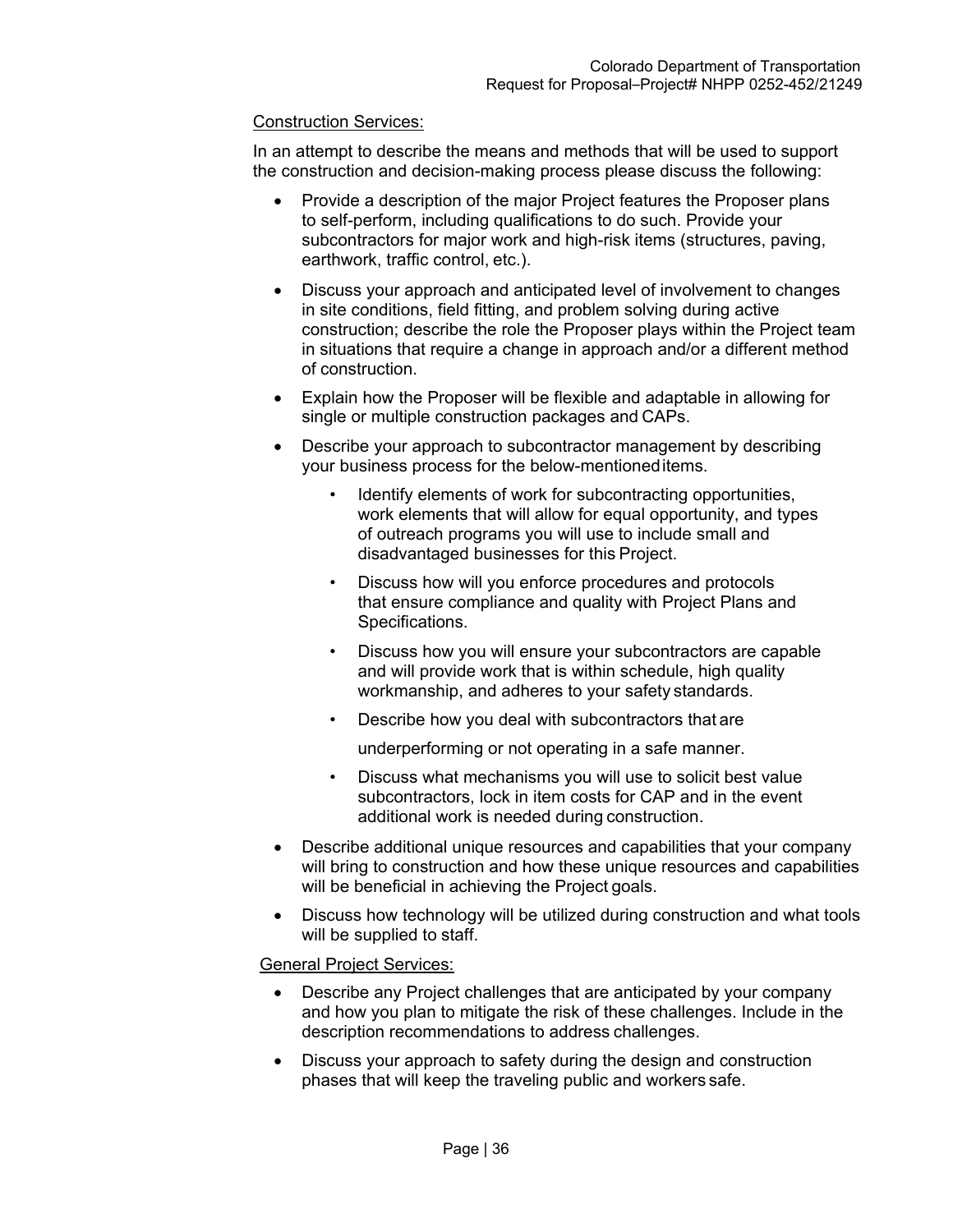<u>Construction Services:</u>

In an attempt to describe the means and methods that will be used to support the construction and decision-making process please discuss the following:

- Provide a description of the major Project features the Proposer plans to self-perform, including qualifications to do such. Provide your subcontractors for major work and high-risk items (structures, paving, earthwork, traffic control, etc.).
- Discuss your approach and anticipated level of involvement to changes in site conditions, field fitting, and problem solving during active construction; describe the role the Proposer plays within the Project team in situations that require a change in approach and/or a different method of construction.
- Explain how the Proposer will be flexible and adaptable in allowing for single or multiple construction packages and CAPs.
- Describe your approach to subcontractor management by describing your business process for the below-mentioned items.
  - Identify elements of work for subcontracting opportunities, work elements that will allow for equal opportunity, and types of outreach programs you will use to include small and disadvantaged businesses for this Project.
  - Discuss how will you enforce procedures and protocols that ensure compliance and quality with Project Plans and Specifications.
  - Discuss how you will ensure your subcontractors are capable and will provide work that is within schedule, high quality workmanship, and adheres to your safety standards.
  - Describe how you deal with subcontractors that are underperforming or not operating in a safe manner.
  - Discuss what mechanisms you will use to solicit best value subcontractors, lock in item costs for CAP and in the event additional work is needed during construction.
- Describe additional unique resources and capabilities that your company will bring to construction and how these unique resources and capabilities will be beneficial in achieving the Project goals.
- Discuss how technology will be utilized during construction and what tools will be supplied to staff.

<u>General Project Services:</u>

- Describe any Project challenges that are anticipated by your company and how you plan to mitigate the risk of these challenges. Include in the description recommendations to address challenges.
- Discuss your approach to safety during the design and construction phases that will keep the traveling public and workers safe.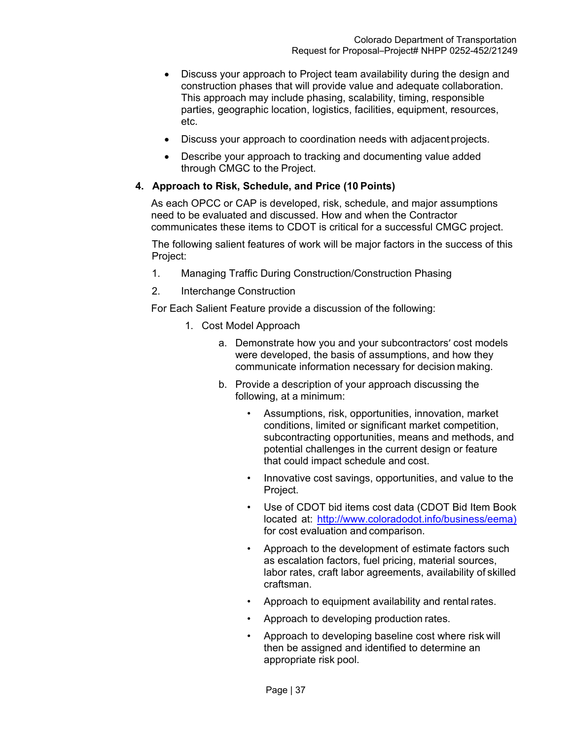- Discuss your approach to Project team availability during the design and construction phases that will provide value and adequate collaboration. This approach may include phasing, scalability, timing, responsible parties, geographic location, logistics, facilities, equipment, resources, etc.
- Discuss your approach to coordination needs with adjacent projects.
- Describe your approach to tracking and documenting value added through CMGC to the Project.

**4. Approach to Risk, Schedule, and Price (10 Points)**

As each OPCC or CAP is developed, risk, schedule, and major assumptions need to be evaluated and discussed. How and when the Contractor communicates these items to CDOT is critical for a successful CMGC project.

The following salient features of work will be major factors in the success of this Project:

1. Managing Traffic During Construction/Construction Phasing
2. Interchange Construction

For Each Salient Feature provide a discussion of the following:

1. Cost Model Approach
    a. Demonstrate how you and your subcontractors' cost models were developed, the basis of assumptions, and how they communicate information necessary for decision making.
    b. Provide a description of your approach discussing the following, at a minimum:
        - Assumptions, risk, opportunities, innovation, market conditions, limited or significant market competition, subcontracting opportunities, means and methods, and potential challenges in the current design or feature that could impact schedule and cost.
        - Innovative cost savings, opportunities, and value to the Project.
        - Use of CDOT bid items cost data (CDOT Bid Item Book located at: http://www.coloradodot.info/business/eema) for cost evaluation and comparison.
        - Approach to the development of estimate factors such as escalation factors, fuel pricing, material sources, labor rates, craft labor agreements, availability of skilled craftsman.
        - Approach to equipment availability and rental rates.
        - Approach to developing production rates.
        - Approach to developing baseline cost where risk will then be assigned and identified to determine an appropriate risk pool.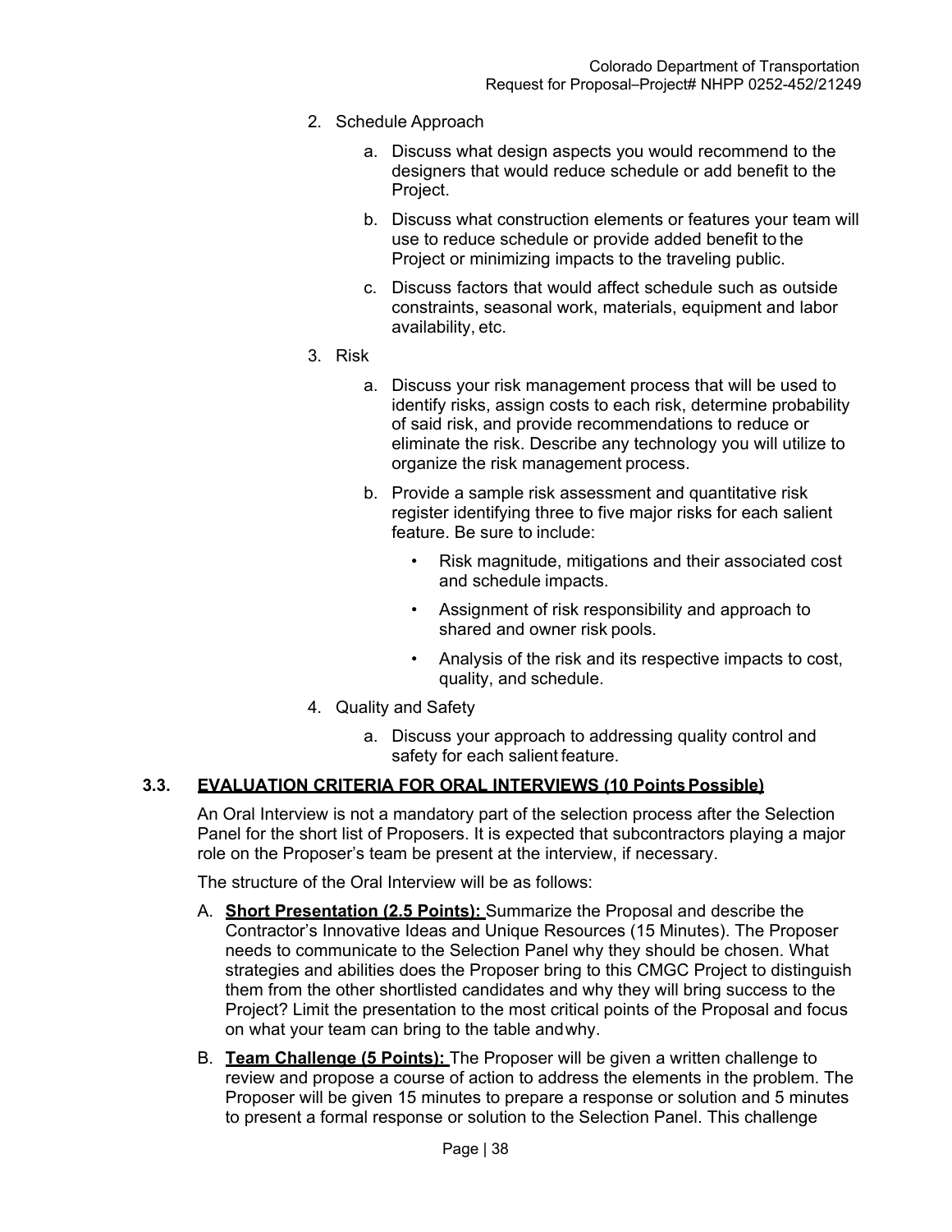2. Schedule Approach

    a. Discuss what design aspects you would recommend to the designers that would reduce schedule or add benefit to the Project.

    b. Discuss what construction elements or features your team will use to reduce schedule or provide added benefit to the Project or minimizing impacts to the traveling public.

    c. Discuss factors that would affect schedule such as outside constraints, seasonal work, materials, equipment and labor availability, etc.

3. Risk

    a. Discuss your risk management process that will be used to identify risks, assign costs to each risk, determine probability of said risk, and provide recommendations to reduce or eliminate the risk. Describe any technology you will utilize to organize the risk management process.

    b. Provide a sample risk assessment and quantitative risk register identifying three to five major risks for each salient feature. Be sure to include:

        - Risk magnitude, mitigations and their associated cost and schedule impacts.
        - Assignment of risk responsibility and approach to shared and owner risk pools.
        - Analysis of the risk and its respective impacts to cost, quality, and schedule.

4. Quality and Safety

    a. Discuss your approach to addressing quality control and safety for each salient feature.

### 3.3. EVALUATION CRITERIA FOR ORAL INTERVIEWS (10 Points Possible)

An Oral Interview is not a mandatory part of the selection process after the Selection Panel for the short list of Proposers. It is expected that subcontractors playing a major role on the Proposer's team be present at the interview, if necessary.

The structure of the Oral Interview will be as follows:

A. **Short Presentation (2.5 Points):** Summarize the Proposal and describe the Contractor's Innovative Ideas and Unique Resources (15 Minutes). The Proposer needs to communicate to the Selection Panel why they should be chosen. What strategies and abilities does the Proposer bring to this CMGC Project to distinguish them from the other shortlisted candidates and why they will bring success to the Project? Limit the presentation to the most critical points of the Proposal and focus on what your team can bring to the table and why.

B. **Team Challenge (5 Points):** The Proposer will be given a written challenge to review and propose a course of action to address the elements in the problem. The Proposer will be given 15 minutes to prepare a response or solution and 5 minutes to present a formal response or solution to the Selection Panel. This challenge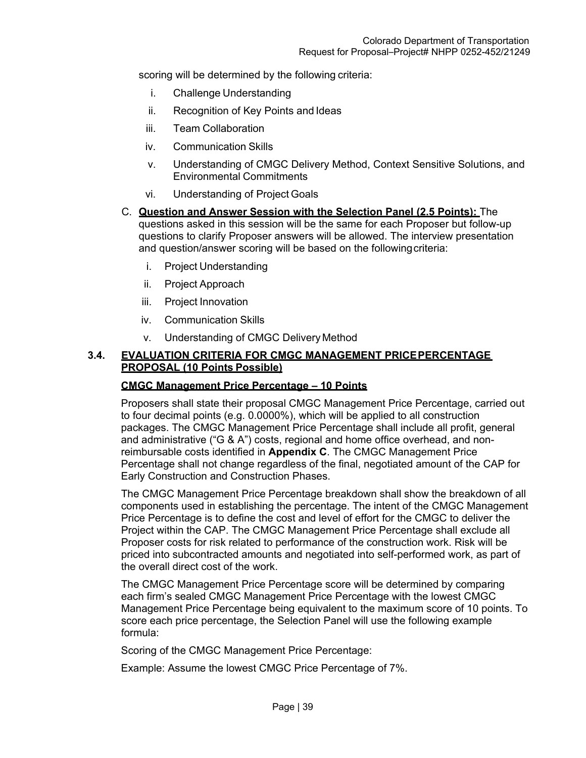scoring will be determined by the following criteria:

i. Challenge Understanding
ii. Recognition of Key Points and Ideas
iii. Team Collaboration
iv. Communication Skills
v. Understanding of CMGC Delivery Method, Context Sensitive Solutions, and Environmental Commitments
vi. Understanding of Project Goals

C. **Question and Answer Session with the Selection Panel (2.5 Points):** The questions asked in this session will be the same for each Proposer but follow-up questions to clarify Proposer answers will be allowed. The interview presentation and question/answer scoring will be based on the following criteria:

i. Project Understanding
ii. Project Approach
iii. Project Innovation
iv. Communication Skills
v. Understanding of CMGC Delivery Method

### 3.4. EVALUATION CRITERIA FOR CMGC MANAGEMENT PRICE PERCENTAGE PROPOSAL (10 Points Possible)

**CMGC Management Price Percentage – 10 Points**

Proposers shall state their proposal CMGC Management Price Percentage, carried out to four decimal points (e.g. 0.0000%), which will be applied to all construction packages. The CMGC Management Price Percentage shall include all profit, general and administrative ("G & A") costs, regional and home office overhead, and non-reimbursable costs identified in **Appendix C**. The CMGC Management Price Percentage shall not change regardless of the final, negotiated amount of the CAP for Early Construction and Construction Phases.

The CMGC Management Price Percentage breakdown shall show the breakdown of all components used in establishing the percentage. The intent of the CMGC Management Price Percentage is to define the cost and level of effort for the CMGC to deliver the Project within the CAP. The CMGC Management Price Percentage shall exclude all Proposer costs for risk related to performance of the construction work. Risk will be priced into subcontracted amounts and negotiated into self-performed work, as part of the overall direct cost of the work.

The CMGC Management Price Percentage score will be determined by comparing each firm's sealed CMGC Management Price Percentage with the lowest CMGC Management Price Percentage being equivalent to the maximum score of 10 points. To score each price percentage, the Selection Panel will use the following example formula:

Scoring of the CMGC Management Price Percentage:

Example: Assume the lowest CMGC Price Percentage of 7%.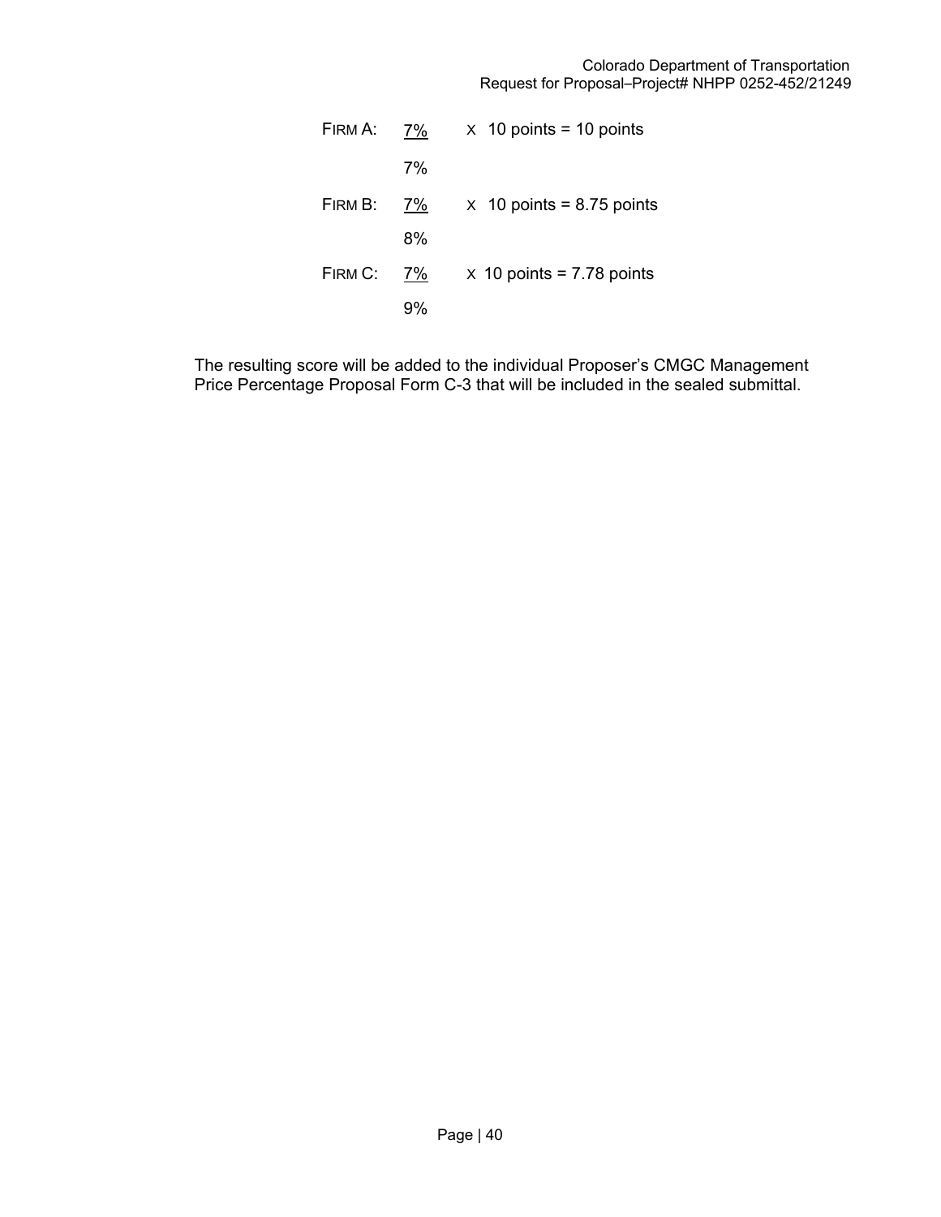FIRM A: $\frac{7\%}{7\%} \times 10 \text{ points} = 10 \text{ points}$

FIRM B: $\frac{7\%}{8\%} \times 10 \text{ points} = 8.75 \text{ points}$

FIRM C: $\frac{7\%}{9\%} \times 10 \text{ points} = 7.78 \text{ points}$

The resulting score will be added to the individual Proposer's CMGC Management Price Percentage Proposal Form C-3 that will be included in the sealed submittal.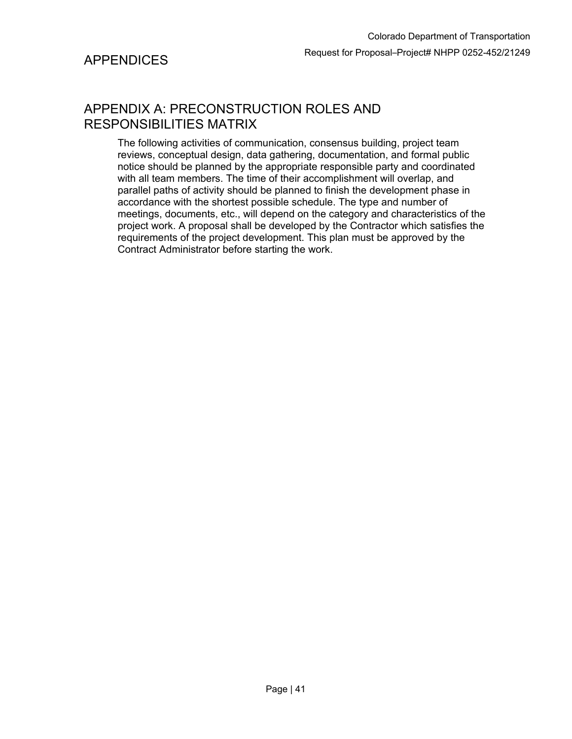# APPENDICES

## APPENDIX A: PRECONSTRUCTION ROLES AND RESPONSIBILITIES MATRIX

The following activities of communication, consensus building, project team reviews, conceptual design, data gathering, documentation, and formal public notice should be planned by the appropriate responsible party and coordinated with all team members. The time of their accomplishment will overlap, and parallel paths of activity should be planned to finish the development phase in accordance with the shortest possible schedule. The type and number of meetings, documents, etc., will depend on the category and characteristics of the project work. A proposal shall be developed by the Contractor which satisfies the requirements of the project development. This plan must be approved by the Contract Administrator before starting the work.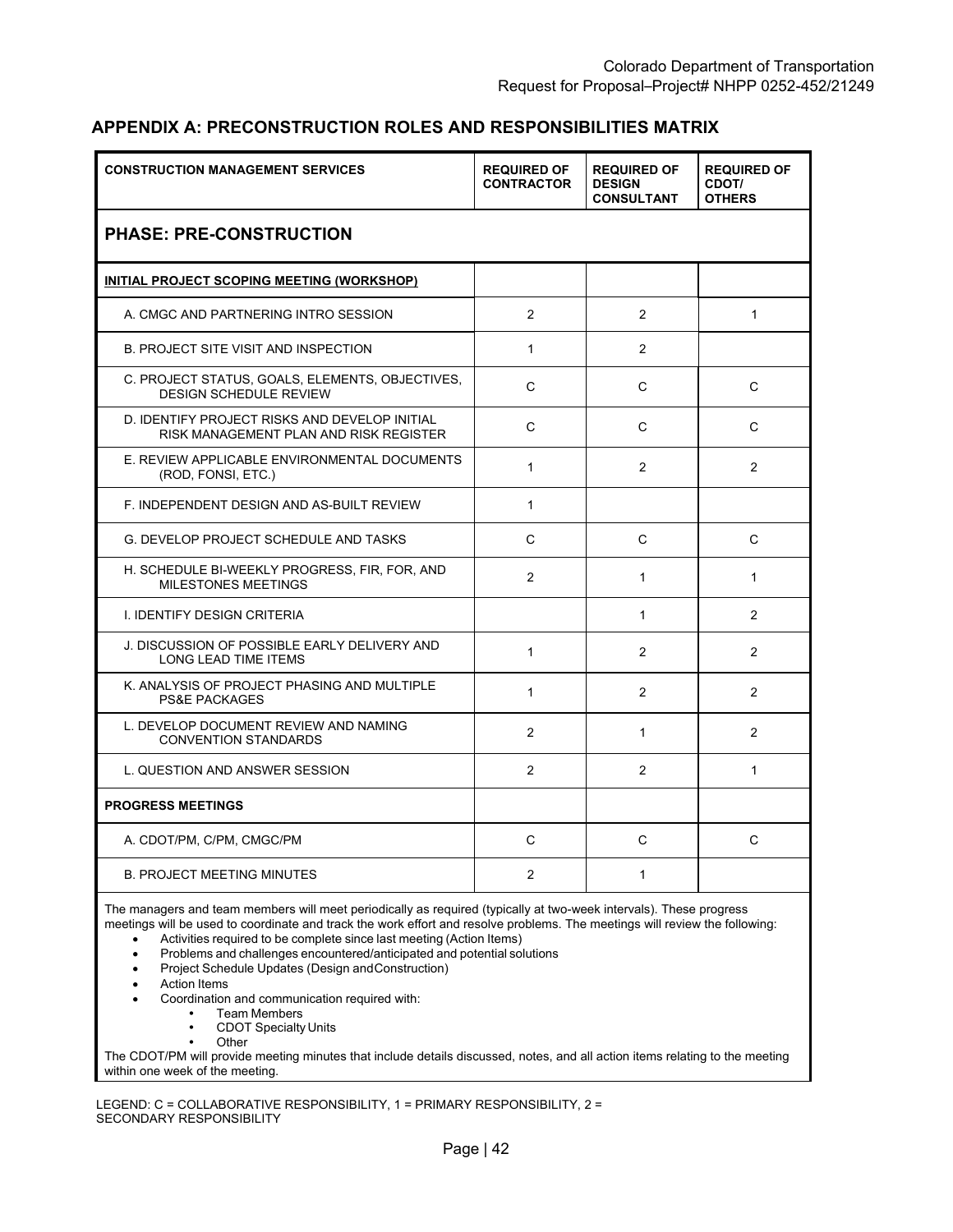## APPENDIX A: PRECONSTRUCTION ROLES AND RESPONSIBILITIES MATRIX

| CONSTRUCTION MANAGEMENT SERVICES | REQUIRED OF CONTRACTOR | REQUIRED OF DESIGN CONSULTANT | REQUIRED OF CDOT/ OTHERS |
|---|---|---|---|
| **PHASE: PRE-CONSTRUCTION** | | | |
| **INITIAL PROJECT SCOPING MEETING (WORKSHOP)** | | | |
| A. CMGC AND PARTNERING INTRO SESSION | 2 | 2 | 1 |
| B. PROJECT SITE VISIT AND INSPECTION | 1 | 2 | |
| C. PROJECT STATUS, GOALS, ELEMENTS, OBJECTIVES, DESIGN SCHEDULE REVIEW | C | C | C |
| D. IDENTIFY PROJECT RISKS AND DEVELOP INITIAL RISK MANAGEMENT PLAN AND RISK REGISTER | C | C | C |
| E. REVIEW APPLICABLE ENVIRONMENTAL DOCUMENTS (ROD, FONSI, ETC.) | 1 | 2 | 2 |
| F. INDEPENDENT DESIGN AND AS-BUILT REVIEW | 1 | | |
| G. DEVELOP PROJECT SCHEDULE AND TASKS | C | C | C |
| H. SCHEDULE BI-WEEKLY PROGRESS, FIR, FOR, AND MILESTONES MEETINGS | 2 | 1 | 1 |
| I. IDENTIFY DESIGN CRITERIA | | 1 | 2 |
| J. DISCUSSION OF POSSIBLE EARLY DELIVERY AND LONG LEAD TIME ITEMS | 1 | 2 | 2 |
| K. ANALYSIS OF PROJECT PHASING AND MULTIPLE PS&E PACKAGES | 1 | 2 | 2 |
| L. DEVELOP DOCUMENT REVIEW AND NAMING CONVENTION STANDARDS | 2 | 1 | 2 |
| L. QUESTION AND ANSWER SESSION | 2 | 2 | 1 |
| **PROGRESS MEETINGS** | | | |
| A. CDOT/PM, C/PM, CMGC/PM | C | C | C |
| B. PROJECT MEETING MINUTES | 2 | 1 | |

The managers and team members will meet periodically as required (typically at two-week intervals). These progress meetings will be used to coordinate and track the work effort and resolve problems. The meetings will review the following:

- Activities required to be complete since last meeting (Action Items)
- Problems and challenges encountered/anticipated and potential solutions
- Project Schedule Updates (Design and Construction)
- Action Items
- Coordination and communication required with:
  - Team Members
  - CDOT Specialty Units
  - Other

The CDOT/PM will provide meeting minutes that include details discussed, notes, and all action items relating to the meeting within one week of the meeting.

LEGEND: C = COLLABORATIVE RESPONSIBILITY, 1 = PRIMARY RESPONSIBILITY, 2 = SECONDARY RESPONSIBILITY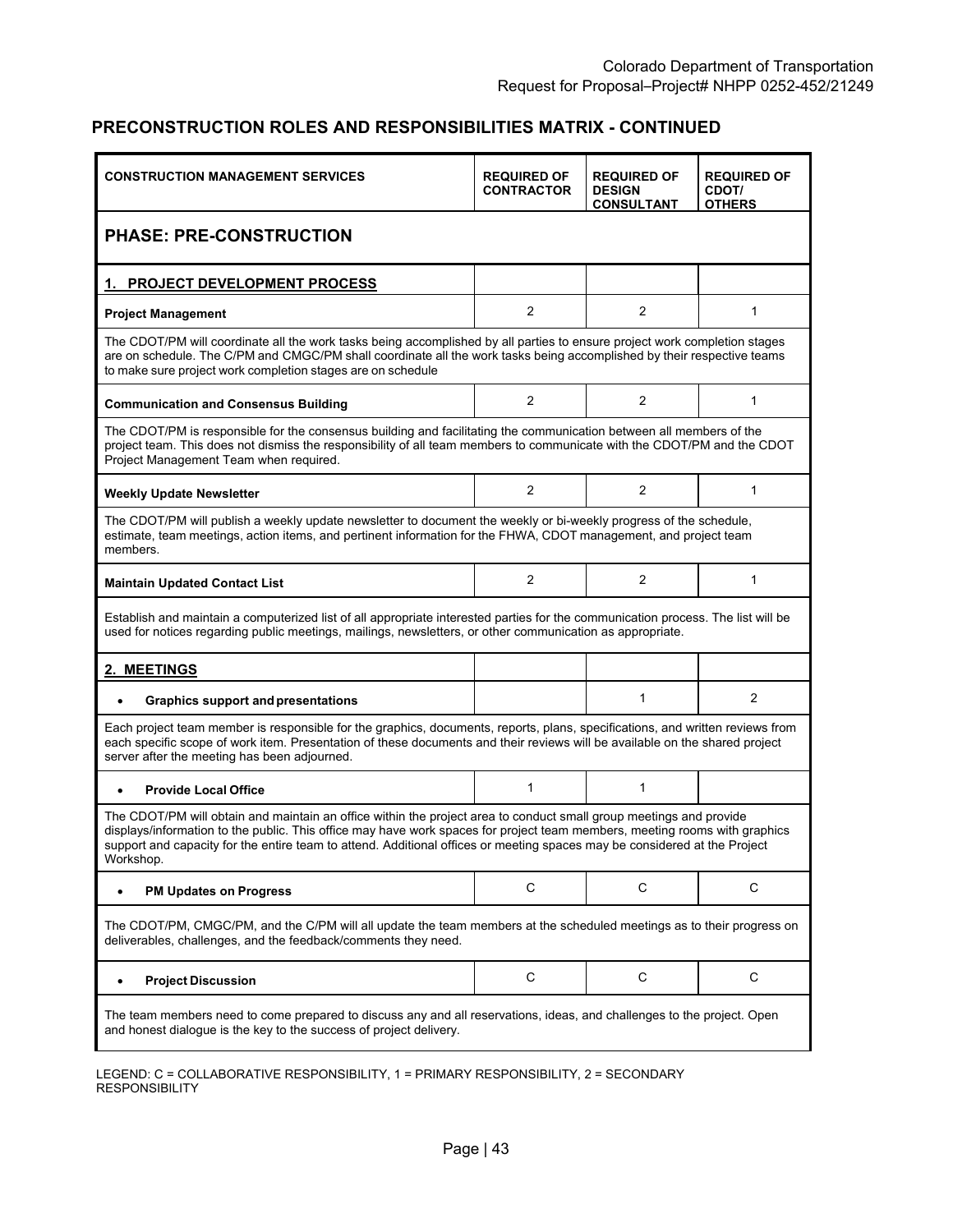## PRECONSTRUCTION ROLES AND RESPONSIBILITIES MATRIX - CONTINUED

| CONSTRUCTION MANAGEMENT SERVICES | REQUIRED OF CONTRACTOR | REQUIRED OF DESIGN CONSULTANT | REQUIRED OF CDOT/ OTHERS |
|---|---|---|---|
| **PHASE: PRE-CONSTRUCTION** | | | |
| **1. PROJECT DEVELOPMENT PROCESS** | | | |
| **Project Management** | 2 | 2 | 1 |
| The CDOT/PM will coordinate all the work tasks being accomplished by all parties to ensure project work completion stages are on schedule. The C/PM and CMGC/PM shall coordinate all the work tasks being accomplished by their respective teams to make sure project work completion stages are on schedule | | | |
| **Communication and Consensus Building** | 2 | 2 | 1 |
| The CDOT/PM is responsible for the consensus building and facilitating the communication between all members of the project team. This does not dismiss the responsibility of all team members to communicate with the CDOT/PM and the CDOT Project Management Team when required. | | | |
| **Weekly Update Newsletter** | 2 | 2 | 1 |
| The CDOT/PM will publish a weekly update newsletter to document the weekly or bi-weekly progress of the schedule, estimate, team meetings, action items, and pertinent information for the FHWA, CDOT management, and project team members. | | | |
| **Maintain Updated Contact List** | 2 | 2 | 1 |
| Establish and maintain a computerized list of all appropriate interested parties for the communication process. The list will be used for notices regarding public meetings, mailings, newsletters, or other communication as appropriate. | | | |
| **2. MEETINGS** | | | |
| • **Graphics support and presentations** | | 1 | 2 |
| Each project team member is responsible for the graphics, documents, reports, plans, specifications, and written reviews from each specific scope of work item. Presentation of these documents and their reviews will be available on the shared project server after the meeting has been adjourned. | | | |
| • **Provide Local Office** | 1 | 1 | |
| The CDOT/PM will obtain and maintain an office within the project area to conduct small group meetings and provide displays/information to the public. This office may have work spaces for project team members, meeting rooms with graphics support and capacity for the entire team to attend. Additional offices or meeting spaces may be considered at the Project Workshop. | | | |
| • **PM Updates on Progress** | C | C | C |
| The CDOT/PM, CMGC/PM, and the C/PM will all update the team members at the scheduled meetings as to their progress on deliverables, challenges, and the feedback/comments they need. | | | |
| • **Project Discussion** | C | C | C |
| The team members need to come prepared to discuss any and all reservations, ideas, and challenges to the project. Open and honest dialogue is the key to the success of project delivery. | | | |

LEGEND: C = COLLABORATIVE RESPONSIBILITY, 1 = PRIMARY RESPONSIBILITY, 2 = SECONDARY RESPONSIBILITY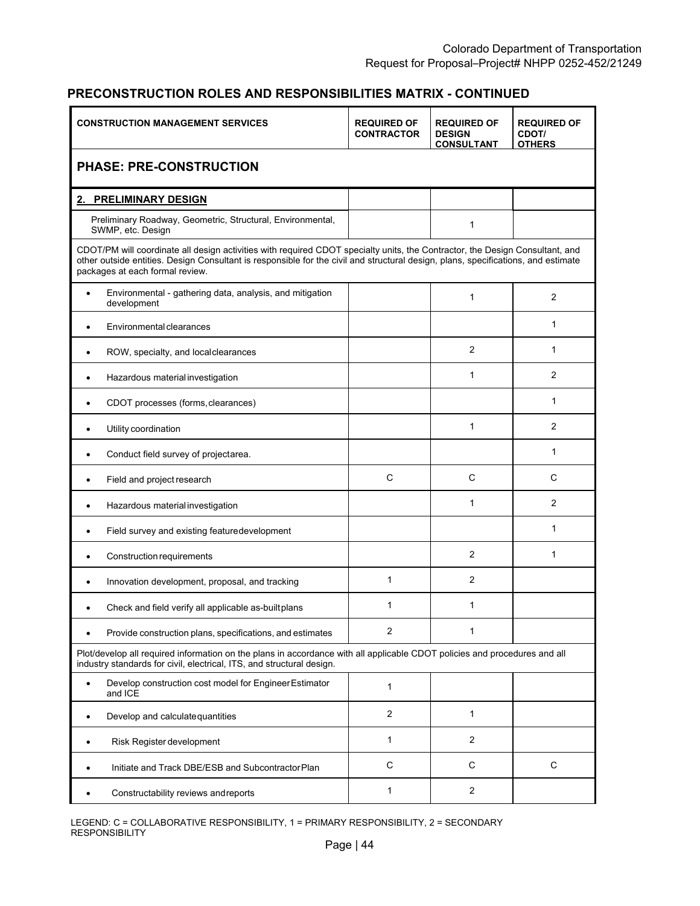## PRECONSTRUCTION ROLES AND RESPONSIBILITIES MATRIX - CONTINUED

| CONSTRUCTION MANAGEMENT SERVICES | REQUIRED OF CONTRACTOR | REQUIRED OF DESIGN CONSULTANT | REQUIRED OF CDOT/ OTHERS |
|---|---|---|---|
| **PHASE: PRE-CONSTRUCTION** | | | |
| **2. PRELIMINARY DESIGN** | | | |
| Preliminary Roadway, Geometric, Structural, Environmental, SWMP, etc. Design | | 1 | |
| CDOT/PM will coordinate all design activities with required CDOT specialty units, the Contractor, the Design Consultant, and other outside entities. Design Consultant is responsible for the civil and structural design, plans, specifications, and estimate packages at each formal review. | | | |
| • Environmental - gathering data, analysis, and mitigation development | | 1 | 2 |
| • Environmental clearances | | | 1 |
| • ROW, specialty, and local clearances | | 2 | 1 |
| • Hazardous material investigation | | 1 | 2 |
| • CDOT processes (forms, clearances) | | | 1 |
| • Utility coordination | | 1 | 2 |
| • Conduct field survey of project area. | | | 1 |
| • Field and project research | C | C | C |
| • Hazardous material investigation | | 1 | 2 |
| • Field survey and existing feature development | | | 1 |
| • Construction requirements | | 2 | 1 |
| • Innovation development, proposal, and tracking | 1 | 2 | |
| • Check and field verify all applicable as-built plans | 1 | 1 | |
| • Provide construction plans, specifications, and estimates | 2 | 1 | |
| Plot/develop all required information on the plans in accordance with all applicable CDOT policies and procedures and all industry standards for civil, electrical, ITS, and structural design. | | | |
| • Develop construction cost model for Engineer Estimator and ICE | 1 | | |
| • Develop and calculate quantities | 2 | 1 | |
| • Risk Register development | 1 | 2 | |
| • Initiate and Track DBE/ESB and Subcontractor Plan | C | C | C |
| • Constructability reviews and reports | 1 | 2 | |

LEGEND: C = COLLABORATIVE RESPONSIBILITY, 1 = PRIMARY RESPONSIBILITY, 2 = SECONDARY RESPONSIBILITY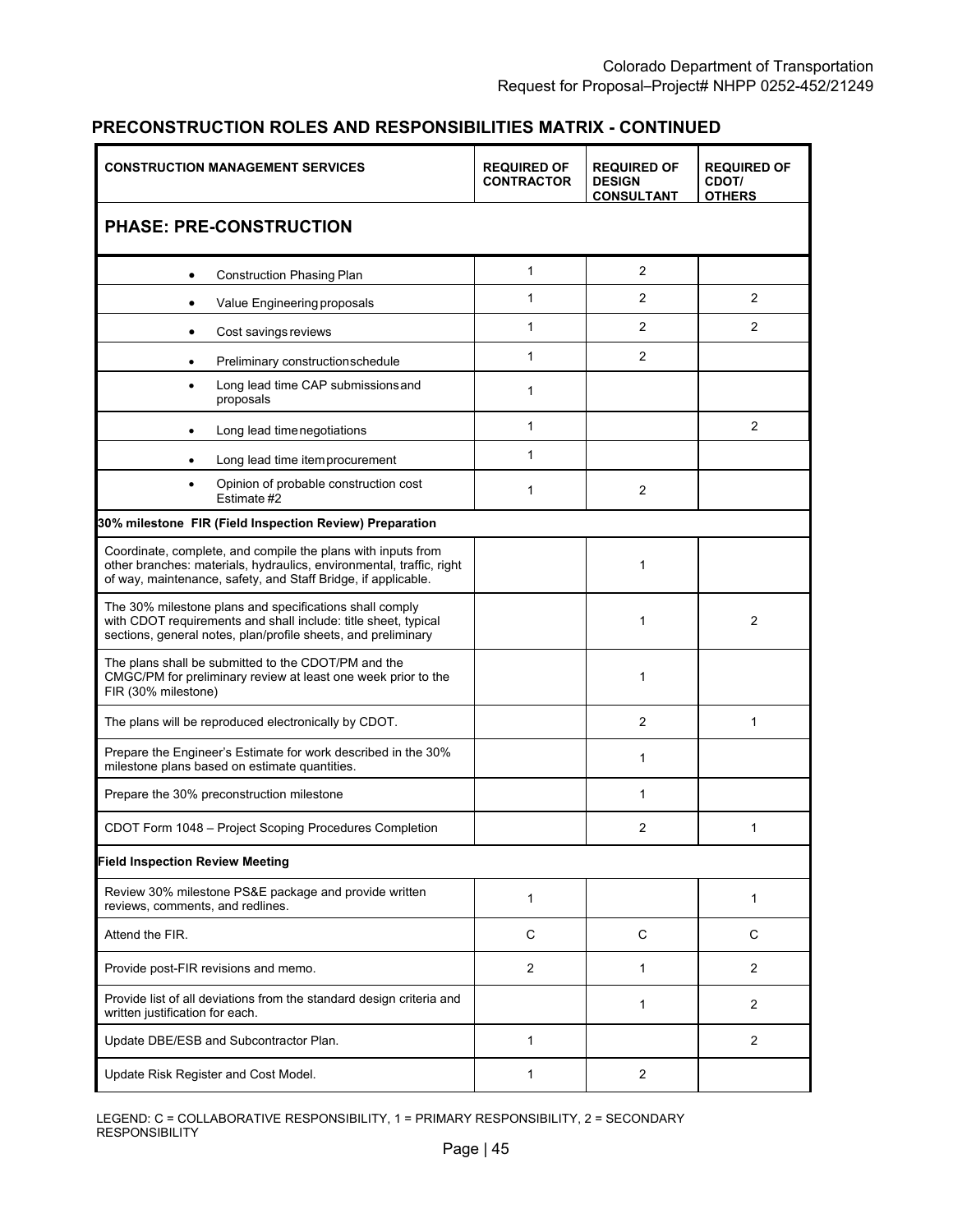## PRECONSTRUCTION ROLES AND RESPONSIBILITIES MATRIX - CONTINUED

| CONSTRUCTION MANAGEMENT SERVICES | REQUIRED OF CONTRACTOR | REQUIRED OF DESIGN CONSULTANT | REQUIRED OF CDOT/ OTHERS |
|---|---|---|---|
| **PHASE: PRE-CONSTRUCTION** | | | |
| • Construction Phasing Plan | 1 | 2 | |
| • Value Engineering proposals | 1 | 2 | 2 |
| • Cost savings reviews | 1 | 2 | 2 |
| • Preliminary construction schedule | 1 | 2 | |
| • Long lead time CAP submissions and proposals | 1 | | |
| • Long lead time negotiations | 1 | | 2 |
| • Long lead time item procurement | 1 | | |
| • Opinion of probable construction cost Estimate #2 | 1 | 2 | |
| **30% milestone FIR (Field Inspection Review) Preparation** | | | |
| Coordinate, complete, and compile the plans with inputs from other branches: materials, hydraulics, environmental, traffic, right of way, maintenance, safety, and Staff Bridge, if applicable. | | 1 | |
| The 30% milestone plans and specifications shall comply with CDOT requirements and shall include: title sheet, typical sections, general notes, plan/profile sheets, and preliminary | | 1 | 2 |
| The plans shall be submitted to the CDOT/PM and the CMGC/PM for preliminary review at least one week prior to the FIR (30% milestone) | | 1 | |
| The plans will be reproduced electronically by CDOT. | | 2 | 1 |
| Prepare the Engineer's Estimate for work described in the 30% milestone plans based on estimate quantities. | | 1 | |
| Prepare the 30% preconstruction milestone | | 1 | |
| CDOT Form 1048 – Project Scoping Procedures Completion | | 2 | 1 |
| **Field Inspection Review Meeting** | | | |
| Review 30% milestone PS&E package and provide written reviews, comments, and redlines. | 1 | | 1 |
| Attend the FIR. | C | C | C |
| Provide post-FIR revisions and memo. | 2 | 1 | 2 |
| Provide list of all deviations from the standard design criteria and written justification for each. | | 1 | 2 |
| Update DBE/ESB and Subcontractor Plan. | 1 | | 2 |
| Update Risk Register and Cost Model. | 1 | 2 | |

LEGEND: C = COLLABORATIVE RESPONSIBILITY, 1 = PRIMARY RESPONSIBILITY, 2 = SECONDARY RESPONSIBILITY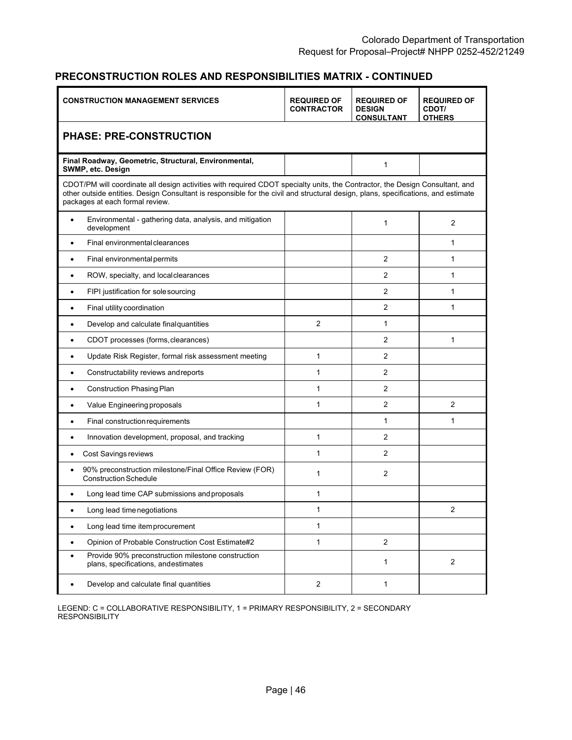## PRECONSTRUCTION ROLES AND RESPONSIBILITIES MATRIX - CONTINUED

| CONSTRUCTION MANAGEMENT SERVICES | REQUIRED OF CONTRACTOR | REQUIRED OF DESIGN CONSULTANT | REQUIRED OF CDOT/ OTHERS |
|---|---|---|---|
| **PHASE: PRE-CONSTRUCTION** | | | |
| **Final Roadway, Geometric, Structural, Environmental, SWMP, etc. Design** | | 1 | |
| CDOT/PM will coordinate all design activities with required CDOT specialty units, the Contractor, the Design Consultant, and other outside entities. Design Consultant is responsible for the civil and structural design, plans, specifications, and estimate packages at each formal review. | | | |
| • Environmental - gathering data, analysis, and mitigation development | | 1 | 2 |
| • Final environmental clearances | | | 1 |
| • Final environmental permits | | 2 | 1 |
| • ROW, specialty, and local clearances | | 2 | 1 |
| • FIPI justification for sole sourcing | | 2 | 1 |
| • Final utility coordination | | 2 | 1 |
| • Develop and calculate final quantities | 2 | 1 | |
| • CDOT processes (forms, clearances) | | 2 | 1 |
| • Update Risk Register, formal risk assessment meeting | 1 | 2 | |
| • Constructability reviews and reports | 1 | 2 | |
| • Construction Phasing Plan | 1 | 2 | |
| • Value Engineering proposals | 1 | 2 | 2 |
| • Final construction requirements | | 1 | 1 |
| • Innovation development, proposal, and tracking | 1 | 2 | |
| • Cost Savings reviews | 1 | 2 | |
| • 90% preconstruction milestone/Final Office Review (FOR) Construction Schedule | 1 | 2 | |
| • Long lead time CAP submissions and proposals | 1 | | |
| • Long lead time negotiations | 1 | | 2 |
| • Long lead time item procurement | 1 | | |
| • Opinion of Probable Construction Cost Estimate#2 | 1 | 2 | |
| • Provide 90% preconstruction milestone construction plans, specifications, and estimates | | 1 | 2 |
| • Develop and calculate final quantities | 2 | 1 | |

LEGEND: C = COLLABORATIVE RESPONSIBILITY, 1 = PRIMARY RESPONSIBILITY, 2 = SECONDARY RESPONSIBILITY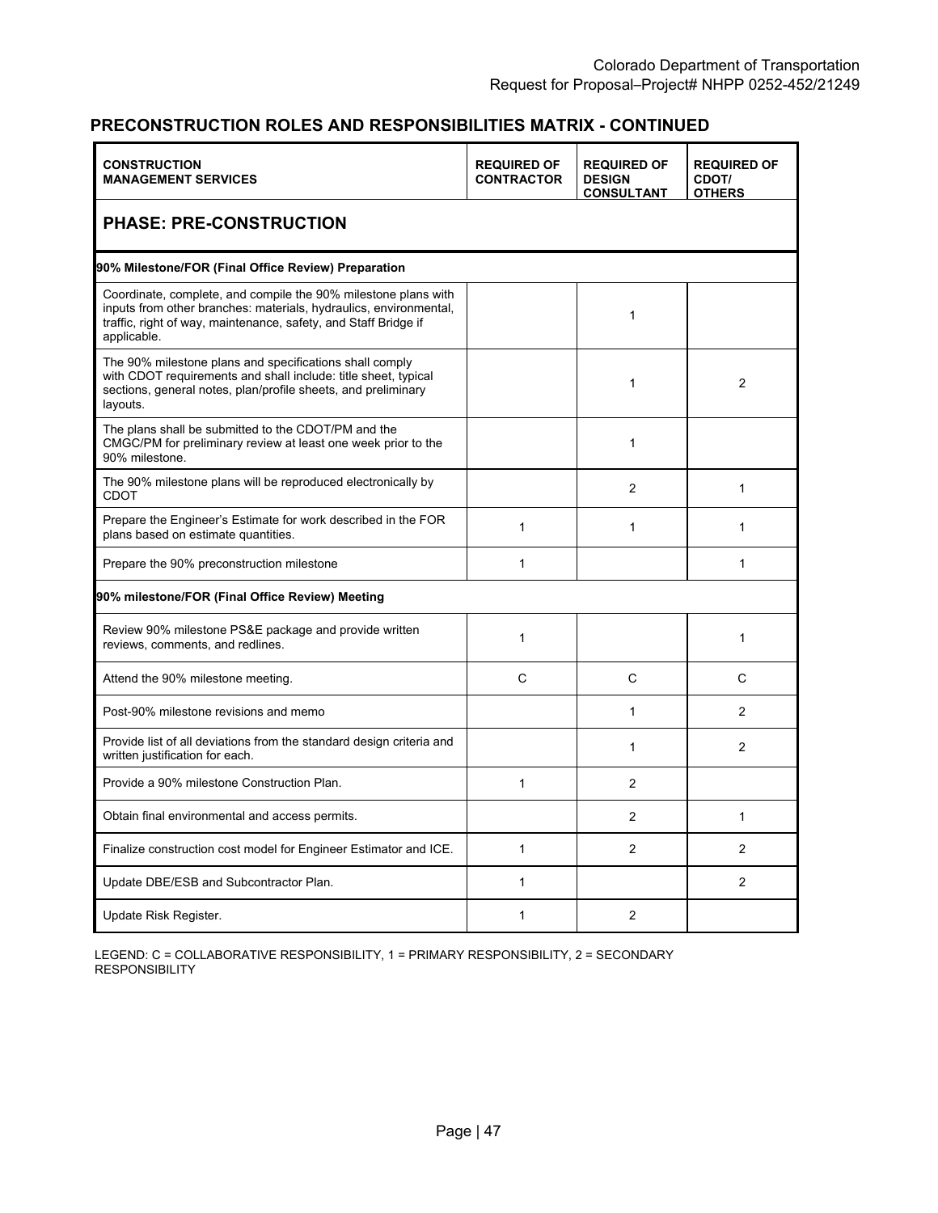## PRECONSTRUCTION ROLES AND RESPONSIBILITIES MATRIX - CONTINUED

| CONSTRUCTION MANAGEMENT SERVICES | REQUIRED OF CONTRACTOR | REQUIRED OF DESIGN CONSULTANT | REQUIRED OF CDOT/ OTHERS |
|---|---|---|---|
| **PHASE: PRE-CONSTRUCTION** | | | |
| **90% Milestone/FOR (Final Office Review) Preparation** | | | |
| Coordinate, complete, and compile the 90% milestone plans with inputs from other branches: materials, hydraulics, environmental, traffic, right of way, maintenance, safety, and Staff Bridge if applicable. | | 1 | |
| The 90% milestone plans and specifications shall comply with CDOT requirements and shall include: title sheet, typical sections, general notes, plan/profile sheets, and preliminary layouts. | | 1 | 2 |
| The plans shall be submitted to the CDOT/PM and the CMGC/PM for preliminary review at least one week prior to the 90% milestone. | | 1 | |
| The 90% milestone plans will be reproduced electronically by CDOT | | 2 | 1 |
| Prepare the Engineer's Estimate for work described in the FOR plans based on estimate quantities. | 1 | 1 | 1 |
| Prepare the 90% preconstruction milestone | 1 | | 1 |
| **90% milestone/FOR (Final Office Review) Meeting** | | | |
| Review 90% milestone PS&E package and provide written reviews, comments, and redlines. | 1 | | 1 |
| Attend the 90% milestone meeting. | C | C | C |
| Post-90% milestone revisions and memo | | 1 | 2 |
| Provide list of all deviations from the standard design criteria and written justification for each. | | 1 | 2 |
| Provide a 90% milestone Construction Plan. | 1 | 2 | |
| Obtain final environmental and access permits. | | 2 | 1 |
| Finalize construction cost model for Engineer Estimator and ICE. | 1 | 2 | 2 |
| Update DBE/ESB and Subcontractor Plan. | 1 | | 2 |
| Update Risk Register. | 1 | 2 | |

LEGEND: C = COLLABORATIVE RESPONSIBILITY, 1 = PRIMARY RESPONSIBILITY, 2 = SECONDARY RESPONSIBILITY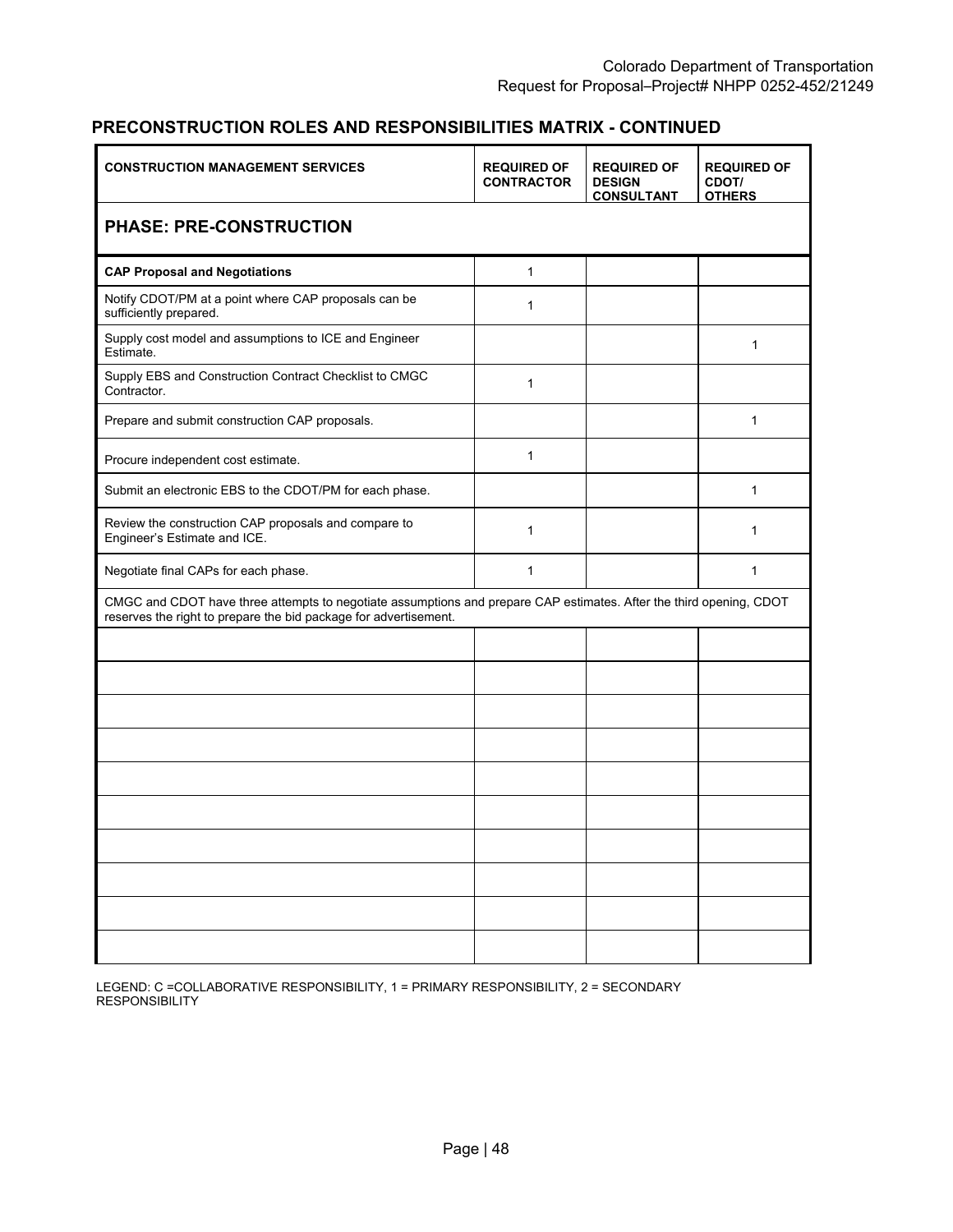## PRECONSTRUCTION ROLES AND RESPONSIBILITIES MATRIX - CONTINUED

| CONSTRUCTION MANAGEMENT SERVICES | REQUIRED OF CONTRACTOR | REQUIRED OF DESIGN CONSULTANT | REQUIRED OF CDOT/ OTHERS |
|---|---|---|---|
| **PHASE: PRE-CONSTRUCTION** | | | |
| **CAP Proposal and Negotiations** | 1 | | |
| Notify CDOT/PM at a point where CAP proposals can be sufficiently prepared. | 1 | | |
| Supply cost model and assumptions to ICE and Engineer Estimate. | | | 1 |
| Supply EBS and Construction Contract Checklist to CMGC Contractor. | 1 | | |
| Prepare and submit construction CAP proposals. | | | 1 |
| Procure independent cost estimate. | 1 | | |
| Submit an electronic EBS to the CDOT/PM for each phase. | | | 1 |
| Review the construction CAP proposals and compare to Engineer's Estimate and ICE. | 1 | | 1 |
| Negotiate final CAPs for each phase. | 1 | | 1 |
| CMGC and CDOT have three attempts to negotiate assumptions and prepare CAP estimates. After the third opening, CDOT reserves the right to prepare the bid package for advertisement. | | | |
| | | | |
| | | | |
| | | | |
| | | | |
| | | | |
| | | | |
| | | | |
| | | | |
| | | | |
| | | | |

LEGEND: C =COLLABORATIVE RESPONSIBILITY, 1 = PRIMARY RESPONSIBILITY, 2 = SECONDARY RESPONSIBILITY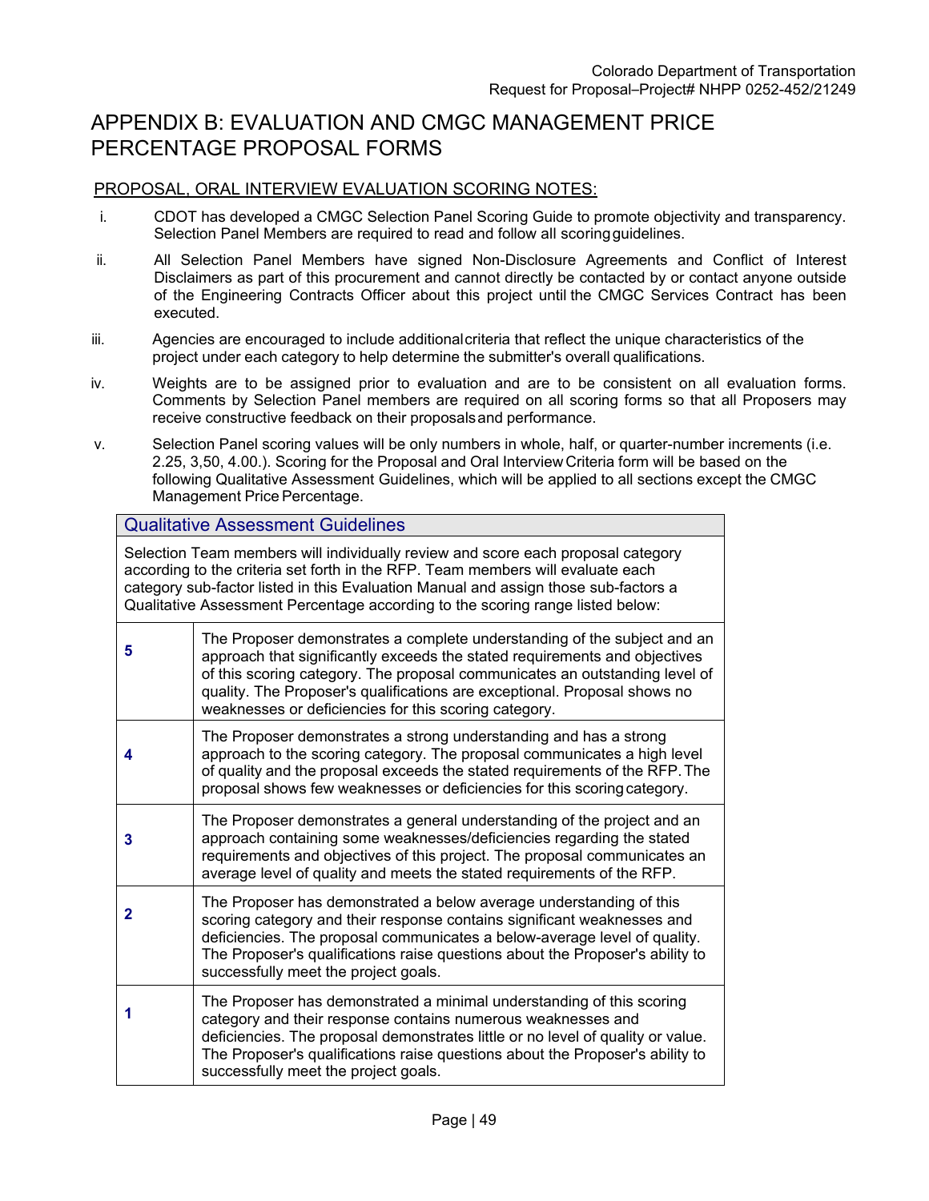# APPENDIX B: EVALUATION AND CMGC MANAGEMENT PRICE PERCENTAGE PROPOSAL FORMS

<u>PROPOSAL, ORAL INTERVIEW EVALUATION SCORING NOTES:</u>

i. CDOT has developed a CMGC Selection Panel Scoring Guide to promote objectivity and transparency. Selection Panel Members are required to read and follow all scoring guidelines.

ii. All Selection Panel Members have signed Non-Disclosure Agreements and Conflict of Interest Disclaimers as part of this procurement and cannot directly be contacted by or contact anyone outside of the Engineering Contracts Officer about this project until the CMGC Services Contract has been executed.

iii. Agencies are encouraged to include additional criteria that reflect the unique characteristics of the project under each category to help determine the submitter's overall qualifications.

iv. Weights are to be assigned prior to evaluation and are to be consistent on all evaluation forms. Comments by Selection Panel members are required on all scoring forms so that all Proposers may receive constructive feedback on their proposals and performance.

v. Selection Panel scoring values will be only numbers in whole, half, or quarter-number increments (i.e. 2.25, 3,50, 4.00.). Scoring for the Proposal and Oral Interview Criteria form will be based on the following Qualitative Assessment Guidelines, which will be applied to all sections except the CMGC Management Price Percentage.

| Qualitative Assessment Guidelines | |
|---|---|
| Selection Team members will individually review and score each proposal category according to the criteria set forth in the RFP. Team members will evaluate each category sub-factor listed in this Evaluation Manual and assign those sub-factors a Qualitative Assessment Percentage according to the scoring range listed below: | |
| **5** | The Proposer demonstrates a complete understanding of the subject and an approach that significantly exceeds the stated requirements and objectives of this scoring category. The proposal communicates an outstanding level of quality. The Proposer's qualifications are exceptional. Proposal shows no weaknesses or deficiencies for this scoring category. |
| **4** | The Proposer demonstrates a strong understanding and has a strong approach to the scoring category. The proposal communicates a high level of quality and the proposal exceeds the stated requirements of the RFP. The proposal shows few weaknesses or deficiencies for this scoring category. |
| **3** | The Proposer demonstrates a general understanding of the project and an approach containing some weaknesses/deficiencies regarding the stated requirements and objectives of this project. The proposal communicates an average level of quality and meets the stated requirements of the RFP. |
| **2** | The Proposer has demonstrated a below average understanding of this scoring category and their response contains significant weaknesses and deficiencies. The proposal communicates a below-average level of quality. The Proposer's qualifications raise questions about the Proposer's ability to successfully meet the project goals. |
| **1** | The Proposer has demonstrated a minimal understanding of this scoring category and their response contains numerous weaknesses and deficiencies. The proposal demonstrates little or no level of quality or value. The Proposer's qualifications raise questions about the Proposer's ability to successfully meet the project goals. |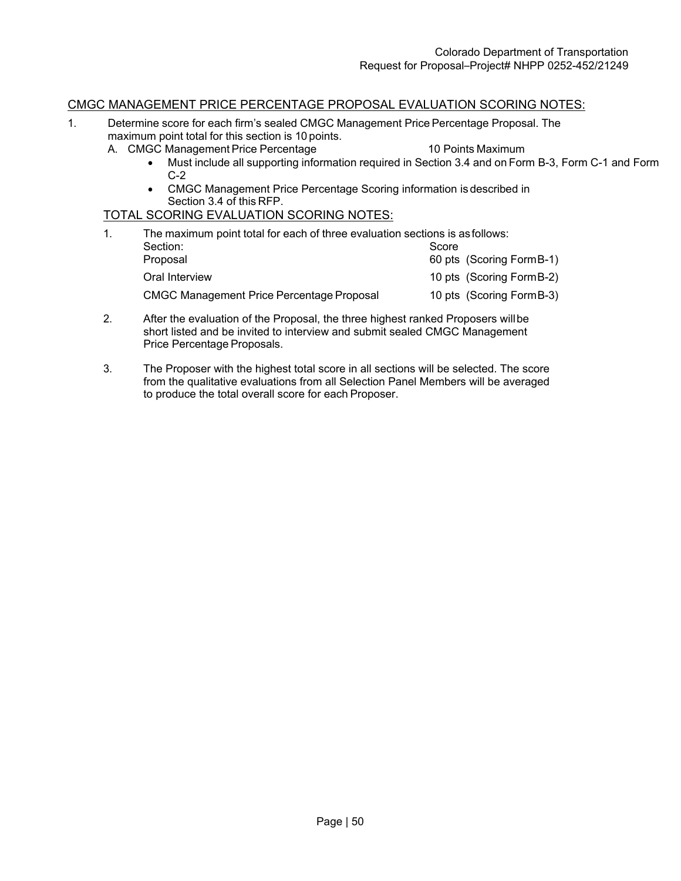## CMGC MANAGEMENT PRICE PERCENTAGE PROPOSAL EVALUATION SCORING NOTES:

1. Determine score for each firm's sealed CMGC Management Price Percentage Proposal. The maximum point total for this section is 10 points.
   A. CMGC Management Price Percentage — 10 Points Maximum
      - Must include all supporting information required in Section 3.4 and on Form B-3, Form C-1 and Form C-2
      - CMGC Management Price Percentage Scoring information is described in Section 3.4 of this RFP.

## TOTAL SCORING EVALUATION SCORING NOTES:

1. The maximum point total for each of three evaluation sections is as follows:

| Section: | Score |
|---|---|
| Proposal | 60 pts (Scoring Form B-1) |
| Oral Interview | 10 pts (Scoring Form B-2) |
| CMGC Management Price Percentage Proposal | 10 pts (Scoring Form B-3) |

2. After the evaluation of the Proposal, the three highest ranked Proposers will be short listed and be invited to interview and submit sealed CMGC Management Price Percentage Proposals.

3. The Proposer with the highest total score in all sections will be selected. The score from the qualitative evaluations from all Selection Panel Members will be averaged to produce the total overall score for each Proposer.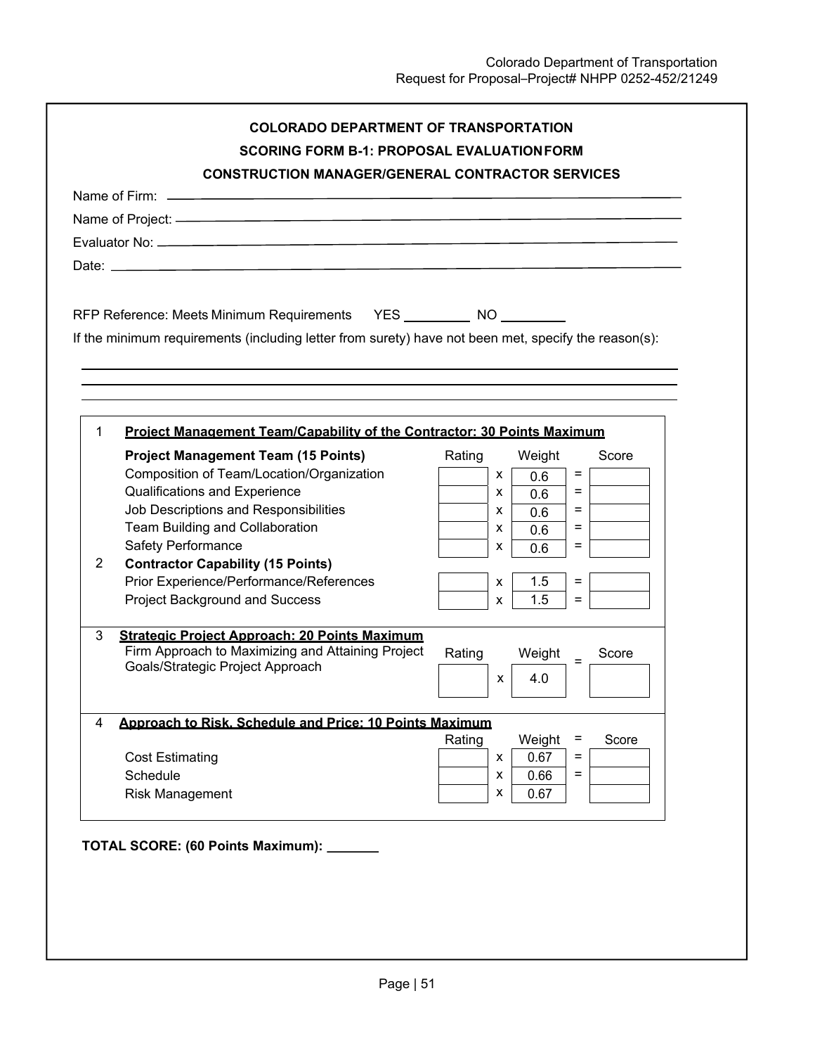**COLORADO DEPARTMENT OF TRANSPORTATION**

**SCORING FORM B-1: PROPOSAL EVALUATION FORM**

**CONSTRUCTION MANAGER/GENERAL CONTRACTOR SERVICES**

Name of Firm: ______________________________

Name of Project: ______________________________

Evaluator No: ______________________________

Date: ______________________________

RFP Reference: Meets Minimum Requirements YES _________ NO _________

If the minimum requirements (including letter from surety) have not been met, specify the reason(s):

______________________________

______________________________

______________________________

| | | Rating | | Weight | | Score |
|---|---|---|---|---|---|---|
| 1 | **Project Management Team/Capability of the Contractor: 30 Points Maximum** | | | | | |
| | **Project Management Team (15 Points)** | Rating | | Weight | | Score |
| | Composition of Team/Location/Organization | | x | 0.6 | = | |
| | Qualifications and Experience | | x | 0.6 | = | |
| | Job Descriptions and Responsibilities | | x | 0.6 | = | |
| | Team Building and Collaboration | | x | 0.6 | = | |
| | Safety Performance | | x | 0.6 | = | |
| 2 | **Contractor Capability (15 Points)** | | | | | |
| | Prior Experience/Performance/References | | x | 1.5 | = | |
| | Project Background and Success | | x | 1.5 | = | |
| 3 | **Strategic Project Approach: 20 Points Maximum** | | | | | |
| | Firm Approach to Maximizing and Attaining Project Goals/Strategic Project Approach | Rating | x | Weight 4.0 | = | Score |
| 4 | **Approach to Risk, Schedule and Price: 10 Points Maximum** | | | | | |
| | | Rating | | Weight | = | Score |
| | Cost Estimating | | x | 0.67 | = | |
| | Schedule | | x | 0.66 | = | |
| | Risk Management | | x | 0.67 | | |

**TOTAL SCORE: (60 Points Maximum): _______**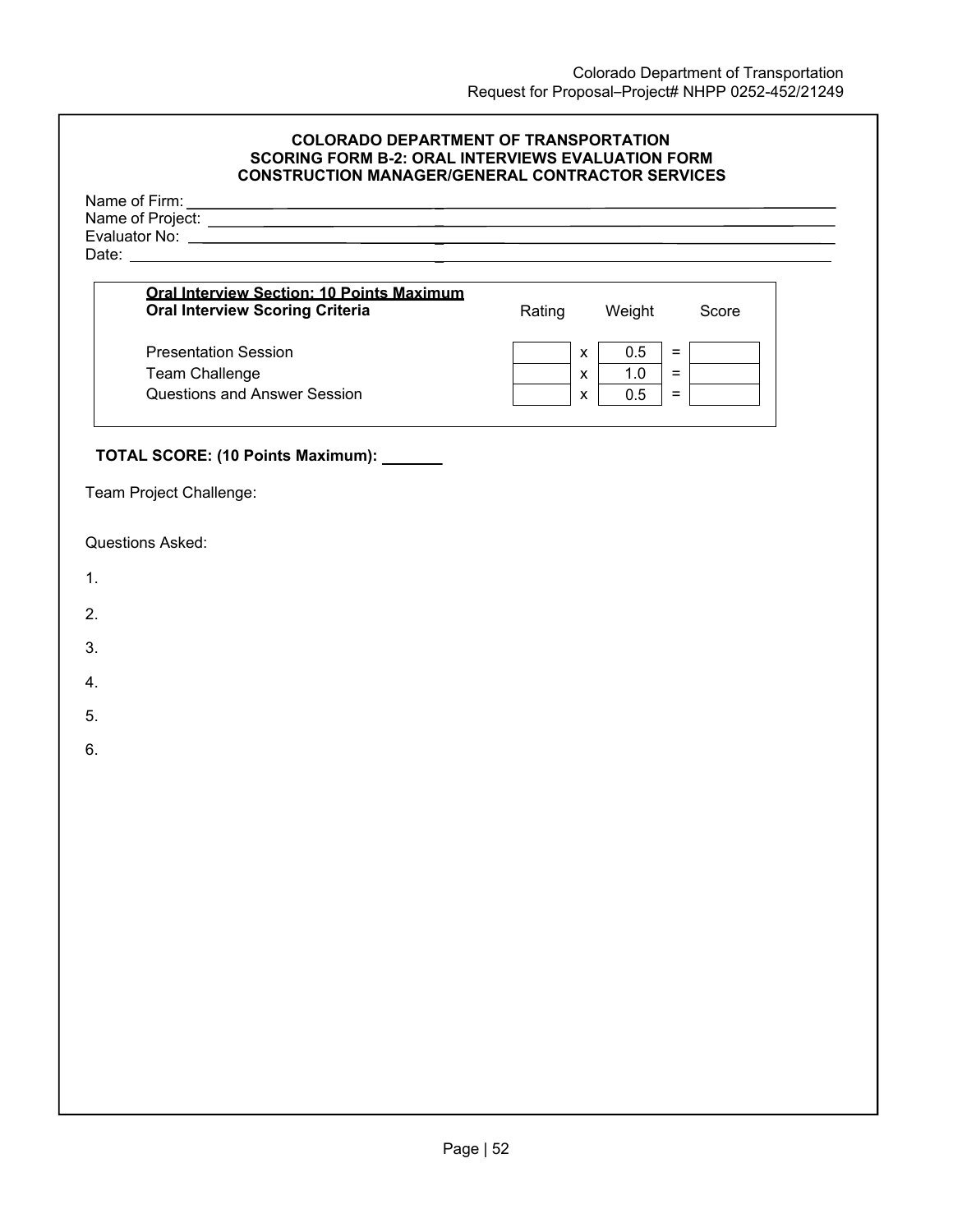## COLORADO DEPARTMENT OF TRANSPORTATION
## SCORING FORM B-2: ORAL INTERVIEWS EVALUATION FORM
## CONSTRUCTION MANAGER/GENERAL CONTRACTOR SERVICES

Name of Firm: ______________________________

Name of Project: ______________________________

Evaluator No: ______________________________

Date: ______________________________

**Oral Interview Section: 10 Points Maximum**

| **Oral Interview Scoring Criteria** | Rating | | Weight | | Score |
|---|---|---|---|---|---|
| Presentation Session | | x | 0.5 | = | |
| Team Challenge | | x | 1.0 | = | |
| Questions and Answer Session | | x | 0.5 | = | |

**TOTAL SCORE: (10 Points Maximum):** _______

Team Project Challenge:

Questions Asked:

1.

2.

3.

4.

5.

6.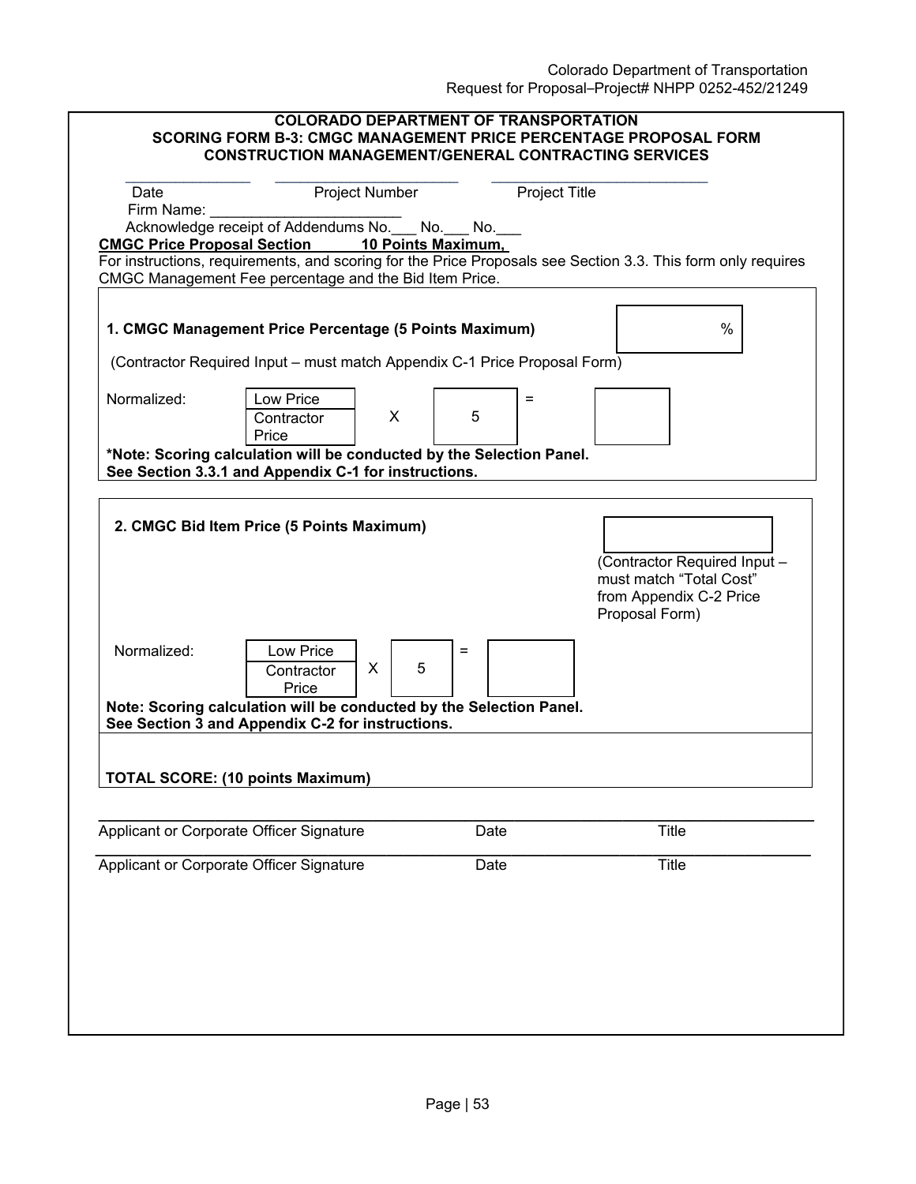**COLORADO DEPARTMENT OF TRANSPORTATION**
**SCORING FORM B-3: CMGC MANAGEMENT PRICE PERCENTAGE PROPOSAL FORM**
**CONSTRUCTION MANAGEMENT/GENERAL CONTRACTING SERVICES**

| _______________ | _______________ | _______________ |
|---|---|---|
| Date | Project Number | Project Title |

Firm Name: _______________________

Acknowledge receipt of Addendums No.___ No.___ No.___

**CMGC Price Proposal Section 10 Points Maximum,**

For instructions, requirements, and scoring for the Price Proposals see Section 3.3. This form only requires CMGC Management Fee percentage and the Bid Item Price.

**1. CMGC Management Price Percentage (5 Points Maximum)** [ %]

(Contractor Required Input – must match Appendix C-1 Price Proposal Form)

Normalized: $\frac{\text{Low Price}}{\text{Contractor Price}}$ X 5 = [ ]

**\*Note: Scoring calculation will be conducted by the Selection Panel. See Section 3.3.1 and Appendix C-1 for instructions.**

**2. CMGC Bid Item Price (5 Points Maximum)** [ ]

(Contractor Required Input – must match "Total Cost" from Appendix C-2 Price Proposal Form)

Normalized: $\frac{\text{Low Price}}{\text{Contractor Price}}$ X 5 = [ ]

**Note: Scoring calculation will be conducted by the Selection Panel. See Section 3 and Appendix C-2 for instructions.**

**TOTAL SCORE: (10 points Maximum)**

| _______________ | _______________ | _______________ |
|---|---|---|
| Applicant or Corporate Officer Signature | Date | Title |
| Applicant or Corporate Officer Signature | Date | Title |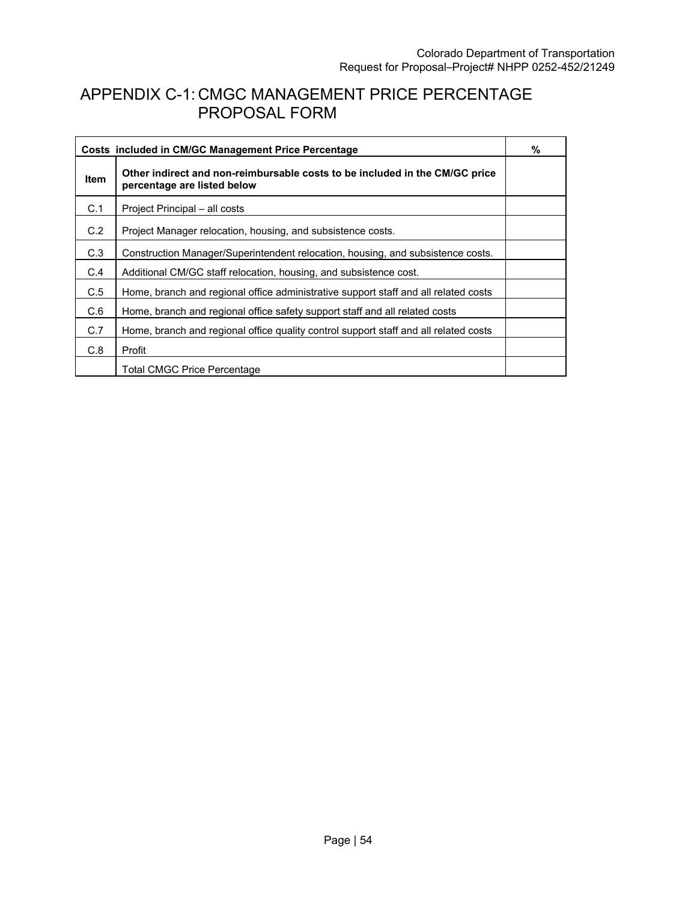# APPENDIX C-1: CMGC MANAGEMENT PRICE PERCENTAGE PROPOSAL FORM

| **Costs included in CM/GC Management Price Percentage** | | **%** |
|---|---|---|
| **Item** | **Other indirect and non-reimbursable costs to be included in the CM/GC price percentage are listed below** | |
| C.1 | Project Principal – all costs | |
| C.2 | Project Manager relocation, housing, and subsistence costs. | |
| C.3 | Construction Manager/Superintendent relocation, housing, and subsistence costs. | |
| C.4 | Additional CM/GC staff relocation, housing, and subsistence cost. | |
| C.5 | Home, branch and regional office administrative support staff and all related costs | |
| C.6 | Home, branch and regional office safety support staff and all related costs | |
| C.7 | Home, branch and regional office quality control support staff and all related costs | |
| C.8 | Profit | |
| | Total CMGC Price Percentage | |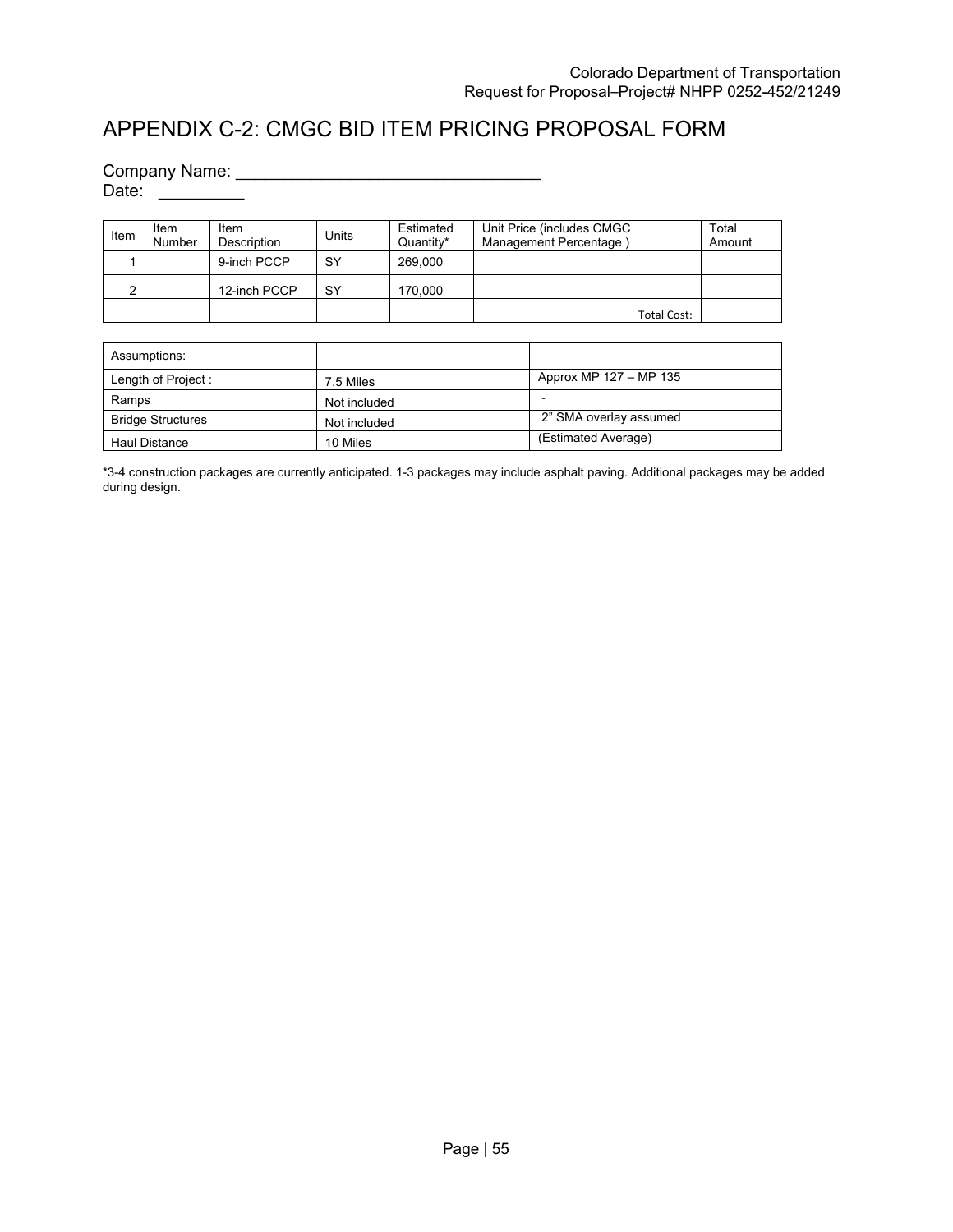# APPENDIX C-2: CMGC BID ITEM PRICING PROPOSAL FORM

Company Name: ________________________________
Date: _________

| Item | Item Number | Item Description | Units | Estimated Quantity* | Unit Price (includes CMGC Management Percentage ) | Total Amount |
|---|---|---|---|---|---|---|
| 1 | | 9-inch PCCP | SY | 269,000 | | |
| 2 | | 12-inch PCCP | SY | 170,000 | | |
| | | | | | Total Cost: | |

| Assumptions: | | |
|---|---|---|
| Length of Project : | 7.5 Miles | Approx MP 127 – MP 135 |
| Ramps | Not included | - |
| Bridge Structures | Not included | 2" SMA overlay assumed |
| Haul Distance | 10 Miles | (Estimated Average) |

*3-4 construction packages are currently anticipated. 1-3 packages may include asphalt paving. Additional packages may be added during design.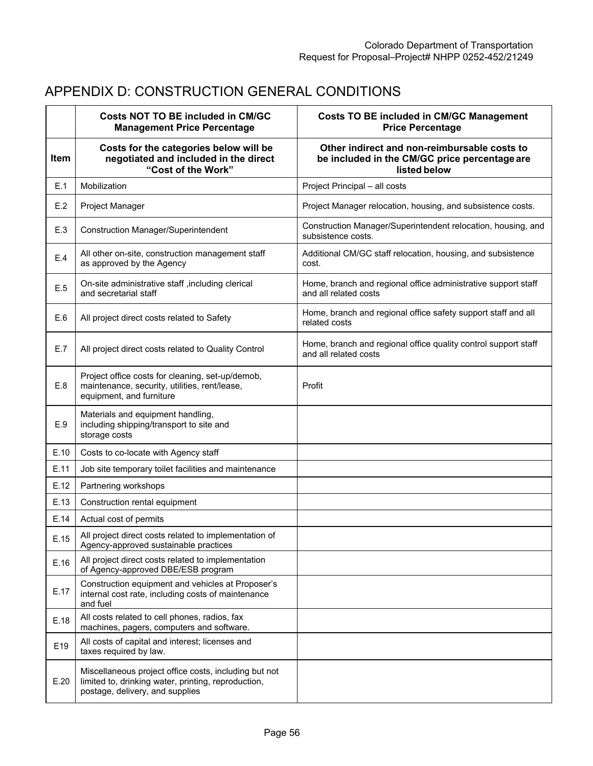# APPENDIX D: CONSTRUCTION GENERAL CONDITIONS

| | Costs NOT TO BE included in CM/GC Management Price Percentage | Costs TO BE included in CM/GC Management Price Percentage |
|---|---|---|
| **Item** | **Costs for the categories below will be negotiated and included in the direct "Cost of the Work"** | **Other indirect and non-reimbursable costs to be included in the CM/GC price percentage are listed below** |
| E.1 | Mobilization | Project Principal – all costs |
| E.2 | Project Manager | Project Manager relocation, housing, and subsistence costs. |
| E.3 | Construction Manager/Superintendent | Construction Manager/Superintendent relocation, housing, and subsistence costs. |
| E.4 | All other on-site, construction management staff as approved by the Agency | Additional CM/GC staff relocation, housing, and subsistence cost. |
| E.5 | On-site administrative staff ,including clerical and secretarial staff | Home, branch and regional office administrative support staff and all related costs |
| E.6 | All project direct costs related to Safety | Home, branch and regional office safety support staff and all related costs |
| E.7 | All project direct costs related to Quality Control | Home, branch and regional office quality control support staff and all related costs |
| E.8 | Project office costs for cleaning, set-up/demob, maintenance, security, utilities, rent/lease, equipment, and furniture | Profit |
| E.9 | Materials and equipment handling, including shipping/transport to site and storage costs | |
| E.10 | Costs to co-locate with Agency staff | |
| E.11 | Job site temporary toilet facilities and maintenance | |
| E.12 | Partnering workshops | |
| E.13 | Construction rental equipment | |
| E.14 | Actual cost of permits | |
| E.15 | All project direct costs related to implementation of Agency-approved sustainable practices | |
| E.16 | All project direct costs related to implementation of Agency-approved DBE/ESB program | |
| E.17 | Construction equipment and vehicles at Proposer's internal cost rate, including costs of maintenance and fuel | |
| E.18 | All costs related to cell phones, radios, fax machines, pagers, computers and software. | |
| E19 | All costs of capital and interest; licenses and taxes required by law. | |
| E.20 | Miscellaneous project office costs, including but not limited to, drinking water, printing, reproduction, postage, delivery, and supplies | |